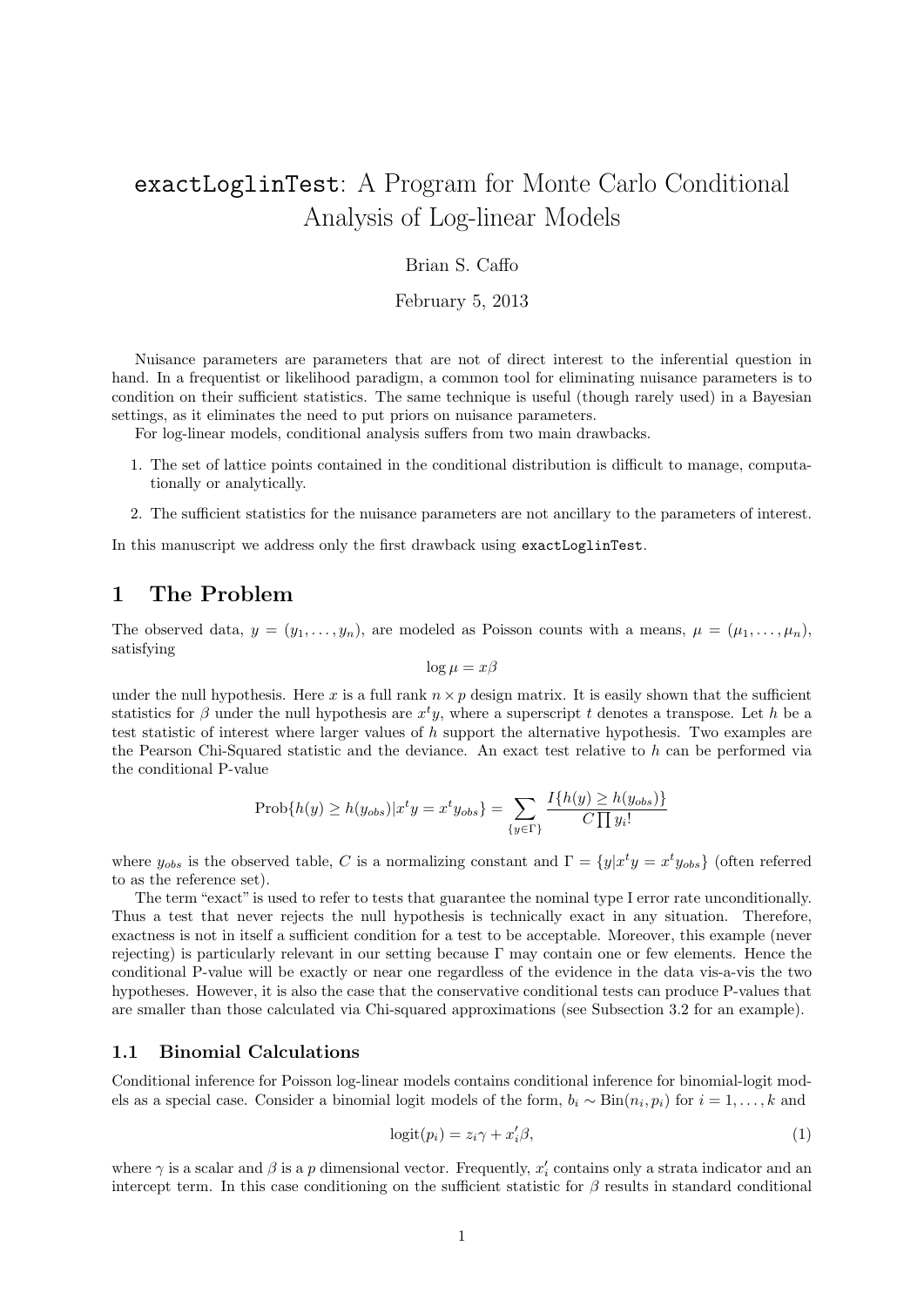# `exactLoglinTest`: A Program for Monte Carlo Conditional Analysis of Log-linear Models

Brian S. Caffo

February 5, 2013

Nuisance parameters are parameters that are not of direct interest to the inferential question in hand. In a frequentist or likelihood paradigm, a common tool for eliminating nuisance parameters is to condition on their sufficient statistics. The same technique is useful (though rarely used) in a Bayesian settings, as it eliminates the need to put priors on nuisance parameters.

For log-linear models, conditional analysis suffers from two main drawbacks.

1. The set of lattice points contained in the conditional distribution is difficult to manage, computationally or analytically.
2. The sufficient statistics for the nuisance parameters are not ancillary to the parameters of interest.

In this manuscript we address only the first drawback using `exactLoglinTest`.

## 1 The Problem

The observed data, $y = (y_1, \ldots, y_n)$, are modeled as Poisson counts with a means, $\mu = (\mu_1, \ldots, \mu_n)$, satisfying

$$\log \mu = x\beta$$

under the null hypothesis. Here $x$ is a full rank $n \times p$ design matrix. It is easily shown that the sufficient statistics for $\beta$ under the null hypothesis are $x^t y$, where a superscript $t$ denotes a transpose. Let $h$ be a test statistic of interest where larger values of $h$ support the alternative hypothesis. Two examples are the Pearson Chi-Squared statistic and the deviance. An exact test relative to $h$ can be performed via the conditional P-value

$$\text{Prob}\{h(y) \geq h(y_{obs}) | x^t y = x^t y_{obs}\} = \sum_{\{y \in \Gamma\}} \frac{I\{h(y) \geq h(y_{obs})\}}{C \prod y_i!}$$

where $y_{obs}$ is the observed table, $C$ is a normalizing constant and $\Gamma = \{y | x^t y = x^t y_{obs}\}$ (often referred to as the reference set).

The term "exact" is used to refer to tests that guarantee the nominal type I error rate unconditionally. Thus a test that never rejects the null hypothesis is technically exact in any situation. Therefore, exactness is not in itself a sufficient condition for a test to be acceptable. Moreover, this example (never rejecting) is particularly relevant in our setting because $\Gamma$ may contain one or few elements. Hence the conditional P-value will be exactly or near one regardless of the evidence in the data vis-a-vis the two hypotheses. However, it is also the case that the conservative conditional tests can produce P-values that are smaller than those calculated via Chi-squared approximations (see Subsection 3.2 for an example).

### 1.1 Binomial Calculations

Conditional inference for Poisson log-linear models contains conditional inference for binomial-logit models as a special case. Consider a binomial logit models of the form, $b_i \sim \text{Bin}(n_i, p_i)$ for $i = 1, \ldots, k$ and

$$\text{logit}(p_i) = z_i \gamma + x_i' \beta, \tag{1}$$

where $\gamma$ is a scalar and $\beta$ is a $p$ dimensional vector. Frequently, $x_i'$ contains only a strata indicator and an intercept term. In this case conditioning on the sufficient statistic for $\beta$ results in standard conditional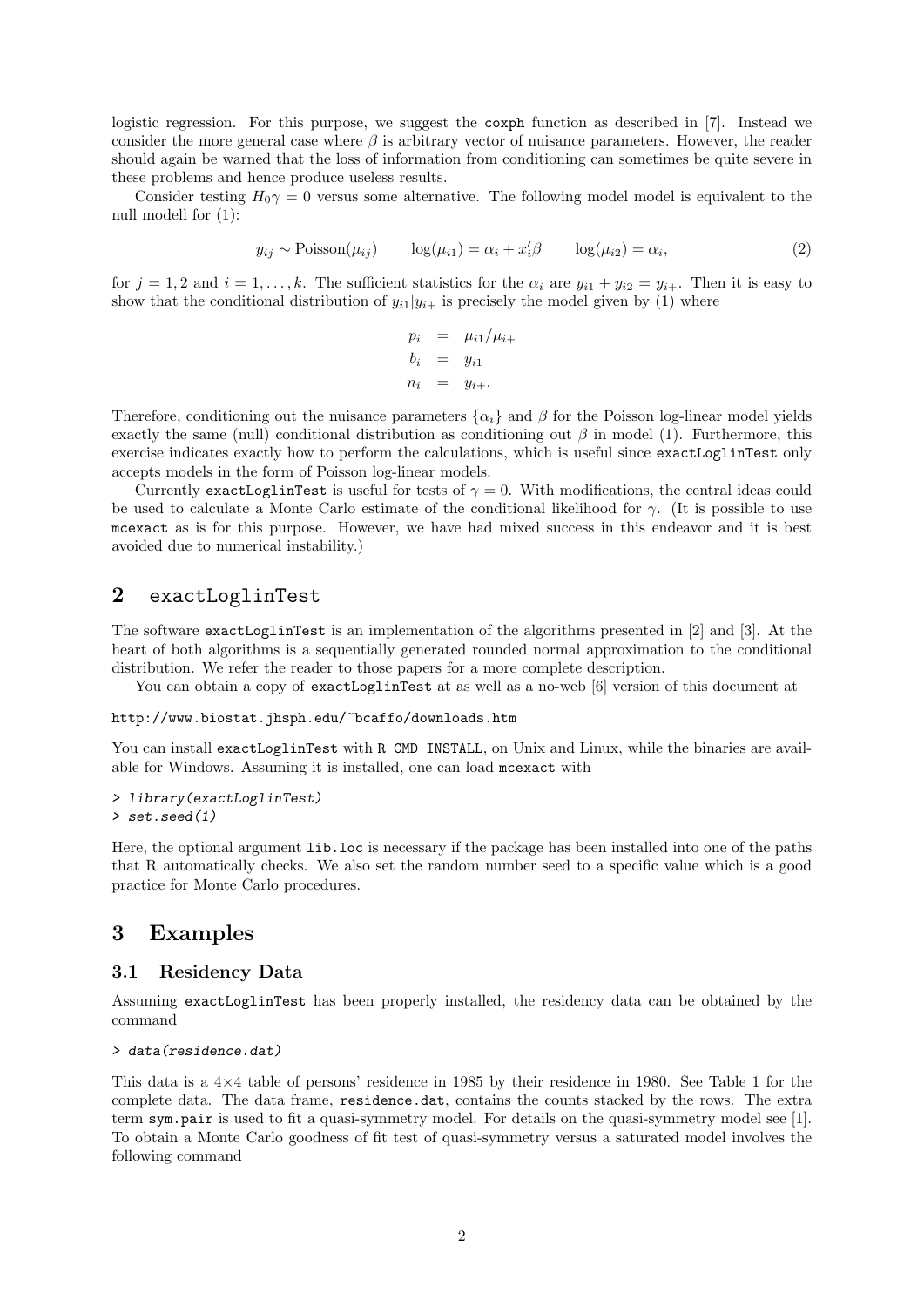logistic regression. For this purpose, we suggest the coxph function as described in [7]. Instead we consider the more general case where $\beta$ is arbitrary vector of nuisance parameters. However, the reader should again be warned that the loss of information from conditioning can sometimes be quite severe in these problems and hence produce useless results.

Consider testing $H_0 \gamma = 0$ versus some alternative. The following model model is equivalent to the null modell for (1):

$$y_{ij} \sim \text{Poisson}(\mu_{ij}) \qquad \log(\mu_{i1}) = \alpha_i + x_i'\beta \qquad \log(\mu_{i2}) = \alpha_i, \tag{2}$$

for $j = 1, 2$ and $i = 1, \ldots, k$. The sufficient statistics for the $\alpha_i$ are $y_{i1} + y_{i2} = y_{i+}$. Then it is easy to show that the conditional distribution of $y_{i1}|y_{i+}$ is precisely the model given by (1) where

$$\begin{aligned} p_i &= \mu_{i1}/\mu_{i+} \\ b_i &= y_{i1} \\ n_i &= y_{i+}. \end{aligned}$$

Therefore, conditioning out the nuisance parameters $\{\alpha_i\}$ and $\beta$ for the Poisson log-linear model yields exactly the same (null) conditional distribution as conditioning out $\beta$ in model (1). Furthermore, this exercise indicates exactly how to perform the calculations, which is useful since exactLoglinTest only accepts models in the form of Poisson log-linear models.

Currently exactLoglinTest is useful for tests of $\gamma = 0$. With modifications, the central ideas could be used to calculate a Monte Carlo estimate of the conditional likelihood for $\gamma$. (It is possible to use mcexact as is for this purpose. However, we have had mixed success in this endeavor and it is best avoided due to numerical instability.)

## 2 exactLoglinTest

The software exactLoglinTest is an implementation of the algorithms presented in [2] and [3]. At the heart of both algorithms is a sequentially generated rounded normal approximation to the conditional distribution. We refer the reader to those papers for a more complete description.

You can obtain a copy of exactLoglinTest at as well as a no-web [6] version of this document at

http://www.biostat.jhsph.edu/~bcaffo/downloads.htm

You can install exactLoglinTest with R CMD INSTALL, on Unix and Linux, while the binaries are available for Windows. Assuming it is installed, one can load mcexact with

```
> library(exactLoglinTest)
> set.seed(1)
```

Here, the optional argument lib.loc is necessary if the package has been installed into one of the paths that R automatically checks. We also set the random number seed to a specific value which is a good practice for Monte Carlo procedures.

## 3 Examples

### 3.1 Residency Data

Assuming exactLoglinTest has been properly installed, the residency data can be obtained by the command

```
> data(residence.dat)
```

This data is a 4×4 table of persons' residence in 1985 by their residence in 1980. See Table 1 for the complete data. The data frame, residence.dat, contains the counts stacked by the rows. The extra term sym.pair is used to fit a quasi-symmetry model. For details on the quasi-symmetry model see [1]. To obtain a Monte Carlo goodness of fit test of quasi-symmetry versus a saturated model involves the following command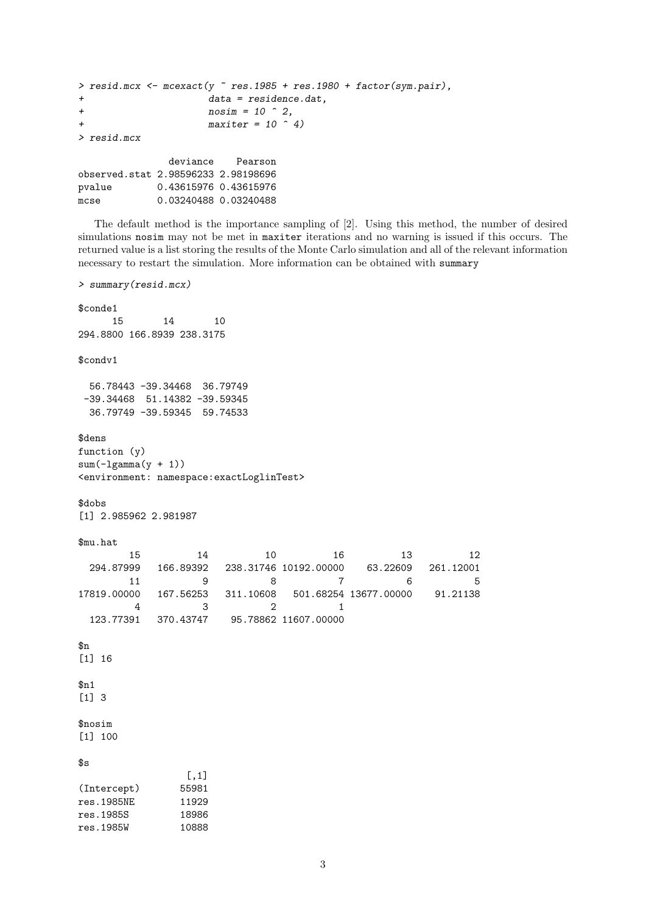```
> resid.mcx <- mcexact(y ~ res.1985 + res.1980 + factor(sym.pair),
+                      data = residence.dat,
+                      nosim = 10 ^ 2,
+                      maxiter = 10 ^ 4)
> resid.mcx

               deviance    Pearson
observed.stat 2.98596233 2.98198696
pvalue        0.43615976 0.43615976
mcse          0.03240488 0.03240488
```

The default method is the importance sampling of [2]. Using this method, the number of desired simulations `nosim` may not be met in `maxiter` iterations and no warning is issued if this occurs. The returned value is a list storing the results of the Monte Carlo simulation and all of the relevant information necessary to restart the simulation. More information can be obtained with `summary`

```
> summary(resid.mcx)

$conde1
      15       14       10
294.8800 166.8939 238.3175

$condv1

  56.78443 -39.34468  36.79749
 -39.34468  51.14382 -39.59345
  36.79749 -39.59345  59.74533

$dens
function (y)
sum(-lgamma(y + 1))
<environment: namespace:exactLoglinTest>

$dobs
[1] 2.985962 2.981987

$mu.hat
        15          14          10          16          13          12
 294.87999   166.89392   238.31746 10192.00000    63.22609   261.12001
        11           9           8           7           6           5
17819.00000   167.56253   311.10608   501.68254 13677.00000    91.21138
         4           3           2           1
 123.77391   370.43747    95.78862 11607.00000

$n
[1] 16

$n1
[1] 3

$nosim
[1] 100

$s
                 [,1]
(Intercept)     55981
res.1985NE      11929
res.1985S       18986
res.1985W       10888
```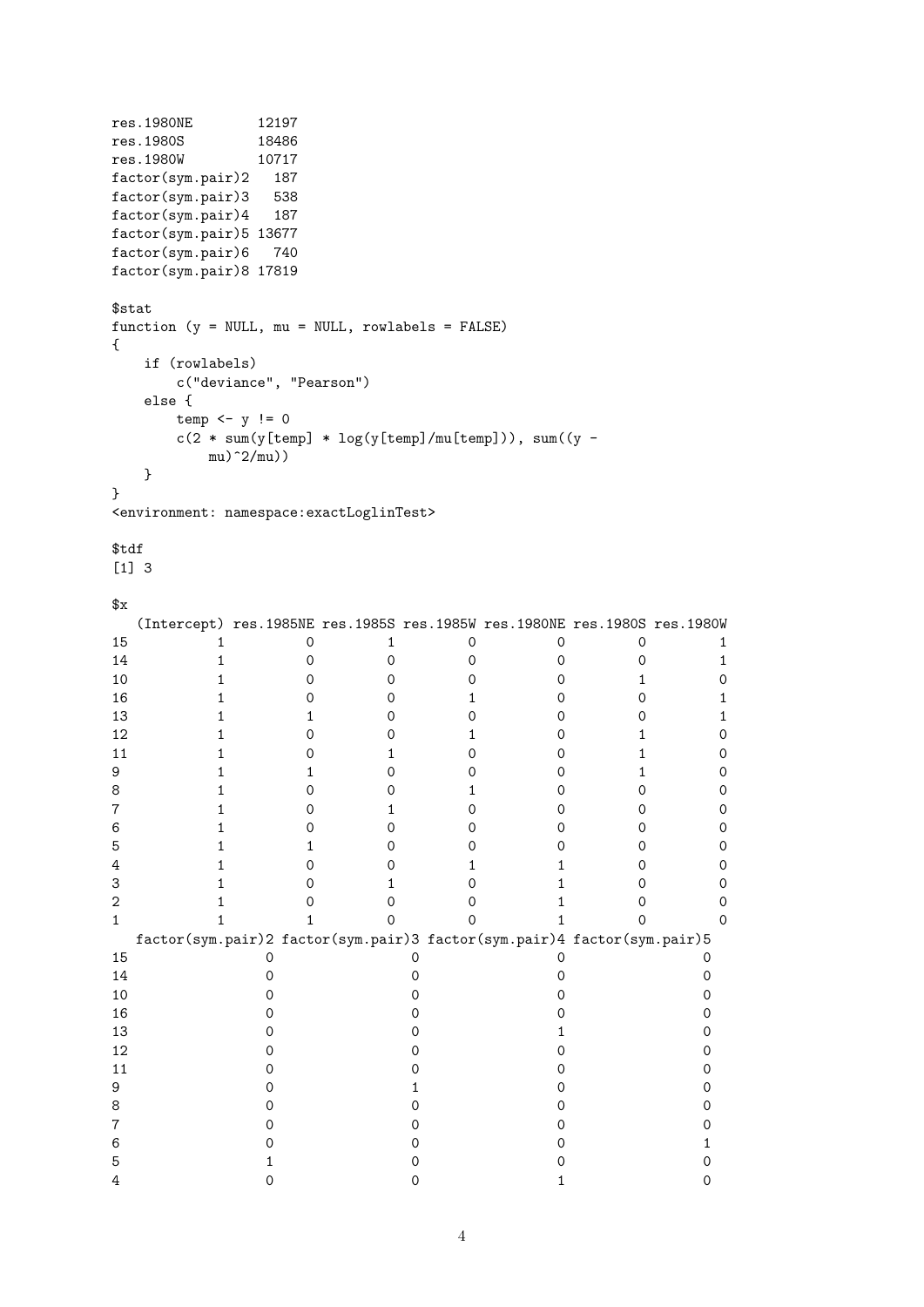```
res.1980NE        12197
res.1980S         18486
res.1980W         10717
factor(sym.pair)2   187
factor(sym.pair)3   538
factor(sym.pair)4   187
factor(sym.pair)5 13677
factor(sym.pair)6   740
factor(sym.pair)8 17819

$stat
function (y = NULL, mu = NULL, rowlabels = FALSE)
{
    if (rowlabels)
        c("deviance", "Pearson")
    else {
        temp <- y != 0
        c(2 * sum(y[temp] * log(y[temp]/mu[temp])), sum((y -
            mu)^2/mu))
    }
}
<environment: namespace:exactLoglinTest>

$tdf
[1] 3

$x
   (Intercept) res.1985NE res.1985S res.1985W res.1980NE res.1980S res.1980W
15           1          0         1         0          0         0         1
14           1          0         0         0          0         0         1
10           1          0         0         0          0         1         0
16           1          0         0         1          0         0         1
13           1          1         0         0          0         0         1
12           1          0         0         1          0         1         0
11           1          0         1         0          0         1         0
9            1          1         0         0          0         1         0
8            1          0         0         1          0         0         0
7            1          0         1         0          0         0         0
6            1          0         0         0          0         0         0
5            1          1         0         0          0         0         0
4            1          0         0         1          1         0         0
3            1          0         1         0          1         0         0
2            1          0         0         0          1         0         0
1            1          1         0         0          1         0         0
   factor(sym.pair)2 factor(sym.pair)3 factor(sym.pair)4 factor(sym.pair)5
15                 0                 0                 0                 0
14                 0                 0                 0                 0
10                 0                 0                 0                 0
16                 0                 0                 0                 0
13                 0                 0                 1                 0
12                 0                 0                 0                 0
11                 0                 0                 0                 0
9                  0                 1                 0                 0
8                  0                 0                 0                 0
7                  0                 0                 0                 0
6                  0                 0                 0                 1
5                  1                 0                 0                 0
4                  0                 0                 1                 0
```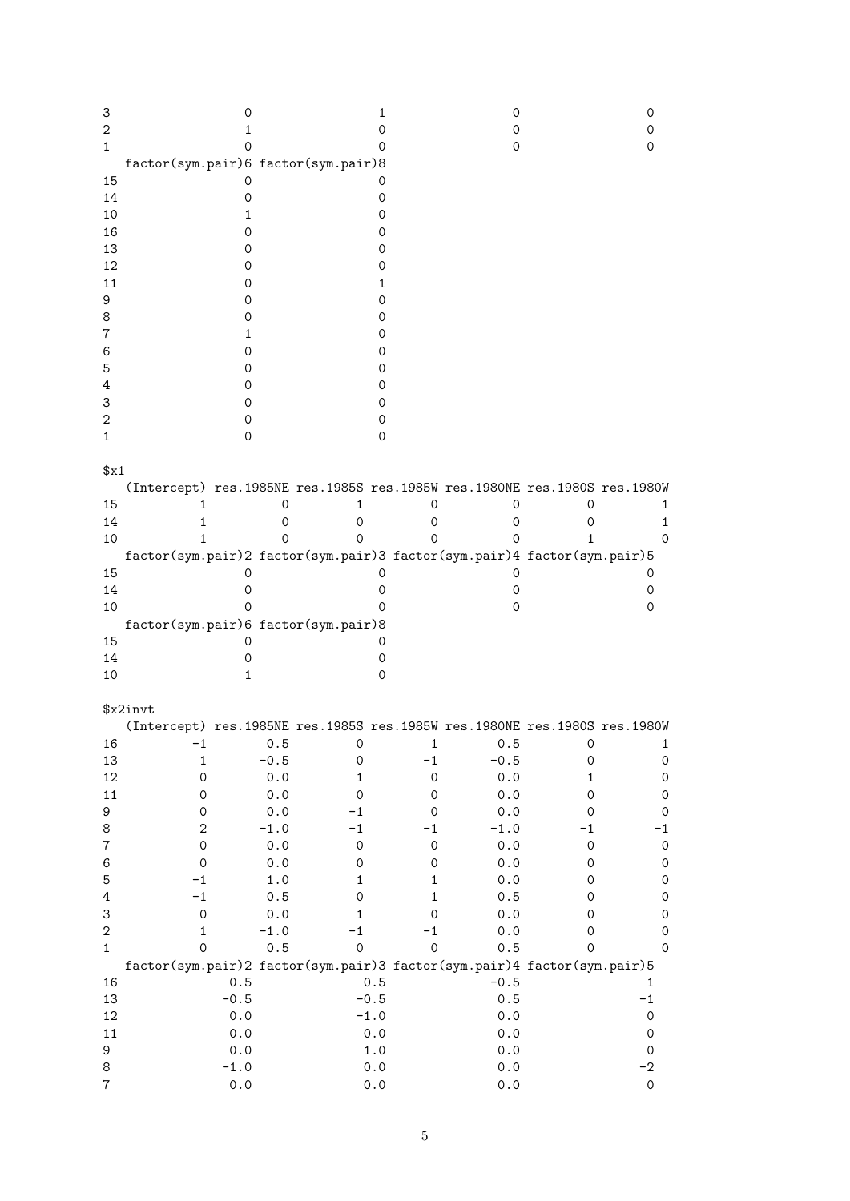```
3                 0                 1                 0                 0
2                 1                 0                 0                 0
1                 0                 0                 0                 0
   factor(sym.pair)6 factor(sym.pair)8
15                 0                 0
14                 0                 0
10                 1                 0
16                 0                 0
13                 0                 0
12                 0                 0
11                 0                 1
9                  0                 0
8                  0                 0
7                  1                 0
6                  0                 0
5                  0                 0
4                  0                 0
3                  0                 0
2                  0                 0
1                  0                 0

$x1
   (Intercept) res.1985NE res.1985S res.1985W res.1980NE res.1980S res.1980W
15           1          0         1         0          0         0         1
14           1          0         0         0          0         0         1
10           1          0         0         0          0         1         0
   factor(sym.pair)2 factor(sym.pair)3 factor(sym.pair)4 factor(sym.pair)5
15                 0                 0                 0                 0
14                 0                 0                 0                 0
10                 0                 0                 0                 0
   factor(sym.pair)6 factor(sym.pair)8
15                 0                 0
14                 0                 0
10                 1                 0

$x2invt
   (Intercept) res.1985NE res.1985S res.1985W res.1980NE res.1980S res.1980W
16          -1        0.5         0         1        0.5         0         1
13           1       -0.5         0        -1       -0.5         0         0
12           0        0.0         1         0        0.0         1         0
11           0        0.0         0         0        0.0         0         0
9            0        0.0        -1         0        0.0         0         0
8            2       -1.0        -1        -1       -1.0        -1        -1
7            0        0.0         0         0        0.0         0         0
6            0        0.0         0         0        0.0         0         0
5           -1        1.0         1         1        0.0         0         0
4           -1        0.5         0         1        0.5         0         0
3            0        0.0         1         0        0.0         0         0
2            1       -1.0        -1        -1        0.0         0         0
1            0        0.5         0         0        0.5         0         0
   factor(sym.pair)2 factor(sym.pair)3 factor(sym.pair)4 factor(sym.pair)5
16               0.5               0.5              -0.5                 1
13              -0.5              -0.5               0.5                -1
12               0.0              -1.0               0.0                 0
11               0.0               0.0               0.0                 0
9                0.0               1.0               0.0                 0
8               -1.0               0.0               0.0                -2
7                0.0               0.0               0.0                 0
```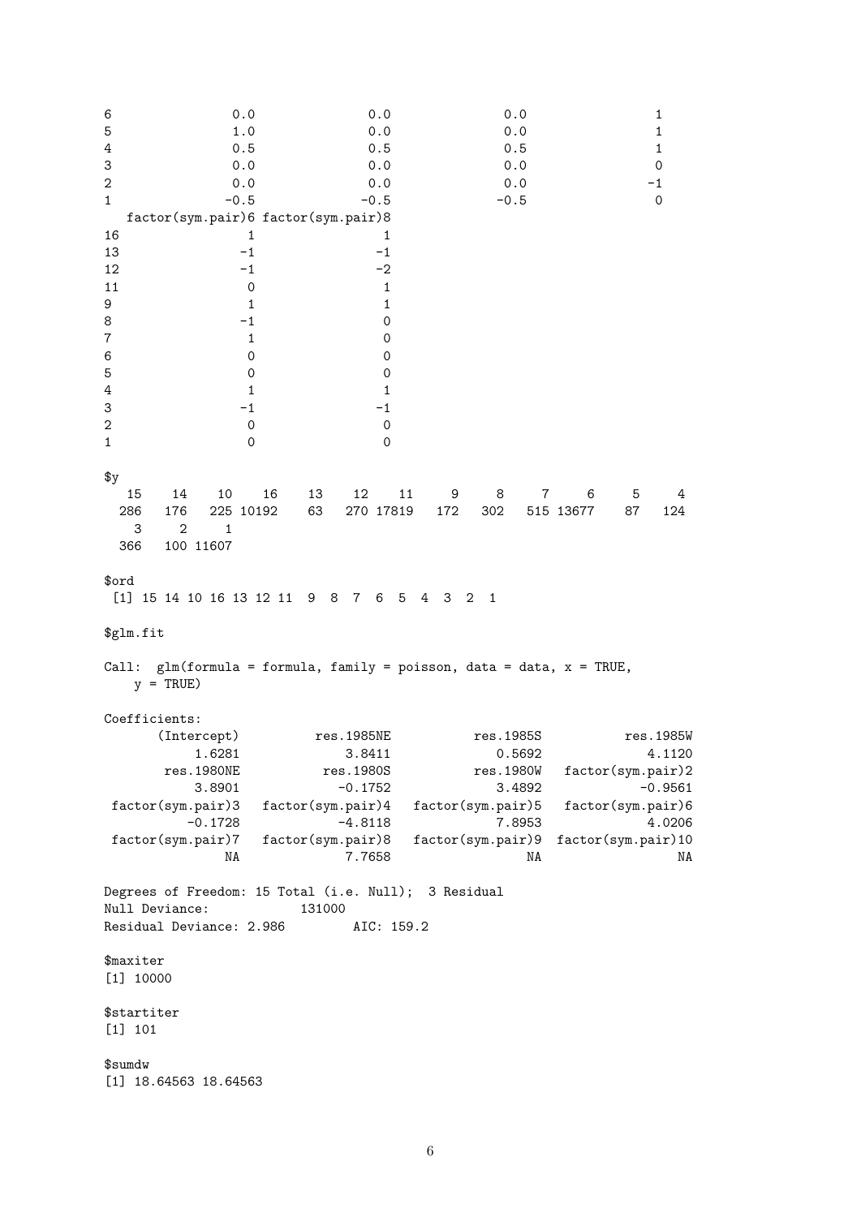```
6               0.0               0.0               0.0                1
5               1.0               0.0               0.0                1
4               0.5               0.5               0.5                1
3               0.0               0.0               0.0                0
2               0.0               0.0               0.0               -1
1              -0.5              -0.5              -0.5                0
   factor(sym.pair)6 factor(sym.pair)8
16                 1                 1
13                -1                -1
12                -1                -2
11                 0                 1
9                  1                 1
8                 -1                 0
7                  1                 0
6                  0                 0
5                  0                 0
4                  1                 1
3                 -1                -1
2                  0                 0
1                  0                 0

$y
   15    14    10    16    13    12    11     9     8     7     6     5     4
  286   176   225 10192    63   270 17819   172   302   515 13677    87   124
    3     2     1
  366   100 11607

$ord
 [1] 15 14 10 16 13 12 11  9  8  7  6  5  4  3  2  1

$glm.fit

Call:  glm(formula = formula, family = poisson, data = data, x = TRUE,
    y = TRUE)

Coefficients:
      (Intercept)          res.1985NE           res.1985S           res.1985W
           1.6281              3.8411              0.5692              4.1120
       res.1980NE           res.1980S           res.1980W   factor(sym.pair)2
           3.8901             -0.1752              3.4892             -0.9561
 factor(sym.pair)3   factor(sym.pair)4   factor(sym.pair)5   factor(sym.pair)6
          -0.1728             -4.8118              7.8953              4.0206
 factor(sym.pair)7   factor(sym.pair)8   factor(sym.pair)9  factor(sym.pair)10
               NA              7.7658                  NA                  NA

Degrees of Freedom: 15 Total (i.e. Null);  3 Residual
Null Deviance:          131000
Residual Deviance: 2.986        AIC: 159.2

$maxiter
[1] 10000

$startiter
[1] 101

$sumdw
[1] 18.64563 18.64563
```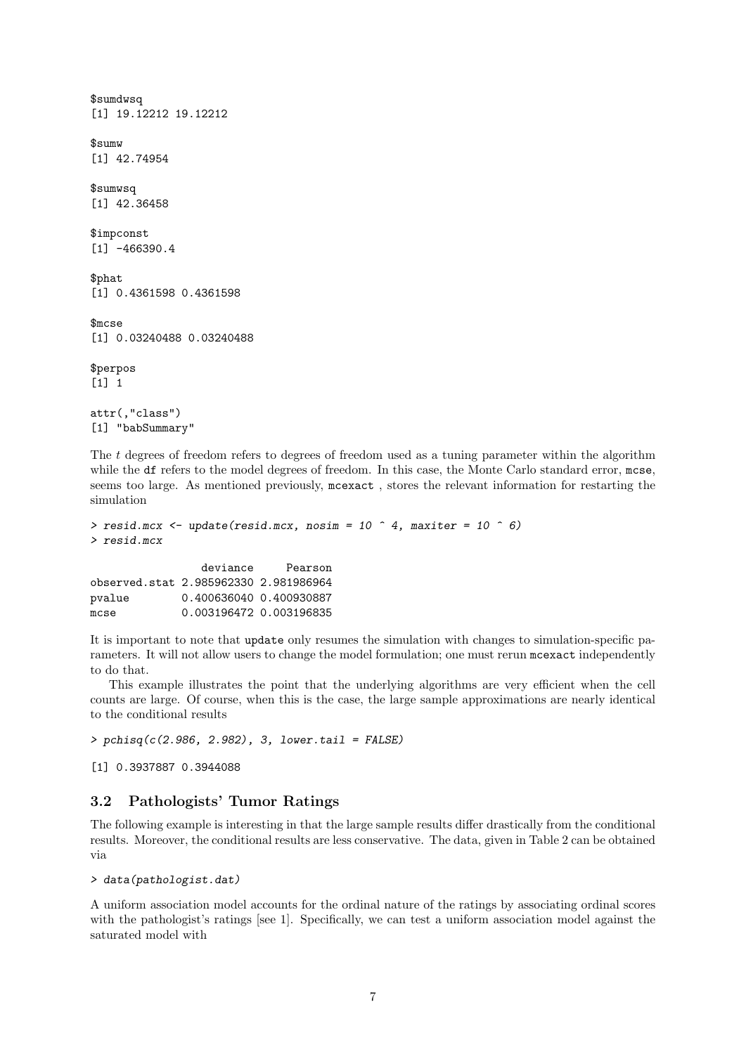```
$sumdwsq
[1] 19.12212 19.12212

$sumw
[1] 42.74954

$sumwsq
[1] 42.36458

$impconst
[1] -466390.4

$phat
[1] 0.4361598 0.4361598

$mcse
[1] 0.03240488 0.03240488

$perpos
[1] 1

attr(,"class")
[1] "babSummary"
```

The $t$ degrees of freedom refers to degrees of freedom used as a tuning parameter within the algorithm while the `df` refers to the model degrees of freedom. In this case, the Monte Carlo standard error, `mcse`, seems too large. As mentioned previously, `mcexact` , stores the relevant information for restarting the simulation

```
> resid.mcx <- update(resid.mcx, nosim = 10 ^ 4, maxiter = 10 ^ 6)
> resid.mcx
```

```
                  deviance     Pearson
observed.stat 2.985962330 2.981986964
pvalue        0.400636040 0.400930887
mcse          0.003196472 0.003196835
```

It is important to note that `update` only resumes the simulation with changes to simulation-specific parameters. It will not allow users to change the model formulation; one must rerun `mcexact` independently to do that.

This example illustrates the point that the underlying algorithms are very efficient when the cell counts are large. Of course, when this is the case, the large sample approximations are nearly identical to the conditional results

```
> pchisq(c(2.986, 2.982), 3, lower.tail = FALSE)
```

```
[1] 0.3937887 0.3944088
```

### 3.2 Pathologists' Tumor Ratings

The following example is interesting in that the large sample results differ drastically from the conditional results. Moreover, the conditional results are less conservative. The data, given in Table 2 can be obtained via

```
> data(pathologist.dat)
```

A uniform association model accounts for the ordinal nature of the ratings by associating ordinal scores with the pathologist's ratings [see 1]. Specifically, we can test a uniform association model against the saturated model with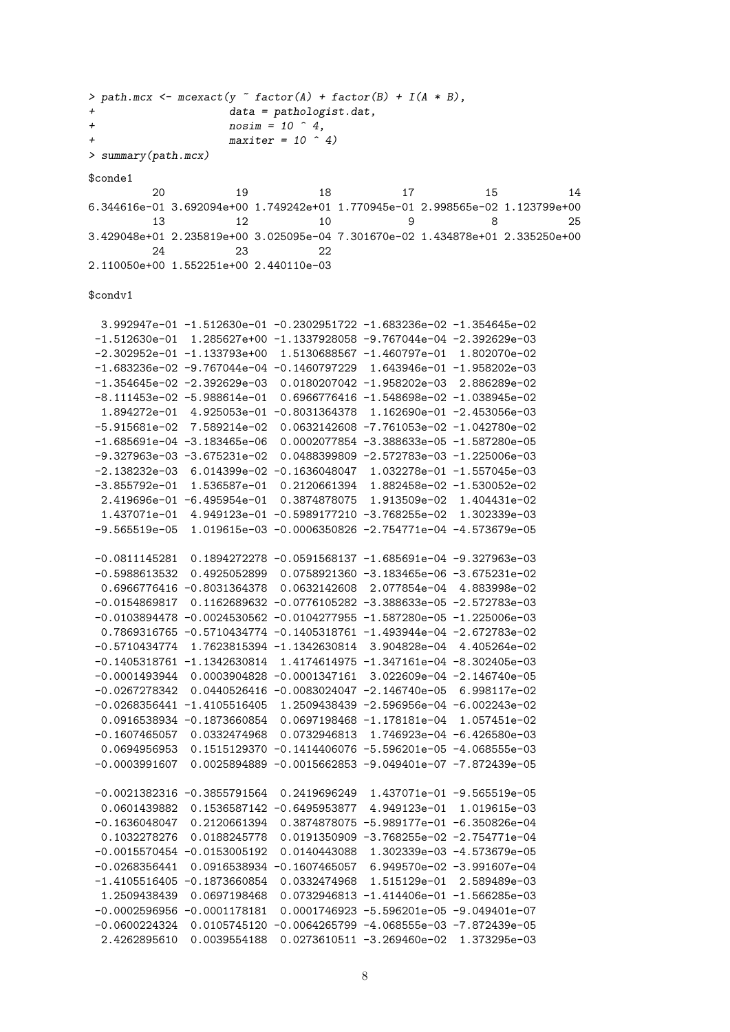```
> path.mcx <- mcexact(y ~ factor(A) + factor(B) + I(A * B),
+                     data = pathologist.dat,
+                     nosim = 10 ^ 4,
+                     maxiter = 10 ^ 4)
> summary(path.mcx)
```

```
$conde1
          20           19           18           17           15           14 
6.344616e-01 3.692094e+00 1.749242e+01 1.770945e-01 2.998565e-02 1.123799e+00 
          13           12           10            9            8           25 
3.429048e+01 2.235819e+00 3.025095e-04 7.301670e-02 1.434878e+01 2.335250e+00 
          24           23           22 
2.110050e+00 1.552251e+00 2.440110e-03 

$condv1

  3.992947e-01 -1.512630e-01 -0.2302951722 -1.683236e-02 -1.354645e-02
 -1.512630e-01  1.285627e+00 -1.1337928058 -9.767044e-04 -2.392629e-03
 -2.302952e-01 -1.133793e+00  1.5130688567 -1.460797e-01  1.802070e-02
 -1.683236e-02 -9.767044e-04 -0.1460797229  1.643946e-01 -1.958202e-03
 -1.354645e-02 -2.392629e-03  0.0180207042 -1.958202e-03  2.886289e-02
 -8.111453e-02 -5.988614e-01  0.6966776416 -1.548698e-02 -1.038945e-02
  1.894272e-01  4.925053e-01 -0.8031364378  1.162690e-01 -2.453056e-03
 -5.915681e-02  7.589214e-02  0.0632142608 -7.761053e-02 -1.042780e-02
 -1.685691e-04 -3.183465e-06  0.0002077854 -3.388633e-05 -1.587280e-05
 -9.327963e-03 -3.675231e-02  0.0488399809 -2.572783e-03 -1.225006e-03
 -2.138232e-03  6.014399e-02 -0.1636048047  1.032278e-01 -1.557045e-03
 -3.855792e-01  1.536587e-01  0.2120661394  1.882458e-02 -1.530052e-02
  2.419696e-01 -6.495954e-01  0.3874878075  1.913509e-02  1.404431e-02
  1.437071e-01  4.949123e-01 -0.5989177210 -3.768255e-02  1.302339e-03
 -9.565519e-05  1.019615e-03 -0.0006350826 -2.754771e-04 -4.573679e-05

 -0.0811145281  0.1894272278 -0.0591568137 -1.685691e-04 -9.327963e-03
 -0.5988613532  0.4925052899  0.0758921360 -3.183465e-06 -3.675231e-02
  0.6966776416 -0.8031364378  0.0632142608  2.077854e-04  4.883998e-02
 -0.0154869817  0.1162689632 -0.0776105282 -3.388633e-05 -2.572783e-03
 -0.0103894478 -0.0024530562 -0.0104277955 -1.587280e-05 -1.225006e-03
  0.7869316765 -0.5710434774 -0.1405318761 -1.493944e-04 -2.672783e-02
 -0.5710434774  1.7623815394 -1.1342630814  3.904828e-04  4.405264e-02
 -0.1405318761 -1.1342630814  1.4174614975 -1.347161e-04 -8.302405e-03
 -0.0001493944  0.0003904828 -0.0001347161  3.022609e-04 -2.146740e-05
 -0.0267278342  0.0440526416 -0.0083024047 -2.146740e-05  6.998117e-02
 -0.0268356441 -1.4105516405  1.2509438439 -2.596956e-04 -6.002243e-02
  0.0916538934 -0.1873660854  0.0697198468 -1.178181e-04  1.057451e-02
 -0.1607465057  0.0332474968  0.0732946813  1.746923e-04 -6.426580e-03
  0.0694956953  0.1515129370 -0.1414406076 -5.596201e-05 -4.068555e-03
 -0.0003991607  0.0025894889 -0.0015662853 -9.049401e-07 -7.872439e-05

 -0.0021382316 -0.3855791564  0.2419696249  1.437071e-01 -9.565519e-05
  0.0601439882  0.1536587142 -0.6495953877  4.949123e-01  1.019615e-03
 -0.1636048047  0.2120661394  0.3874878075 -5.989177e-01 -6.350826e-04
  0.1032278276  0.0188245778  0.0191350909 -3.768255e-02 -2.754771e-04
 -0.0015570454 -0.0153005192  0.0140443088  1.302339e-03 -4.573679e-05
 -0.0268356441  0.0916538934 -0.1607465057  6.949570e-02 -3.991607e-04
 -1.4105516405 -0.1873660854  0.0332474968  1.515129e-01  2.589489e-03
  1.2509438439  0.0697198468  0.0732946813 -1.414406e-01 -1.566285e-03
 -0.0002596956 -0.0001178181  0.0001746923 -5.596201e-05 -9.049401e-07
 -0.0600224324  0.0105745120 -0.0064265799 -4.068555e-03 -7.872439e-05
  2.4262895610  0.0039554188  0.0273610511 -3.269460e-02  1.373295e-03
```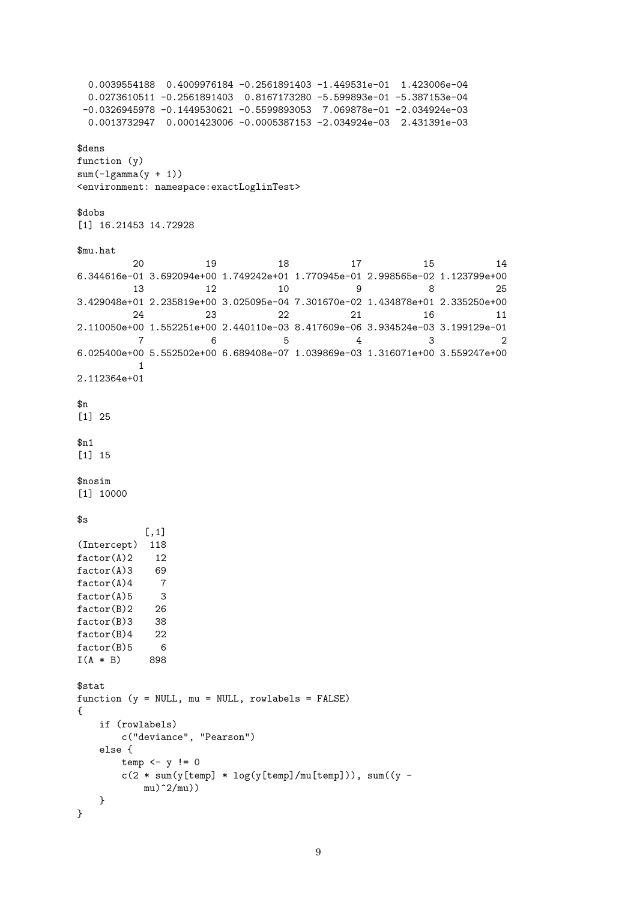```
  0.0039554188  0.4009976184 -0.2561891403 -1.449531e-01  1.423006e-04
  0.0273610511 -0.2561891403  0.8167173280 -5.599893e-01 -5.387153e-04
 -0.0326945978 -0.1449530621 -0.5599893053  7.069878e-01 -2.034924e-03
  0.0013732947  0.0001423006 -0.0005387153 -2.034924e-03  2.431391e-03

$dens
function (y)
sum(-lgamma(y + 1))
<environment: namespace:exactLoglinTest>

$dobs
[1] 16.21453 14.72928

$mu.hat
          20           19           18           17           15           14
6.344616e-01 3.692094e+00 1.749242e+01 1.770945e-01 2.998565e-02 1.123799e+00
          13           12           10            9            8           25
3.429048e+01 2.235819e+00 3.025095e-04 7.301670e-02 1.434878e+01 2.335250e+00
          24           23           22           21           16           11
2.110050e+00 1.552251e+00 2.440110e-03 8.417609e-06 3.934524e-03 3.199129e-01
           7            6            5            4            3            2
6.025400e+00 5.552502e+00 6.689408e-07 1.039869e-03 1.316071e+00 3.559247e+00
           1
2.112364e+01

$n
[1] 25

$n1
[1] 15

$nosim
[1] 10000

$s
            [,1]
(Intercept)  118
factor(A)2    12
factor(A)3    69
factor(A)4     7
factor(A)5     3
factor(B)2    26
factor(B)3    38
factor(B)4    22
factor(B)5     6
I(A * B)     898

$stat
function (y = NULL, mu = NULL, rowlabels = FALSE)
{
    if (rowlabels)
        c("deviance", "Pearson")
    else {
        temp <- y != 0
        c(2 * sum(y[temp] * log(y[temp]/mu[temp])), sum((y -
            mu)^2/mu))
    }
}
```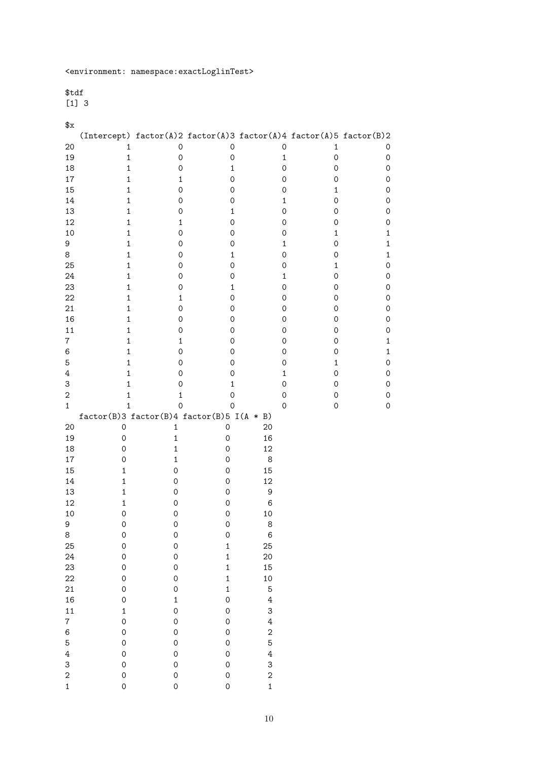```
<environment: namespace:exactLoglinTest>

$tdf
[1] 3

$x
   (Intercept) factor(A)2 factor(A)3 factor(A)4 factor(A)5 factor(B)2
20           1          0          0          0          1          0
19           1          0          0          1          0          0
18           1          0          1          0          0          0
17           1          1          0          0          0          0
15           1          0          0          0          1          0
14           1          0          0          1          0          0
13           1          0          1          0          0          0
12           1          1          0          0          0          0
10           1          0          0          0          1          1
9            1          0          0          1          0          1
8            1          0          1          0          0          1
25           1          0          0          0          1          0
24           1          0          0          1          0          0
23           1          0          1          0          0          0
22           1          1          0          0          0          0
21           1          0          0          0          0          0
16           1          0          0          0          0          0
11           1          0          0          0          0          0
7            1          1          0          0          0          1
6            1          0          0          0          0          1
5            1          0          0          0          1          0
4            1          0          0          1          0          0
3            1          0          1          0          0          0
2            1          1          0          0          0          0
1            1          0          0          0          0          0
   factor(B)3 factor(B)4 factor(B)5 I(A * B)
20          0          1          0       20
19          0          1          0       16
18          0          1          0       12
17          0          1          0        8
15          1          0          0       15
14          1          0          0       12
13          1          0          0        9
12          1          0          0        6
10          0          0          0       10
9           0          0          0        8
8           0          0          0        6
25          0          0          1       25
24          0          0          1       20
23          0          0          1       15
22          0          0          1       10
21          0          0          1        5
16          0          1          0        4
11          1          0          0        3
7           0          0          0        4
6           0          0          0        2
5           0          0          0        5
4           0          0          0        4
3           0          0          0        3
2           0          0          0        2
1           0          0          0        1
```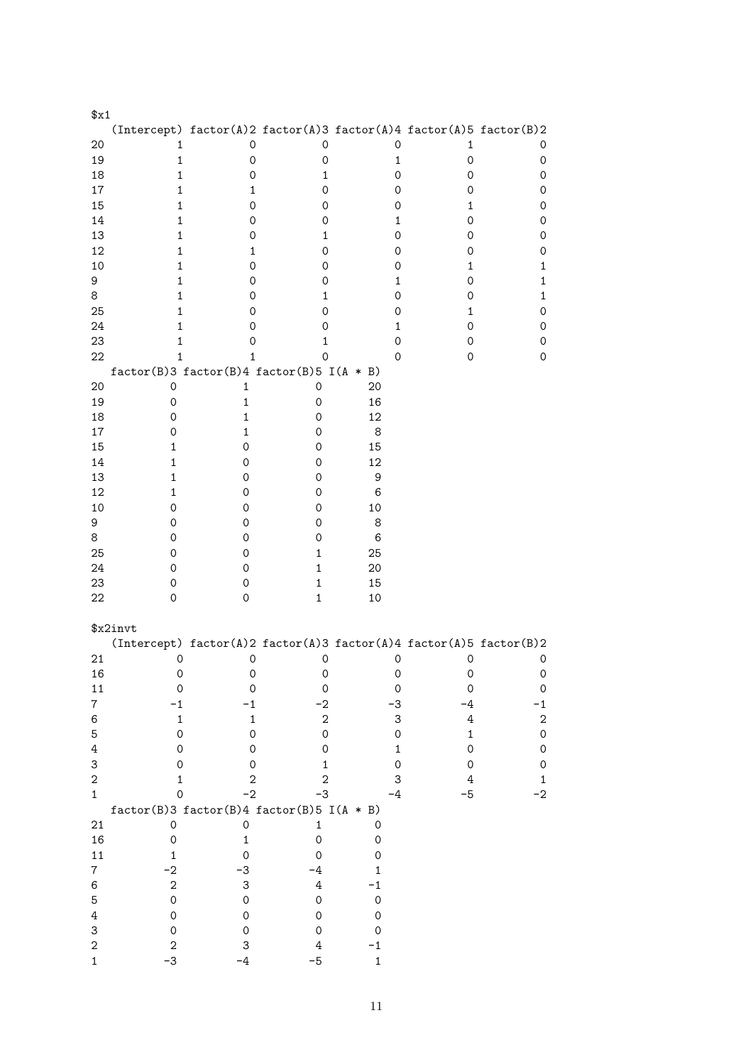```
$x1
   (Intercept) factor(A)2 factor(A)3 factor(A)4 factor(A)5 factor(B)2
20           1          0          0          0          1          0
19           1          0          0          1          0          0
18           1          0          1          0          0          0
17           1          1          0          0          0          0
15           1          0          0          0          1          0
14           1          0          0          1          0          0
13           1          0          1          0          0          0
12           1          1          0          0          0          0
10           1          0          0          0          1          1
9            1          0          0          1          0          1
8            1          0          1          0          0          1
25           1          0          0          0          1          0
24           1          0          0          1          0          0
23           1          0          1          0          0          0
22           1          1          0          0          0          0
   factor(B)3 factor(B)4 factor(B)5 I(A * B)
20          0          1          0       20
19          0          1          0       16
18          0          1          0       12
17          0          1          0        8
15          1          0          0       15
14          1          0          0       12
13          1          0          0        9
12          1          0          0        6
10          0          0          0       10
9           0          0          0        8
8           0          0          0        6
25          0          0          1       25
24          0          0          1       20
23          0          0          1       15
22          0          0          1       10

$x2invt
   (Intercept) factor(A)2 factor(A)3 factor(A)4 factor(A)5 factor(B)2
21           0          0          0          0          0          0
16           0          0          0          0          0          0
11           0          0          0          0          0          0
7           -1         -1         -2         -3         -4         -1
6            1          1          2          3          4          2
5            0          0          0          0          1          0
4            0          0          0          1          0          0
3            0          0          1          0          0          0
2            1          2          2          3          4          1
1            0         -2         -3         -4         -5         -2
   factor(B)3 factor(B)4 factor(B)5 I(A * B)
21          0          0          1        0
16          0          1          0        0
11          1          0          0        0
7          -2         -3         -4        1
6           2          3          4       -1
5           0          0          0        0
4           0          0          0        0
3           0          0          0        0
2           2          3          4       -1
1          -3         -4         -5        1
```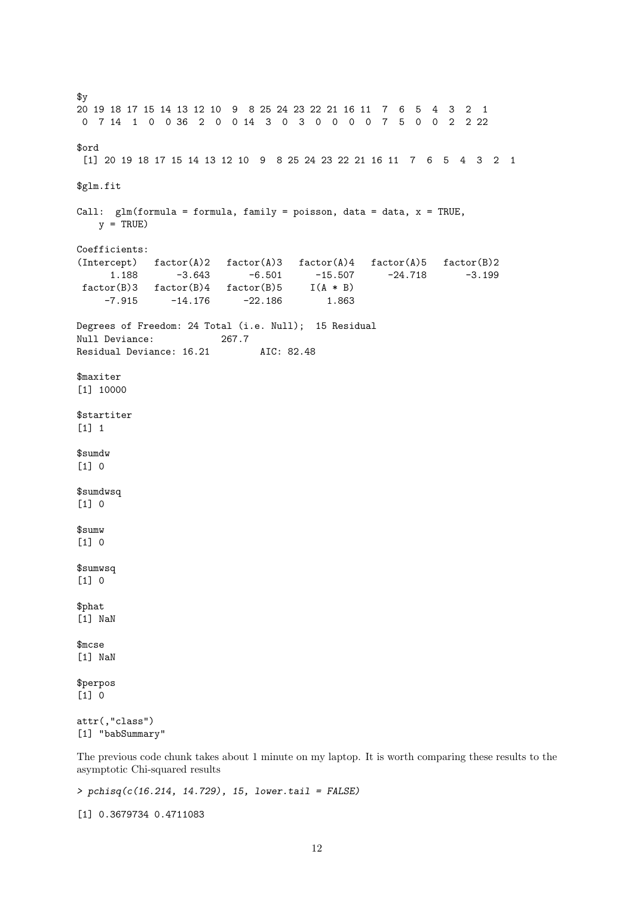```
$y
20 19 18 17 15 14 13 12 10  9  8 25 24 23 22 21 16 11  7  6  5  4  3  2  1
 0  7 14  1  0  0 36  2  0  0 14  3  0  3  0  0  0  0  7  5  0  0  2  2 22

$ord
 [1] 20 19 18 17 15 14 13 12 10  9  8 25 24 23 22 21 16 11  7  6  5  4  3  2  1

$glm.fit

Call:  glm(formula = formula, family = poisson, data = data, x = TRUE,
    y = TRUE)

Coefficients:
(Intercept)   factor(A)2   factor(A)3   factor(A)4   factor(A)5   factor(B)2
      1.188       -3.643       -6.501      -15.507      -24.718       -3.199
 factor(B)3   factor(B)4   factor(B)5     I(A * B)
     -7.915      -14.176      -22.186        1.863

Degrees of Freedom: 24 Total (i.e. Null);  15 Residual
Null Deviance:      267.7
Residual Deviance: 16.21        AIC: 82.48

$maxiter
[1] 10000

$startiter
[1] 1

$sumdw
[1] 0

$sumdwsq
[1] 0

$sumw
[1] 0

$sumwsq
[1] 0

$phat
[1] NaN

$mcse
[1] NaN

$perpos
[1] 0

attr(,"class")
[1] "babSummary"
```

The previous code chunk takes about 1 minute on my laptop. It is worth comparing these results to the asymptotic Chi-squared results

```
> pchisq(c(16.214, 14.729), 15, lower.tail = FALSE)

[1] 0.3679734 0.4711083
```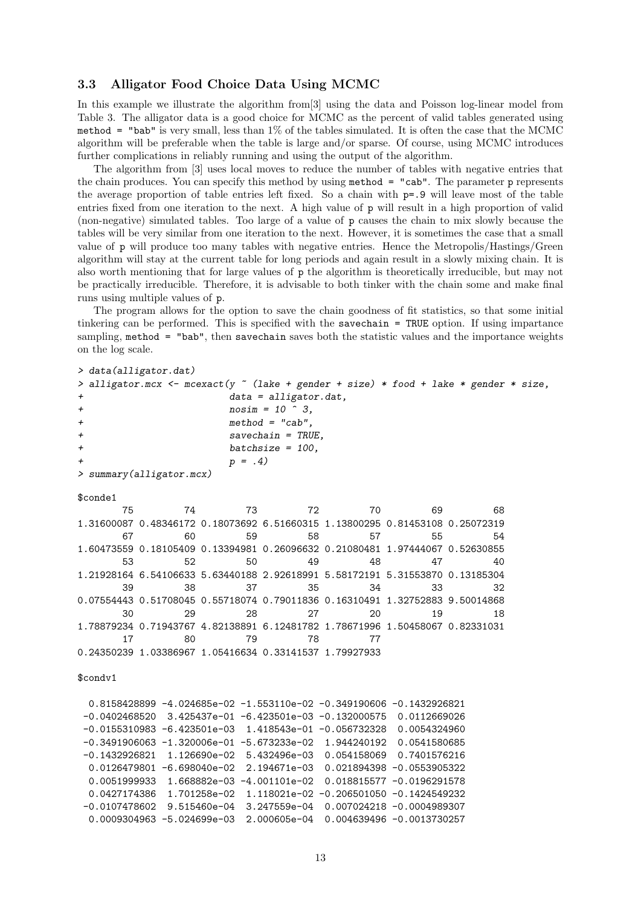### 3.3 Alligator Food Choice Data Using MCMC

In this example we illustrate the algorithm from[3] using the data and Poisson log-linear model from Table 3. The alligator data is a good choice for MCMC as the percent of valid tables generated using `method = "bab"` is very small, less than 1% of the tables simulated. It is often the case that the MCMC algorithm will be preferable when the table is large and/or sparse. Of course, using MCMC introduces further complications in reliably running and using the output of the algorithm.

The algorithm from [3] uses local moves to reduce the number of tables with negative entries that the chain produces. You can specify this method by using `method = "cab"`. The parameter `p` represents the average proportion of table entries left fixed. So a chain with `p=.9` will leave most of the table entries fixed from one iteration to the next. A high value of `p` will result in a high proportion of valid (non-negative) simulated tables. Too large of a value of `p` causes the chain to mix slowly because the tables will be very similar from one iteration to the next. However, it is sometimes the case that a small value of `p` will produce too many tables with negative entries. Hence the Metropolis/Hastings/Green algorithm will stay at the current table for long periods and again result in a slowly mixing chain. It is also worth mentioning that for large values of `p` the algorithm is theoretically irreducible, but may not be practically irreducible. Therefore, it is advisable to both tinker with the chain some and make final runs using multiple values of `p`.

The program allows for the option to save the chain goodness of fit statistics, so that some initial tinkering can be performed. This is specified with the `savechain = TRUE` option. If using impartance sampling, `method = "bab"`, then `savechain` saves both the statistic values and the importance weights on the log scale.

```
> data(alligator.dat)
> alligator.mcx <- mcexact(y ~ (lake + gender + size) * food + lake * gender * size,
+                          data = alligator.dat,
+                          nosim = 10 ^ 3,
+                          method = "cab",
+                          savechain = TRUE,
+                          batchsize = 100,
+                          p = .4)
> summary(alligator.mcx)

$conde1
        75         74         73         72         70         69         68
1.31600087 0.48346172 0.18073692 6.51660315 1.13800295 0.81453108 0.25072319
        67         60         59         58         57         55         54
1.60473559 0.18105409 0.13394981 0.26096632 0.21080481 1.97444067 0.52630855
        53         52         50         49         48         47         40
1.21928164 6.54106633 5.63440188 2.92618991 5.58172191 5.31553870 0.13185304
        39         38         37         35         34         33         32
0.07554443 0.51708045 0.55718074 0.79011836 0.16310491 1.32752883 9.50014868
        30         29         28         27         20         19         18
1.78879234 0.71943767 4.82138891 6.12481782 1.78671996 1.50458067 0.82331031
        17         80         79         78         77
0.24350239 1.03386967 1.05416634 0.33141537 1.79927933

$condv1

  0.8158428899 -4.024685e-02 -1.553110e-02 -0.349190606 -0.1432926821
 -0.0402468520  3.425437e-01 -6.423501e-03 -0.132000575  0.0112669026
 -0.0155310983 -6.423501e-03  1.418543e-01 -0.056732328  0.0054324960
 -0.3491906063 -1.320006e-01 -5.673233e-02  1.944240192  0.0541580685
 -0.1432926821  1.126690e-02  5.432496e-03  0.054158069  0.7401576216
  0.0126479801 -6.698040e-02  2.194671e-03  0.021894398 -0.0553905322
  0.0051999933  1.668882e-03 -4.001101e-02  0.018815577 -0.0196291578
  0.0427174386  1.701258e-02  1.118021e-02 -0.206501050 -0.1424549232
 -0.0107478602  9.515460e-04  3.247559e-04  0.007024218 -0.0004989307
  0.0009304963 -5.024699e-03  2.000605e-04  0.004639496 -0.0013730257
```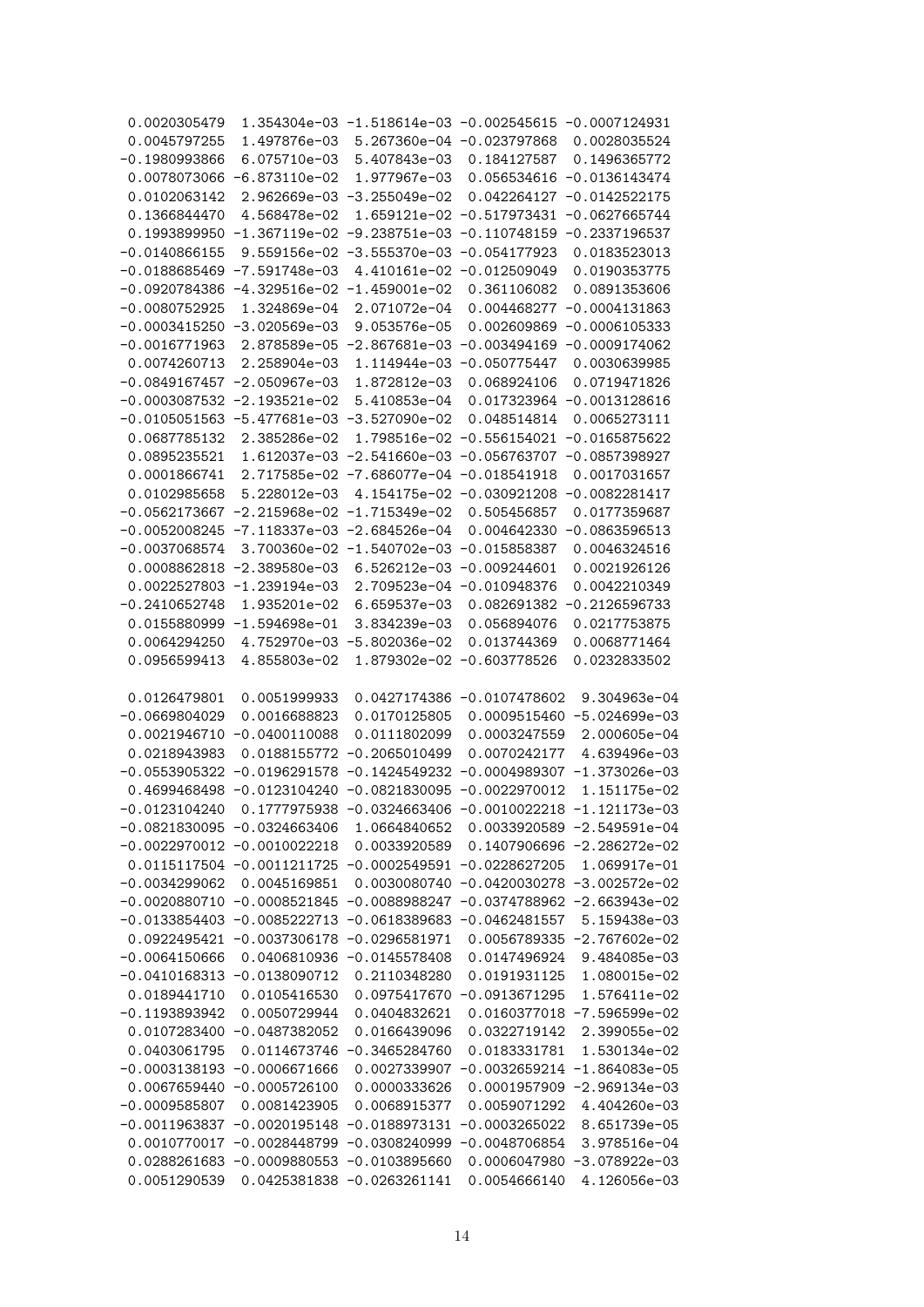```
 0.0020305479  1.354304e-03 -1.518614e-03 -0.002545615 -0.0007124931
 0.0045797255  1.497876e-03  5.267360e-04 -0.023797868  0.0028035524
-0.1980993866  6.075710e-03  5.407843e-03  0.184127587  0.1496365772
 0.0078073066 -6.873110e-02  1.977967e-03  0.056534616 -0.0136143474
 0.0102063142  2.962669e-03 -3.255049e-02  0.042264127 -0.0142522175
 0.1366844470  4.568478e-02  1.659121e-02 -0.517973431 -0.0627665744
 0.1993899950 -1.367119e-02 -9.238751e-03 -0.110748159 -0.2337196537
-0.0140866155  9.559156e-02 -3.555370e-03 -0.054177923  0.0183523013
-0.0188685469 -7.591748e-03  4.410161e-02 -0.012509049  0.0190353775
-0.0920784386 -4.329516e-02 -1.459001e-02  0.361106082  0.0891353606
-0.0080752925  1.324869e-04  2.071072e-04  0.004468277 -0.0004131863
-0.0003415250 -3.020569e-03  9.053576e-05  0.002609869 -0.0006105333
-0.0016771963  2.878589e-05 -2.867681e-03 -0.003494169 -0.0009174062
 0.0074260713  2.258904e-03  1.114944e-03 -0.050775447  0.0030639985
-0.0849167457 -2.050967e-03  1.872812e-03  0.068924106  0.0719471826
-0.0003087532 -2.193521e-02  5.410853e-04  0.017323964 -0.0013128616
-0.0105051563 -5.477681e-03 -3.527090e-02  0.048514814  0.0065273111
 0.0687785132  2.385286e-02  1.798516e-02 -0.556154021 -0.0165875622
 0.0895235521  1.612037e-03 -2.541660e-03 -0.056763707 -0.0857398927
 0.0001866741  2.717585e-02 -7.686077e-04 -0.018541918  0.0017031657
 0.0102985658  5.228012e-03  4.154175e-02 -0.030921208 -0.0082281417
-0.0562173667 -2.215968e-02 -1.715349e-02  0.505456857  0.0177359687
-0.0052008245 -7.118337e-03 -2.684526e-04  0.004642330 -0.0863596513
-0.0037068574  3.700360e-02 -1.540702e-03 -0.015858387  0.0046324516
 0.0008862818 -2.389580e-03  6.526212e-03 -0.009244601  0.0021926126
 0.0022527803 -1.239194e-03  2.709523e-04 -0.010948376  0.0042210349
-0.2410652748  1.935201e-02  6.659537e-03  0.082691382 -0.2126596733
 0.0155880999 -1.594698e-01  3.834239e-03  0.056894076  0.0217753875
 0.0064294250  4.752970e-03 -5.802036e-02  0.013744369  0.0068771464
 0.0956599413  4.855803e-02  1.879302e-02 -0.603778526  0.0232833502

 0.0126479801  0.0051999933  0.0427174386 -0.0107478602  9.304963e-04
-0.0669804029  0.0016688823  0.0170125805  0.0009515460 -5.024699e-03
 0.0021946710 -0.0400110088  0.0111802099  0.0003247559  2.000605e-04
 0.0218943983  0.0188155772 -0.2065010499  0.0070242177  4.639496e-03
-0.0553905322 -0.0196291578 -0.1424549232 -0.0004989307 -1.373026e-03
 0.4699468498 -0.0123104240 -0.0821830095 -0.0022970012  1.151175e-02
-0.0123104240  0.1777975938 -0.0324663406 -0.0010022218 -1.121173e-03
-0.0821830095 -0.0324663406  1.0664840652  0.0033920589 -2.549591e-04
-0.0022970012 -0.0010022218  0.0033920589  0.1407906696 -2.286272e-02
 0.0115117504 -0.0011211725 -0.0002549591 -0.0228627205  1.069917e-01
-0.0034299062  0.0045169851  0.0030080740 -0.0420030278 -3.002572e-02
-0.0020880710 -0.0008521845 -0.0088988247 -0.0374788962 -2.663943e-02
-0.0133854403 -0.0085222713 -0.0618389683 -0.0462481557  5.159438e-03
 0.0922495421 -0.0037306178 -0.0296581971  0.0056789335 -2.767602e-02
-0.0064150666  0.0406810936 -0.0145578408  0.0147496924  9.484085e-03
-0.0410168313 -0.0138090712  0.2110348280  0.0191931125  1.080015e-02
 0.0189441710  0.0105416530  0.0975417670 -0.0913671295  1.576411e-02
-0.1193893942  0.0050729944  0.0404832621  0.0160377018 -7.596599e-02
 0.0107283400 -0.0487382052  0.0166439096  0.0322719142  2.399055e-02
 0.0403061795  0.0114673746 -0.3465284760  0.0183331781  1.530134e-02
-0.0003138193 -0.0006671666  0.0027339907 -0.0032659214 -1.864083e-05
 0.0067659440 -0.0005726100  0.0000333626  0.0001957909 -2.969134e-03
-0.0009585807  0.0081423905  0.0068915377  0.0059071292  4.404260e-03
-0.0011963837 -0.0020195148 -0.0188973131 -0.0003265022  8.651739e-05
 0.0010770017 -0.0028448799 -0.0308240999 -0.0048706854  3.978516e-04
 0.0288261683 -0.0009880553 -0.0103895660  0.0006047980 -3.078922e-03
 0.0051290539  0.0425381838 -0.0263261141  0.0054666140  4.126056e-03
```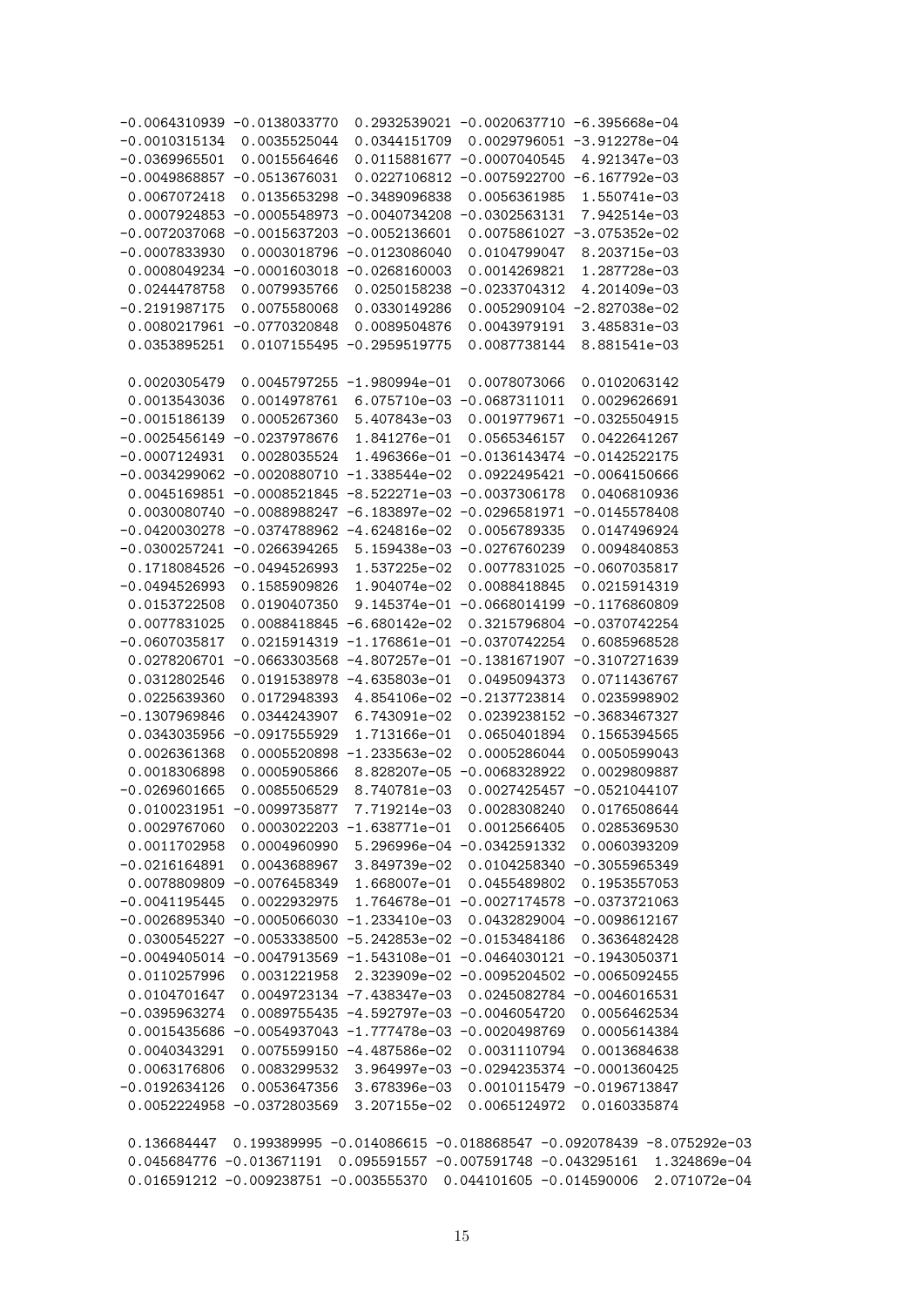```
-0.0064310939 -0.0138033770  0.2932539021 -0.0020637710 -6.395668e-04
-0.0010315134  0.0035525044  0.0344151709  0.0029796051 -3.912278e-04
-0.0369965501  0.0015564646  0.0115881677 -0.0007040545  4.921347e-03
-0.0049868857 -0.0513676031  0.0227106812 -0.0075922700 -6.167792e-03
 0.0067072418  0.0135653298 -0.3489096838  0.0056361985  1.550741e-03
 0.0007924853 -0.0005548973 -0.0040734208 -0.0302563131  7.942514e-03
-0.0072037068 -0.0015637203 -0.0052136601  0.0075861027 -3.075352e-02
-0.0007833930  0.0003018796 -0.0123086040  0.0104799047  8.203715e-03
 0.0008049234 -0.0001603018 -0.0268160003  0.0014269821  1.287728e-03
 0.0244478758  0.0079935766  0.0250158238 -0.0233704312  4.201409e-03
-0.2191987175  0.0075580068  0.0330149286  0.0052909104 -2.827038e-02
 0.0080217961 -0.0770320848  0.0089504876  0.0043979191  3.485831e-03
 0.0353895251  0.0107155495 -0.2959519775  0.0087738144  8.881541e-03

 0.0020305479  0.0045797255 -1.980994e-01  0.0078073066  0.0102063142
 0.0013543036  0.0014978761  6.075710e-03 -0.0687311011  0.0029626691
-0.0015186139  0.0005267360  5.407843e-03  0.0019779671 -0.0325504915
-0.0025456149 -0.0237978676  1.841276e-01  0.0565346157  0.0422641267
-0.0007124931  0.0028035524  1.496366e-01 -0.0136143474 -0.0142522175
-0.0034299062 -0.0020880710 -1.338544e-02  0.0922495421 -0.0064150666
 0.0045169851 -0.0008521845 -8.522271e-03 -0.0037306178  0.0406810936
 0.0030080740 -0.0088988247 -6.183897e-02 -0.0296581971 -0.0145578408
-0.0420030278 -0.0374788962 -4.624816e-02  0.0056789335  0.0147496924
-0.0300257241 -0.0266394265  5.159438e-03 -0.0276760239  0.0094840853
 0.1718084526 -0.0494526993  1.537225e-02  0.0077831025 -0.0607035817
-0.0494526993  0.1585909826  1.904074e-02  0.0088418845  0.0215914319
 0.0153722508  0.0190407350  9.145374e-01 -0.0668014199 -0.1176860809
 0.0077831025  0.0088418845 -6.680142e-02  0.3215796804 -0.0370742254
-0.0607035817  0.0215914319 -1.176861e-01 -0.0370742254  0.6085968528
 0.0278206701 -0.0663303568 -4.807257e-01 -0.1381671907 -0.3107271639
 0.0312802546  0.0191538978 -4.635803e-01  0.0495094373  0.0711436767
 0.0225639360  0.0172948393  4.854106e-02 -0.2137723814  0.0235998902
-0.1307969846  0.0344243907  6.743091e-02  0.0239238152 -0.3683467327
 0.0343035956 -0.0917555929  1.713166e-01  0.0650401894  0.1565394565
 0.0026361368  0.0005520898 -1.233563e-02  0.0005286044  0.0050599043
 0.0018306898  0.0005905866  8.828207e-05 -0.0068328922  0.0029809887
-0.0269601665  0.0085506529  8.740781e-03  0.0027425457 -0.0521044107
 0.0100231951 -0.0099735877  7.719214e-03  0.0028308240  0.0176508644
 0.0029767060  0.0003022203 -1.638771e-01  0.0012566405  0.0285369530
 0.0011702958  0.0004960990  5.296996e-04 -0.0342591332  0.0060393209
-0.0216164891  0.0043688967  3.849739e-02  0.0104258340 -0.3055965349
 0.0078809809 -0.0076458349  1.668007e-01  0.0455489802  0.1953557053
-0.0041195445  0.0022932975  1.764678e-01 -0.0027174578 -0.0373721063
-0.0026895340 -0.0005066030 -1.233410e-03  0.0432829004 -0.0098612167
 0.0300545227 -0.0053338500 -5.242853e-02 -0.0153484186  0.3636482428
-0.0049405014 -0.0047913569 -1.543108e-01 -0.0464030121 -0.1943050371
 0.0110257996  0.0031221958  2.323909e-02 -0.0095204502 -0.0065092455
 0.0104701647  0.0049723134 -7.438347e-03  0.0245082784 -0.0046016531
-0.0395963274  0.0089755435 -4.592797e-03 -0.0046054720  0.0056462534
 0.0015435686 -0.0054937043 -1.777478e-03 -0.0020498769  0.0005614384
 0.0040343291  0.0075599150 -4.487586e-02  0.0031110794  0.0013684638
 0.0063176806  0.0083299532  3.964997e-03 -0.0294235374 -0.0001360425
-0.0192634126  0.0053647356  3.678396e-03  0.0010115479 -0.0196713847
 0.0052224958 -0.0372803569  3.207155e-02  0.0065124972  0.0160335874

 0.136684447  0.199389995 -0.014086615 -0.018868547 -0.092078439 -8.075292e-03
 0.045684776 -0.013671191  0.095591557 -0.007591748 -0.043295161  1.324869e-04
 0.016591212 -0.009238751 -0.003555370  0.044101605 -0.014590006  2.071072e-04
```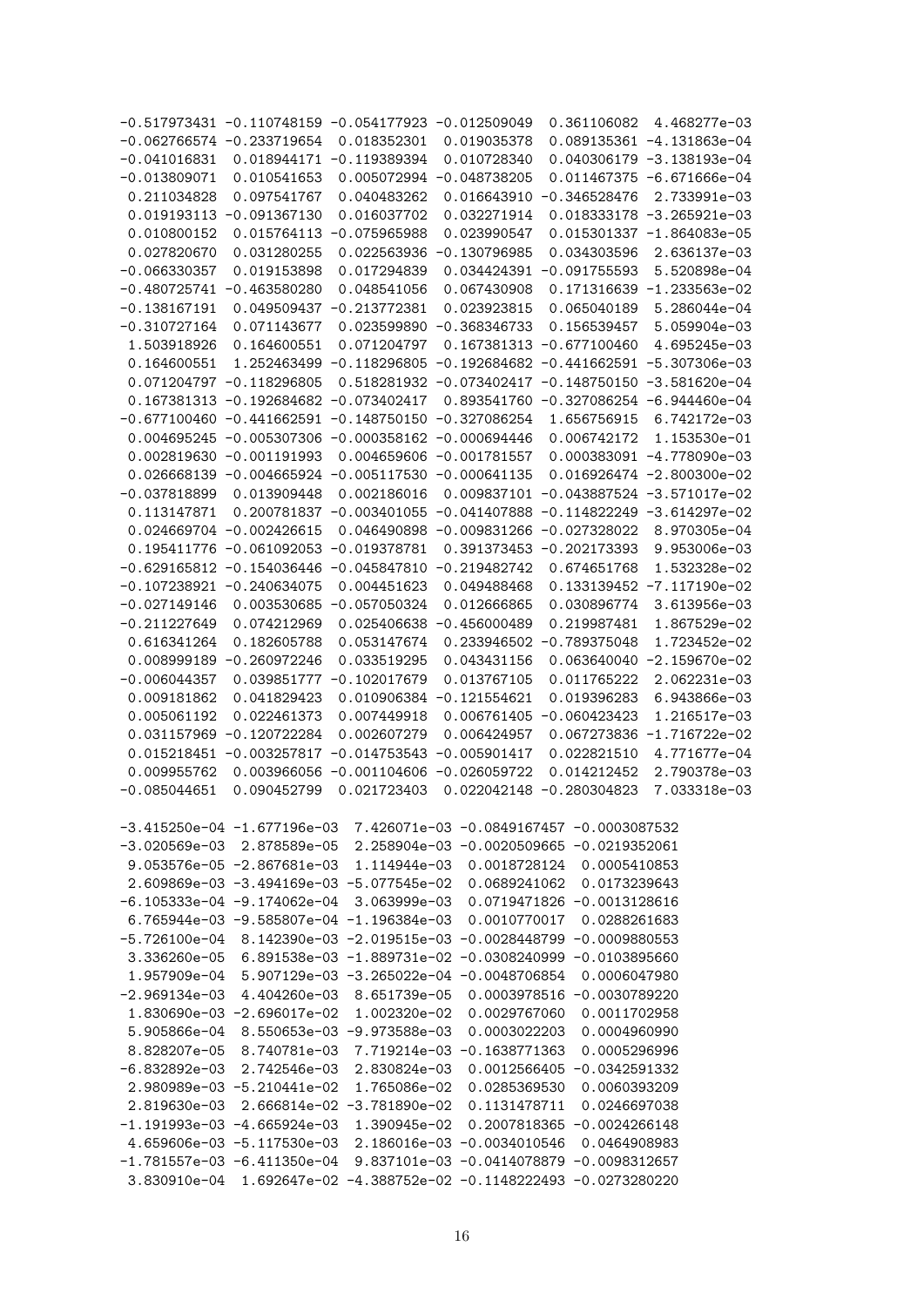```
-0.517973431 -0.110748159 -0.054177923 -0.012509049  0.361106082  4.468277e-03
-0.062766574 -0.233719654  0.018352301  0.019035378  0.089135361 -4.131863e-04
-0.041016831  0.018944171 -0.119389394  0.010728340  0.040306179 -3.138193e-04
-0.013809071  0.010541653  0.005072994 -0.048738205  0.011467375 -6.671666e-04
 0.211034828  0.097541767  0.040483262  0.016643910 -0.346528476  2.733991e-03
 0.019193113 -0.091367130  0.016037702  0.032271914  0.018333178 -3.265921e-03
 0.010800152  0.015764113 -0.075965988  0.023990547  0.015301337 -1.864083e-05
 0.027820670  0.031280255  0.022563936 -0.130796985  0.034303596  2.636137e-03
-0.066330357  0.019153898  0.017294839  0.034424391 -0.091755593  5.520898e-04
-0.480725741 -0.463580280  0.048541056  0.067430908  0.171316639 -1.233563e-02
-0.138167191  0.049509437 -0.213772381  0.023923815  0.065040189  5.286044e-04
-0.310727164  0.071143677  0.023599890 -0.368346733  0.156539457  5.059904e-03
 1.503918926  0.164600551  0.071204797  0.167381313 -0.677100460  4.695245e-03
 0.164600551  1.252463499 -0.118296805 -0.192684682 -0.441662591 -5.307306e-03
 0.071204797 -0.118296805  0.518281932 -0.073402417 -0.148750150 -3.581620e-04
 0.167381313 -0.192684682 -0.073402417  0.893541760 -0.327086254 -6.944460e-04
-0.677100460 -0.441662591 -0.148750150 -0.327086254  1.656756915  6.742172e-03
 0.004695245 -0.005307306 -0.000358162 -0.000694446  0.006742172  1.153530e-01
 0.002819630 -0.001191993  0.004659606 -0.001781557  0.000383091 -4.778090e-03
 0.026668139 -0.004665924 -0.005117530 -0.000641135  0.016926474 -2.800300e-02
-0.037818899  0.013909448  0.002186016  0.009837101 -0.043887524 -3.571017e-02
 0.113147871  0.200781837 -0.003401055 -0.041407888 -0.114822249 -3.614297e-02
 0.024669704 -0.002426615  0.046490898 -0.009831266 -0.027328022  8.970305e-04
 0.195411776 -0.061092053 -0.019378781  0.391373453 -0.202173393  9.953006e-03
-0.629165812 -0.154036446 -0.045847810 -0.219482742  0.674651768  1.532328e-02
-0.107238921 -0.240634075  0.004451623  0.049488468  0.133139452 -7.117190e-02
-0.027149146  0.003530685 -0.057050324  0.012666865  0.030896774  3.613956e-03
-0.211227649  0.074212969  0.025406638 -0.456000489  0.219987481  1.867529e-02
 0.616341264  0.182605788  0.053147674  0.233946502 -0.789375048  1.723452e-02
 0.008999189 -0.260972246  0.033519295  0.043431156  0.063640040 -2.159670e-02
-0.006044357  0.039851777 -0.102017679  0.013767105  0.011765222  2.062231e-03
 0.009181862  0.041829423  0.010906384 -0.121554621  0.019396283  6.943866e-03
 0.005061192  0.022461373  0.007449918  0.006761405 -0.060423423  1.216517e-03
 0.031157969 -0.120722284  0.002607279  0.006424957  0.067273836 -1.716722e-02
 0.015218451 -0.003257817 -0.014753543 -0.005901417  0.022821510  4.771677e-04
 0.009955762  0.003966056 -0.001104606 -0.026059722  0.014212452  2.790378e-03
-0.085044651  0.090452799  0.021723403  0.022042148 -0.280304823  7.033318e-03

-3.415250e-04 -1.677196e-03  7.426071e-03 -0.0849167457 -0.0003087532
-3.020569e-03  2.878589e-05  2.258904e-03 -0.0020509665 -0.0219352061
 9.053576e-05 -2.867681e-03  1.114944e-03  0.0018728124  0.0005410853
 2.609869e-03 -3.494169e-03 -5.077545e-02  0.0689241062  0.0173239643
-6.105333e-04 -9.174062e-04  3.063999e-03  0.0719471826 -0.0013128616
 6.765944e-03 -9.585807e-04 -1.196384e-03  0.0010770017  0.0288261683
-5.726100e-04  8.142390e-03 -2.019515e-03 -0.0028448799 -0.0009880553
 3.336260e-05  6.891538e-03 -1.889871e-02 -0.0308240999 -0.0103895660
 1.957909e-04  5.907129e-03 -3.265022e-04 -0.0048706854  0.0006047980
-2.969134e-03  4.404260e-03  8.651739e-05  0.0003978516 -0.0030789220
 1.830690e-03 -2.696017e-02  1.002320e-02  0.0029767060  0.0011702958
 5.905866e-04  8.550653e-03 -9.975888e-03  0.0003022203  0.0004960990
 8.828207e-05  8.740781e-03  7.719214e-03 -0.1638771363  0.0005296996
-6.832892e-03  2.742546e-03  2.830824e-03  0.0012566405 -0.0342591332
 2.980989e-03 -5.210441e-02  1.765086e-02  0.0285369530  0.0060393209
 2.819630e-03  2.666814e-02 -3.781890e-02  0.1131478711  0.0246697038
-1.191993e-03 -4.665924e-03  1.390945e-02  0.2007818365 -0.0024266148
 4.659606e-03 -5.117530e-03  2.186016e-03 -0.0034010546  0.0464908983
-1.781557e-03 -6.411350e-04  9.837101e-03 -0.0414078879 -0.0098312657
 3.830910e-04  1.692647e-02 -4.388752e-02 -0.1148222493 -0.0273280220
```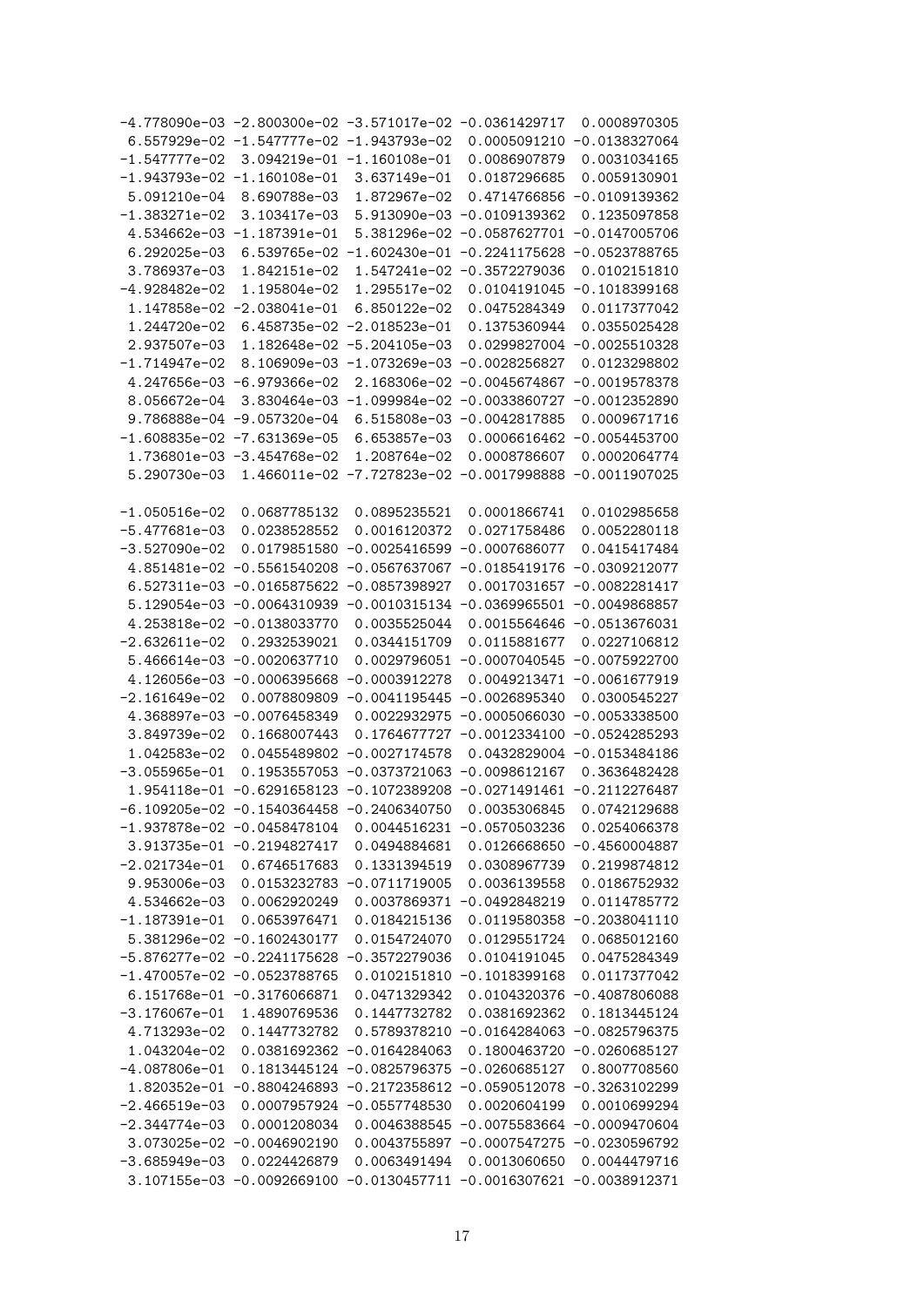```
-4.778090e-03 -2.800300e-02 -3.571017e-02 -0.0361429717  0.0008970305
 6.557929e-02 -1.547777e-02 -1.943793e-02  0.0005091210 -0.0138327064
-1.547777e-02  3.094219e-01 -1.160108e-01  0.0086907879  0.0031034165
-1.943793e-02 -1.160108e-01  3.637149e-01  0.0187296685  0.0059130901
 5.091210e-04  8.690788e-03  1.872967e-02  0.4714766856 -0.0109139362
-1.383271e-02  3.103417e-03  5.913090e-03 -0.0109139362  0.1235097858
 4.534662e-03 -1.187391e-01  5.381296e-02 -0.0587627701 -0.0147005706
 6.292025e-03  6.539765e-02 -1.602430e-01 -0.2241175628 -0.0523788765
 3.786937e-03  1.842151e-02  1.547241e-02 -0.3572279036  0.0102151810
-4.928482e-02  1.195804e-02  1.295517e-02  0.0104191045 -0.1018399168
 1.147858e-02 -2.038041e-01  6.850122e-02  0.0475284349  0.0117377042
 1.244720e-02  6.458735e-02 -2.018523e-01  0.1375360944  0.0355025428
 2.937507e-03  1.182648e-02 -5.204105e-03  0.0299827004 -0.0025510328
-1.714947e-02  8.106909e-03 -1.073269e-03 -0.0028256827  0.0123298802
 4.247656e-03 -6.979366e-02  2.168306e-02 -0.0045674867 -0.0019578378
 8.056672e-04  3.830464e-03 -1.099984e-02 -0.0033860727 -0.0012352890
 9.786888e-04 -9.057320e-04  6.515808e-03 -0.0042817885  0.0009671716
-1.608835e-02 -7.631369e-05  6.653857e-03  0.0006616462 -0.0054453700
 1.736801e-03 -3.454768e-02  1.208764e-02  0.0008786607  0.0002064774
 5.290730e-03  1.466011e-02 -7.727823e-02 -0.0017998888 -0.0011907025

-1.050516e-02  0.0687785132  0.0895235521  0.0001866741  0.0102985658
-5.477681e-03  0.0238528552  0.0016120372  0.0271758486  0.0052280118
-3.527090e-02  0.0179851580 -0.0025416599 -0.0007686077  0.0415417484
 4.851481e-02 -0.5561540208 -0.0567637067 -0.0185419176 -0.0309212077
 6.527311e-03 -0.0165875622 -0.0857398927  0.0017031657 -0.0082281417
 5.129054e-03 -0.0064310939 -0.0010315134 -0.0369965501 -0.0049868857
 4.253818e-02 -0.0138033770  0.0035525044  0.0015564646 -0.0513676031
-2.632611e-02  0.2932539021  0.0344151709  0.0115881677  0.0227106812
 5.466614e-03 -0.0020637710  0.0029796051 -0.0007040545 -0.0075922700
 4.126056e-03 -0.0006395668 -0.0003912278  0.0049213471 -0.0061677919
-2.161649e-02  0.0078809809 -0.0041195445 -0.0026895340  0.0300545227
 4.368897e-03 -0.0076458349  0.0022932975 -0.0005066030 -0.0053338500
 3.849739e-02  0.1668007443  0.1764677727 -0.0012334100 -0.0524285293
 1.042583e-02  0.0455489802 -0.0027174578  0.0432829004 -0.0153484186
-3.055965e-01  0.1953557053 -0.0373721063 -0.0098612167  0.3636482428
 1.954118e-01 -0.6291658123 -0.1072389208 -0.0271491461 -0.2112276487
-6.109205e-02 -0.1540364458 -0.2406340750  0.0035306845  0.0742129688
-1.937878e-02 -0.0458478104  0.0044516231 -0.0570503236  0.0254066378
 3.913735e-01 -0.2194827417  0.0494884681  0.0126668650 -0.4560004887
-2.021734e-01  0.6746517683  0.1331394519  0.0308967739  0.2199874812
 9.953006e-03  0.0153232783 -0.0711719005  0.0036139558  0.0186752932
 4.534662e-03  0.0062920249  0.0037869371 -0.0492848219  0.0114785772
-1.187391e-01  0.0653976471  0.0184215136  0.0119580358 -0.2038041110
 5.381296e-02 -0.1602430177  0.0154724070  0.0129551724  0.0685012160
-5.876277e-02 -0.2241175628 -0.3572279036  0.0104191045  0.0475284349
-1.470057e-02 -0.0523788765  0.0102151810 -0.1018399168  0.0117377042
 6.151768e-01 -0.3176066871  0.0471329342  0.0104320376 -0.4087806088
-3.176067e-01  1.4890769536  0.1447732782  0.0381692362  0.1813445124
 4.713293e-02  0.1447732782  0.5789378210 -0.0164284063 -0.0825796375
 1.043204e-02  0.0381692362 -0.0164284063  0.1800463720 -0.0260685127
-4.087806e-01  0.1813445124 -0.0825796375 -0.0260685127  0.8007708560
 1.820352e-01 -0.8804246893 -0.2172358612 -0.0590512078 -0.3263102299
-2.466519e-03  0.0007957924 -0.0557748530  0.0020604199  0.0010699294
-2.344774e-03  0.0001208034  0.0046388545 -0.0075583664 -0.0009470604
 3.073025e-02 -0.0046902190  0.0043755897 -0.0007547275 -0.0230596792
-3.685949e-03  0.0224426879  0.0063491494  0.0013060650  0.0044479716
 3.107155e-03 -0.0092669100 -0.0130457711 -0.0016307621 -0.0038912371
```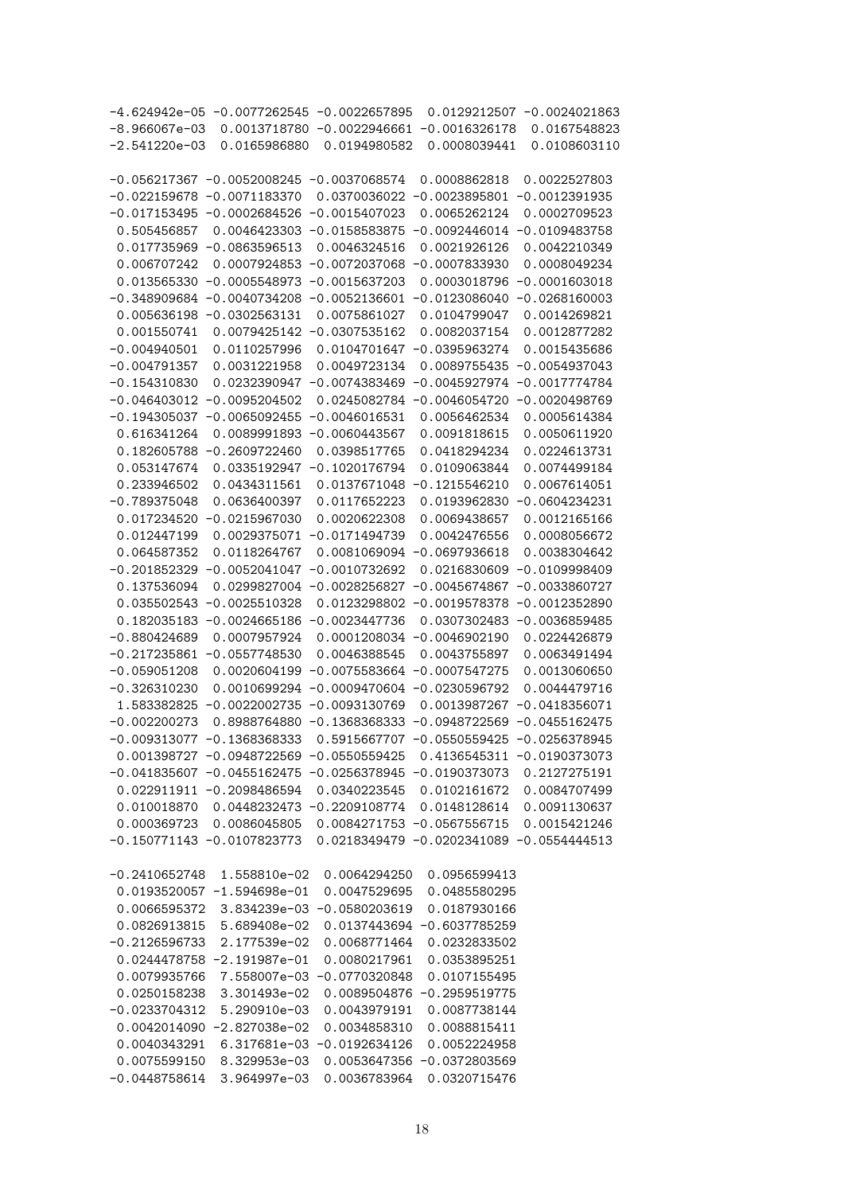```
-4.624942e-05 -0.0077262545 -0.0022657895  0.0129212507 -0.0024021863
-8.966067e-03  0.0013718780 -0.0022946661 -0.0016326178  0.0167548823
-2.541220e-03  0.0165986880  0.0194980582  0.0008039441  0.0108603110

-0.056217367 -0.0052008245 -0.0037068574  0.0008862818  0.0022527803
-0.022159678 -0.0071183370  0.0370036022 -0.0023895801 -0.0012391935
-0.017153495 -0.0002684526 -0.0015407023  0.0065262124  0.0002709523
 0.505456857  0.0046423303 -0.0158583875 -0.0092446014 -0.0109483758
 0.017735969 -0.0863596513  0.0046324516  0.0021926126  0.0042210349
 0.006707242  0.0007924853 -0.0072037068 -0.0007833930  0.0008049234
 0.013565330 -0.0005548973 -0.0015637203  0.0003018796 -0.0001603018
-0.348909684 -0.0040734208 -0.0052136601 -0.0123086040 -0.0268160003
 0.005636198 -0.0302563131  0.0075861027  0.0104799047  0.0014269821
 0.001550741  0.0079425142 -0.0307535162  0.0082037154  0.0012877282
-0.004940501  0.0110257996  0.0104701647 -0.0395963274  0.0015435686
-0.004791357  0.0031221958  0.0049723134  0.0089755435 -0.0054937043
-0.154310830  0.0232390947 -0.0074383469 -0.0045927974 -0.0017774784
-0.046403012 -0.0095204502  0.0245082784 -0.0046054720 -0.0020498769
-0.194305037 -0.0065092455 -0.0046016531  0.0056462534  0.0005614384
 0.616341264  0.0089991893 -0.0060443567  0.0091818615  0.0050611920
 0.182605788 -0.2609722460  0.0398517765  0.0418294234  0.0224613731
 0.053147674  0.0335192947 -0.1020176794  0.0109063844  0.0074499184
 0.233946502  0.0434311561  0.0137671048 -0.1215546210  0.0067614051
-0.789375048  0.0636400397  0.0117652223  0.0193962830 -0.0604234231
 0.017234520 -0.0215967030  0.0020622308  0.0069438657  0.0012165166
 0.012447199  0.0029375071 -0.0171494739  0.0042476556  0.0008056672
 0.064587352  0.0118264767  0.0081069094 -0.0697936618  0.0038304642
-0.201852329 -0.0052041047 -0.0010732692  0.0216830609 -0.0109998409
 0.137536094  0.0299827004 -0.0028256827 -0.0045674867 -0.0033860727
 0.035502543 -0.0025510328  0.0123298802 -0.0019578378 -0.0012352890
 0.182035183 -0.0024665186 -0.0023447736  0.0307302483 -0.0036859485
-0.880424689  0.0007957924  0.0001208034 -0.0046902190  0.0224426879
-0.217235861 -0.0557748530  0.0046388545  0.0043755897  0.0063491494
-0.059051208  0.0020604199 -0.0075583664 -0.0007547275  0.0013060650
-0.326310230  0.0010699294 -0.0009470604 -0.0230596792  0.0044479716
 1.583382825 -0.0022002735 -0.0093130769  0.0013987267 -0.0418356071
-0.002200273  0.8988764880 -0.1368368333 -0.0948722569 -0.0455162475
-0.009313077 -0.1368368333  0.5915667707 -0.0550559425 -0.0256378945
 0.001398727 -0.0948722569 -0.0550559425  0.4136545311 -0.0190373073
-0.041835607 -0.0455162475 -0.0256378945 -0.0190373073  0.2127275191
 0.022911911 -0.2098486594  0.0340223545  0.0102161672  0.0084707499
 0.010018870  0.0448232473 -0.2209108774  0.0148128614  0.0091130637
 0.000369723  0.0086045805  0.0084271753 -0.0567556715  0.0015421246
-0.150771143 -0.0107823773  0.0218349479 -0.0202341089 -0.0554444513

-0.2410652748  1.558810e-02  0.0064294250  0.0956599413
 0.0193520057 -1.594698e-01  0.0047529695  0.0485580295
 0.0066595372  3.834239e-03 -0.0580203619  0.0187930166
 0.0826913815  5.689408e-02  0.0137443694 -0.6037785259
-0.2126596733  2.177539e-02  0.0068771464  0.0232833502
 0.0244478758 -2.191987e-01  0.0080217961  0.0353895251
 0.0079935766  7.558007e-03 -0.0770320848  0.0107155495
 0.0250158238  3.301493e-02  0.0089504876 -0.2959519775
-0.0233704312  5.290910e-03  0.0043979191  0.0087738144
 0.0042014090 -2.827038e-02  0.0034858310  0.0088815411
 0.0040343291  6.317681e-03 -0.0192634126  0.0052224958
 0.0075599150  8.329953e-03  0.0053647356 -0.0372803569
-0.0448758614  3.964997e-03  0.0036783964  0.0320715476
```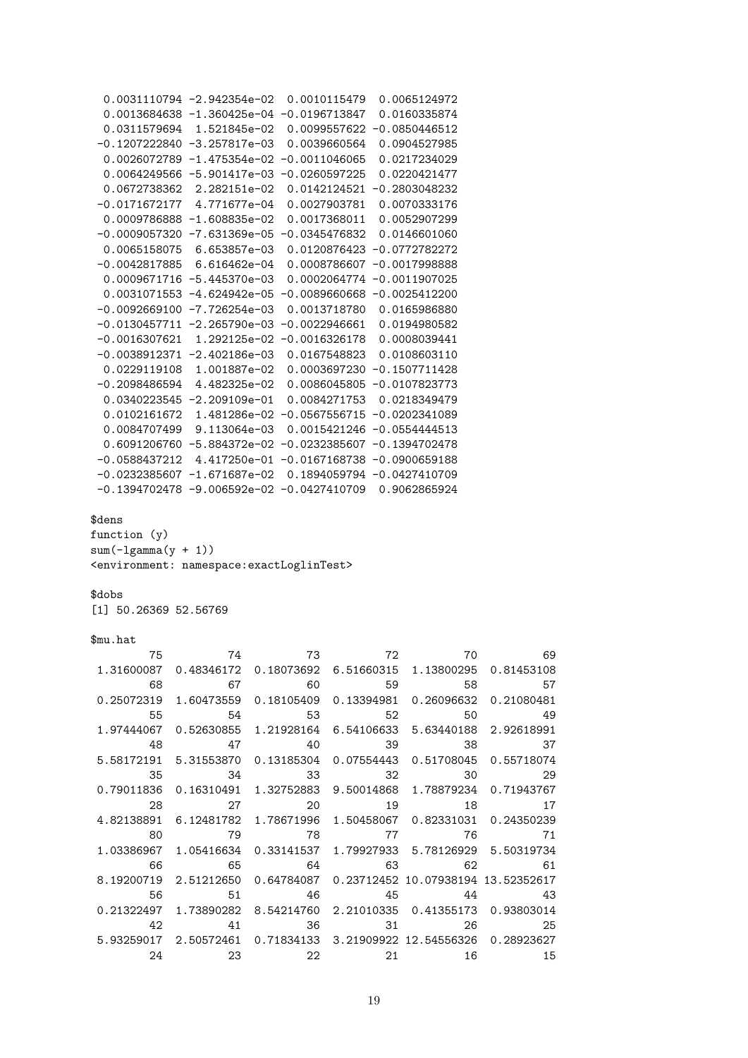```
  0.0031110794 -2.942354e-02  0.0010115479  0.0065124972
  0.0013684638 -1.360425e-04 -0.0196713847  0.0160335874
  0.0311579694  1.521845e-02  0.0099557622 -0.0850446512
 -0.1207222840 -3.257817e-03  0.0039660564  0.0904527985
  0.0026072789 -1.475354e-02 -0.0011046065  0.0217234029
  0.0064249566 -5.901417e-03 -0.0260597225  0.0220421477
  0.0672738362  2.282151e-02  0.0142124521 -0.2803048232
 -0.0171672177  4.771677e-04  0.0027903781  0.0070333176
  0.0009786888 -1.608835e-02  0.0017368011  0.0052907299
 -0.0009057320 -7.631369e-05 -0.0345476832  0.0146601060
  0.0065158075  6.653857e-03  0.0120876423 -0.0772782272
 -0.0042817885  6.616462e-04  0.0008786607 -0.0017998888
  0.0009671716 -5.445370e-03  0.0002064774 -0.0011907025
  0.0031071553 -4.624942e-05 -0.0089660668 -0.0025412200
 -0.0092669100 -7.726254e-03  0.0013718780  0.0165986880
 -0.0130457711 -2.265790e-03 -0.0022946661  0.0194980582
 -0.0016307621  1.292125e-02 -0.0016326178  0.0008039441
 -0.0038912371 -2.402186e-03  0.0167548823  0.0108603110
  0.0229119108  1.001887e-02  0.0003697230 -0.1507711428
 -0.2098486594  4.482325e-02  0.0086045805 -0.0107823773
  0.0340223545 -2.209109e-01  0.0084271753  0.0218349479
  0.0102161672  1.481286e-02 -0.0567556715 -0.0202341089
  0.0084707499  9.113064e-03  0.0015421246 -0.0554444513
  0.6091206760 -5.884372e-02 -0.0232385607 -0.1394702478
 -0.0588437212  4.417250e-01 -0.0167168738 -0.0900659188
 -0.0232385607 -1.671687e-02  0.1894059794 -0.0427410709
 -0.1394702478 -9.006592e-02 -0.0427410709  0.9062865924

$dens
function (y)
sum(-lgamma(y + 1))
<environment: namespace:exactLoglinTest>

$dobs
[1] 50.26369 52.56769

$mu.hat
         75          74          73          72          70          69
 1.31600087  0.48346172  0.18073692  6.51660315  1.13800295  0.81453108
         68          67          60          59          58          57
 0.25072319  1.60473559  0.18105409  0.13394981  0.26096632  0.21080481
         55          54          53          52          50          49
 1.97444067  0.52630855  1.21928164  6.54106633  5.63440188  2.92618991
         48          47          40          39          38          37
 5.58172191  5.31553870  0.13185304  0.07554443  0.51708045  0.55718074
         35          34          33          32          30          29
 0.79011836  0.16310491  1.32752883  9.50014868  1.78879234  0.71943767
         28          27          20          19          18          17
 4.82138891  6.12481782  1.78671996  1.50458067  0.82331031  0.24350239
         80          79          78          77          76          71
 1.03386967  1.05416634  0.33141537  1.79927933  5.78126929  5.50319734
         66          65          64          63          62          61
 8.19200719  2.51212650  0.64784087  0.23712452 10.07938194 13.52352617
         56          51          46          45          44          43
 0.21322497  1.73890282  8.54214760  2.21010335  0.41355173  0.93803014
         42          41          36          31          26          25
 5.93259017  2.50572461  0.71834133  3.21909922 12.54556326  0.28923627
         24          23          22          21          16          15
```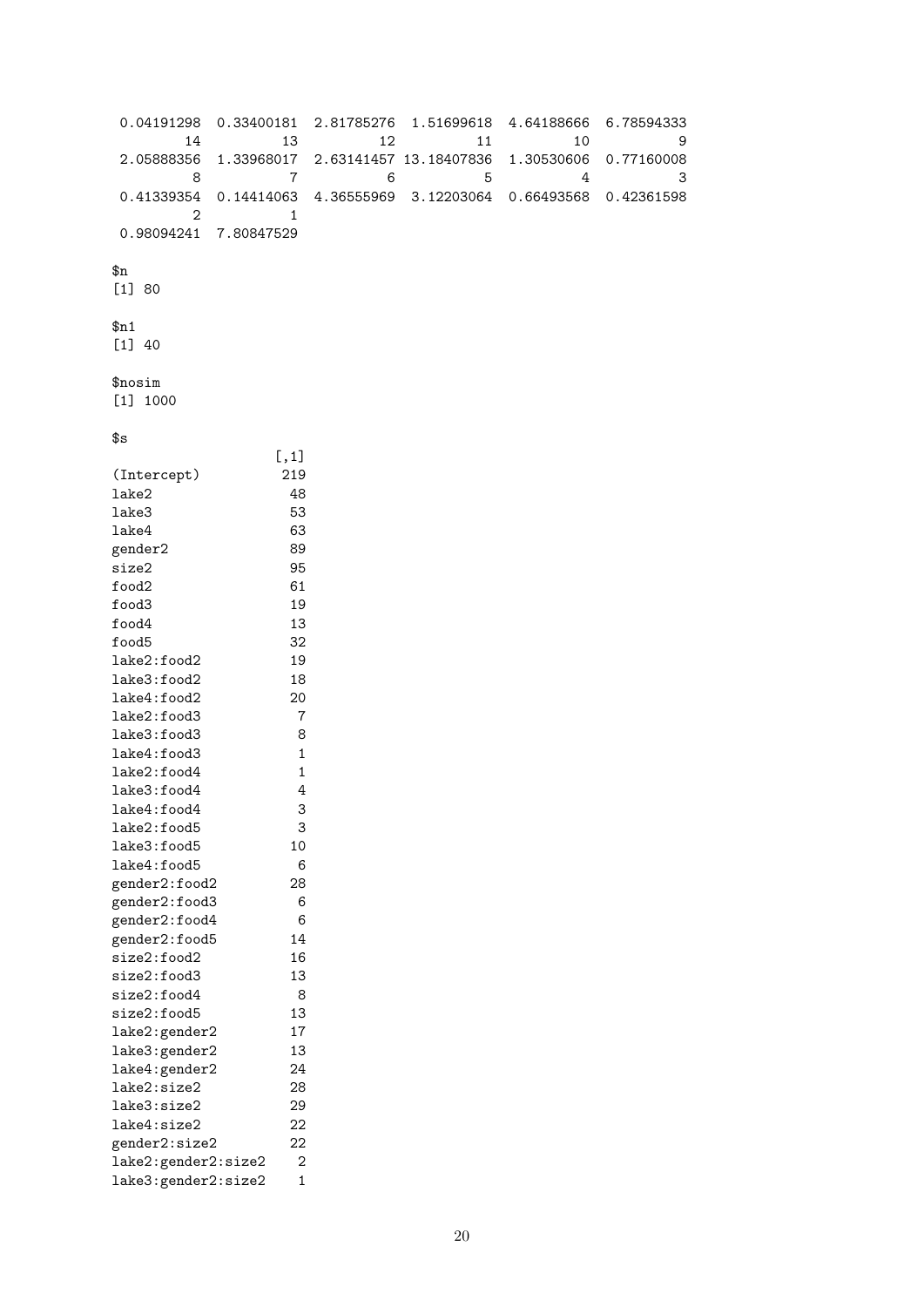```
 0.04191298  0.33400181  2.81785276  1.51699618  4.64188666  6.78594333 
        14          13          12          11          10           9 
 2.05888356  1.33968017  2.63141457 13.18407836  1.30530606  0.77160008 
         8           7           6           5           4           3 
 0.41339354  0.14414063  4.36555969  3.12203064  0.66493568  0.42361598 
         2           1 
 0.98094241  7.80847529 

$n
[1] 80

$n1
[1] 40

$nosim
[1] 1000

$s
                    [,1]
(Intercept)          219
lake2                 48
lake3                 53
lake4                 63
gender2               89
size2                 95
food2                 61
food3                 19
food4                 13
food5                 32
lake2:food2           19
lake3:food2           18
lake4:food2           20
lake2:food3            7
lake3:food3            8
lake4:food3            1
lake2:food4            1
lake3:food4            4
lake4:food4            3
lake2:food5            3
lake3:food5           10
lake4:food5            6
gender2:food2         28
gender2:food3          6
gender2:food4          6
gender2:food5         14
size2:food2           16
size2:food3           13
size2:food4            8
size2:food5           13
lake2:gender2         17
lake3:gender2         13
lake4:gender2         24
lake2:size2           28
lake3:size2           29
lake4:size2           22
gender2:size2         22
lake2:gender2:size2    2
lake3:gender2:size2    1
```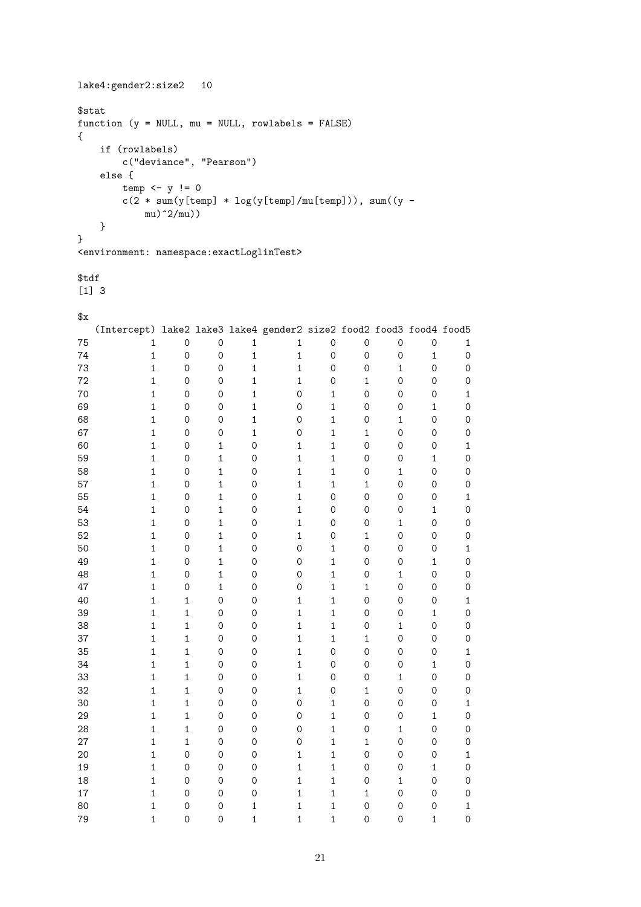```
lake4:gender2:size2   10

$stat
function (y = NULL, mu = NULL, rowlabels = FALSE)
{
    if (rowlabels)
        c("deviance", "Pearson")
    else {
        temp <- y != 0
        c(2 * sum(y[temp] * log(y[temp]/mu[temp])), sum((y -
            mu)^2/mu))
    }
}
<environment: namespace:exactLoglinTest>

$tdf
[1] 3

$x
   (Intercept) lake2 lake3 lake4 gender2 size2 food2 food3 food4 food5
75           1     0     0     1       1     0     0     0     0     1
74           1     0     0     1       1     0     0     0     1     0
73           1     0     0     1       1     0     0     1     0     0
72           1     0     0     1       1     0     1     0     0     0
70           1     0     0     1       0     1     0     0     0     1
69           1     0     0     1       0     1     0     0     1     0
68           1     0     0     1       0     1     0     1     0     0
67           1     0     0     1       0     1     1     0     0     0
60           1     0     1     0       1     1     0     0     0     1
59           1     0     1     0       1     1     0     0     1     0
58           1     0     1     0       1     1     0     1     0     0
57           1     0     1     0       1     1     1     0     0     0
55           1     0     1     0       1     0     0     0     0     1
54           1     0     1     0       1     0     0     0     1     0
53           1     0     1     0       1     0     0     1     0     0
52           1     0     1     0       1     0     1     0     0     0
50           1     0     1     0       0     1     0     0     0     1
49           1     0     1     0       0     1     0     0     1     0
48           1     0     1     0       0     1     0     1     0     0
47           1     0     1     0       0     1     1     0     0     0
40           1     1     0     0       1     1     0     0     0     1
39           1     1     0     0       1     1     0     0     1     0
38           1     1     0     0       1     1     0     1     0     0
37           1     1     0     0       1     1     1     0     0     0
35           1     1     0     0       1     0     0     0     0     1
34           1     1     0     0       1     0     0     0     1     0
33           1     1     0     0       1     0     0     1     0     0
32           1     1     0     0       1     0     1     0     0     0
30           1     1     0     0       0     1     0     0     0     1
29           1     1     0     0       0     1     0     0     1     0
28           1     1     0     0       0     1     0     1     0     0
27           1     1     0     0       0     1     1     0     0     0
20           1     0     0     0       1     1     0     0     0     1
19           1     0     0     0       1     1     0     0     1     0
18           1     0     0     0       1     1     0     1     0     0
17           1     0     0     0       1     1     1     0     0     0
80           1     0     0     1       1     1     0     0     0     1
79           1     0     0     1       1     1     0     0     1     0
```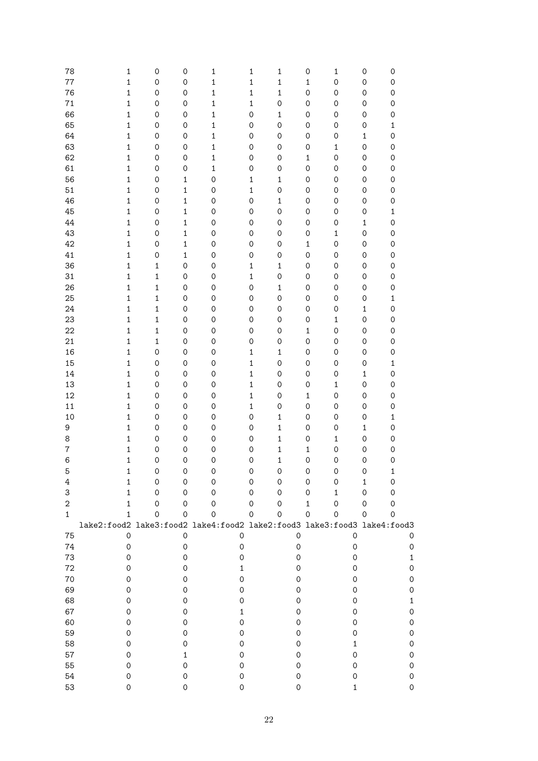```
78              1    0    0    1     1    1    0    1    0    0
77              1    0    0    1     1    1    1    0    0    0
76              1    0    0    1     1    1    0    0    0    0
71              1    0    0    1     1    0    0    0    0    0
66              1    0    0    1     0    1    0    0    0    0
65              1    0    0    1     0    0    0    0    0    1
64              1    0    0    1     0    0    0    0    1    0
63              1    0    0    1     0    0    0    1    0    0
62              1    0    0    1     0    0    1    0    0    0
61              1    0    0    1     0    0    0    0    0    0
56              1    0    1    0     1    1    0    0    0    0
51              1    0    1    0     1    0    0    0    0    0
46              1    0    1    0     0    1    0    0    0    0
45              1    0    1    0     0    0    0    0    0    1
44              1    0    1    0     0    0    0    0    1    0
43              1    0    1    0     0    0    0    1    0    0
42              1    0    1    0     0    0    1    0    0    0
41              1    0    1    0     0    0    0    0    0    0
36              1    1    0    0     1    1    0    0    0    0
31              1    1    0    0     1    0    0    0    0    0
26              1    1    0    0     0    1    0    0    0    0
25              1    1    0    0     0    0    0    0    0    1
24              1    1    0    0     0    0    0    0    1    0
23              1    1    0    0     0    0    0    1    0    0
22              1    1    0    0     0    0    1    0    0    0
21              1    1    0    0     0    0    0    0    0    0
16              1    0    0    0     1    1    0    0    0    0
15              1    0    0    0     1    0    0    0    0    1
14              1    0    0    0     1    0    0    0    1    0
13              1    0    0    0     1    0    0    1    0    0
12              1    0    0    0     1    0    1    0    0    0
11              1    0    0    0     1    0    0    0    0    0
10              1    0    0    0     0    1    0    0    0    1
9               1    0    0    0     0    1    0    0    1    0
8               1    0    0    0     0    1    0    1    0    0
7               1    0    0    0     0    1    1    0    0    0
6               1    0    0    0     0    1    0    0    0    0
5               1    0    0    0     0    0    0    0    0    1
4               1    0    0    0     0    0    0    0    1    0
3               1    0    0    0     0    0    0    1    0    0
2               1    0    0    0     0    0    1    0    0    0
1               1    0    0    0     0    0    0    0    0    0
   lake2:food2 lake3:food2 lake4:food2 lake2:food3 lake3:food3 lake4:food3
75           0           0           0           0           0           0
74           0           0           0           0           0           0
73           0           0           0           0           0           1
72           0           0           1           0           0           0
70           0           0           0           0           0           0
69           0           0           0           0           0           0
68           0           0           0           0           0           1
67           0           0           1           0           0           0
60           0           0           0           0           0           0
59           0           0           0           0           0           0
58           0           0           0           0           1           0
57           0           1           0           0           0           0
55           0           0           0           0           0           0
54           0           0           0           0           0           0
53           0           0           0           0           1           0
```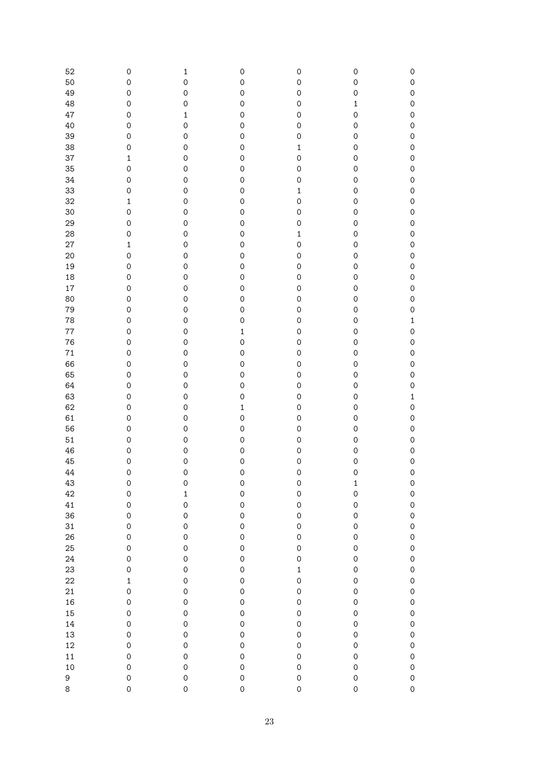| | | | | | | |
|---|---|---|---|---|---|---|
| 52 | 0 | 1 | 0 | 0 | 0 | 0 |
| 50 | 0 | 0 | 0 | 0 | 0 | 0 |
| 49 | 0 | 0 | 0 | 0 | 0 | 0 |
| 48 | 0 | 0 | 0 | 0 | 1 | 0 |
| 47 | 0 | 1 | 0 | 0 | 0 | 0 |
| 40 | 0 | 0 | 0 | 0 | 0 | 0 |
| 39 | 0 | 0 | 0 | 0 | 0 | 0 |
| 38 | 0 | 0 | 0 | 1 | 0 | 0 |
| 37 | 1 | 0 | 0 | 0 | 0 | 0 |
| 35 | 0 | 0 | 0 | 0 | 0 | 0 |
| 34 | 0 | 0 | 0 | 0 | 0 | 0 |
| 33 | 0 | 0 | 0 | 1 | 0 | 0 |
| 32 | 1 | 0 | 0 | 0 | 0 | 0 |
| 30 | 0 | 0 | 0 | 0 | 0 | 0 |
| 29 | 0 | 0 | 0 | 0 | 0 | 0 |
| 28 | 0 | 0 | 0 | 1 | 0 | 0 |
| 27 | 1 | 0 | 0 | 0 | 0 | 0 |
| 20 | 0 | 0 | 0 | 0 | 0 | 0 |
| 19 | 0 | 0 | 0 | 0 | 0 | 0 |
| 18 | 0 | 0 | 0 | 0 | 0 | 0 |
| 17 | 0 | 0 | 0 | 0 | 0 | 0 |
| 80 | 0 | 0 | 0 | 0 | 0 | 0 |
| 79 | 0 | 0 | 0 | 0 | 0 | 0 |
| 78 | 0 | 0 | 0 | 0 | 0 | 1 |
| 77 | 0 | 0 | 1 | 0 | 0 | 0 |
| 76 | 0 | 0 | 0 | 0 | 0 | 0 |
| 71 | 0 | 0 | 0 | 0 | 0 | 0 |
| 66 | 0 | 0 | 0 | 0 | 0 | 0 |
| 65 | 0 | 0 | 0 | 0 | 0 | 0 |
| 64 | 0 | 0 | 0 | 0 | 0 | 0 |
| 63 | 0 | 0 | 0 | 0 | 0 | 1 |
| 62 | 0 | 0 | 1 | 0 | 0 | 0 |
| 61 | 0 | 0 | 0 | 0 | 0 | 0 |
| 56 | 0 | 0 | 0 | 0 | 0 | 0 |
| 51 | 0 | 0 | 0 | 0 | 0 | 0 |
| 46 | 0 | 0 | 0 | 0 | 0 | 0 |
| 45 | 0 | 0 | 0 | 0 | 0 | 0 |
| 44 | 0 | 0 | 0 | 0 | 0 | 0 |
| 43 | 0 | 0 | 0 | 0 | 1 | 0 |
| 42 | 0 | 1 | 0 | 0 | 0 | 0 |
| 41 | 0 | 0 | 0 | 0 | 0 | 0 |
| 36 | 0 | 0 | 0 | 0 | 0 | 0 |
| 31 | 0 | 0 | 0 | 0 | 0 | 0 |
| 26 | 0 | 0 | 0 | 0 | 0 | 0 |
| 25 | 0 | 0 | 0 | 0 | 0 | 0 |
| 24 | 0 | 0 | 0 | 0 | 0 | 0 |
| 23 | 0 | 0 | 0 | 1 | 0 | 0 |
| 22 | 1 | 0 | 0 | 0 | 0 | 0 |
| 21 | 0 | 0 | 0 | 0 | 0 | 0 |
| 16 | 0 | 0 | 0 | 0 | 0 | 0 |
| 15 | 0 | 0 | 0 | 0 | 0 | 0 |
| 14 | 0 | 0 | 0 | 0 | 0 | 0 |
| 13 | 0 | 0 | 0 | 0 | 0 | 0 |
| 12 | 0 | 0 | 0 | 0 | 0 | 0 |
| 11 | 0 | 0 | 0 | 0 | 0 | 0 |
| 10 | 0 | 0 | 0 | 0 | 0 | 0 |
| 9 | 0 | 0 | 0 | 0 | 0 | 0 |
| 8 | 0 | 0 | 0 | 0 | 0 | 0 |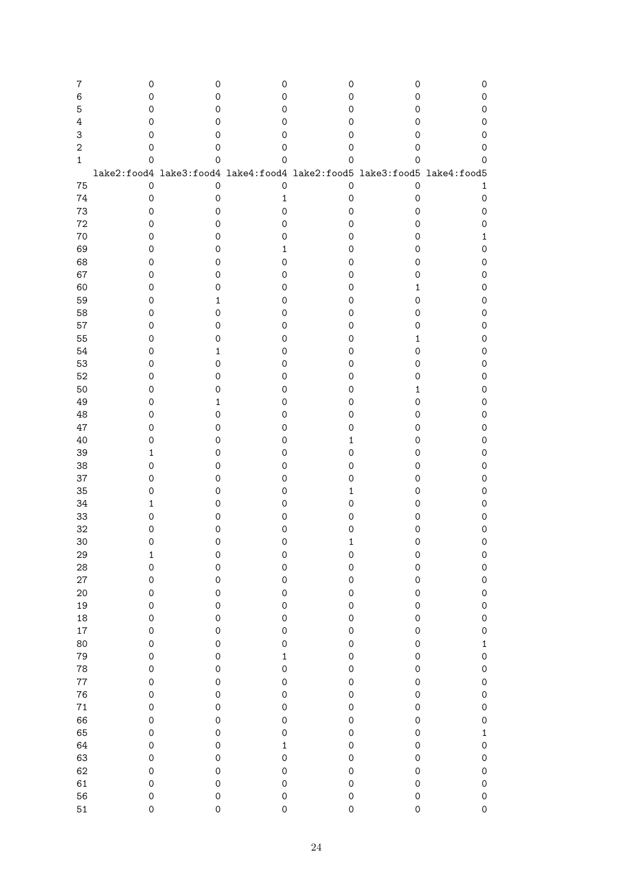```
7            0           0           0           0           0           0
6            0           0           0           0           0           0
5            0           0           0           0           0           0
4            0           0           0           0           0           0
3            0           0           0           0           0           0
2            0           0           0           0           0           0
1            0           0           0           0           0           0
   lake2:food4 lake3:food4 lake4:food4 lake2:food5 lake3:food5 lake4:food5
75           0           0           0           0           0           1
74           0           0           1           0           0           0
73           0           0           0           0           0           0
72           0           0           0           0           0           0
70           0           0           0           0           0           1
69           0           0           1           0           0           0
68           0           0           0           0           0           0
67           0           0           0           0           0           0
60           0           0           0           0           1           0
59           0           1           0           0           0           0
58           0           0           0           0           0           0
57           0           0           0           0           0           0
55           0           0           0           0           1           0
54           0           1           0           0           0           0
53           0           0           0           0           0           0
52           0           0           0           0           0           0
50           0           0           0           0           1           0
49           0           1           0           0           0           0
48           0           0           0           0           0           0
47           0           0           0           0           0           0
40           0           0           0           1           0           0
39           1           0           0           0           0           0
38           0           0           0           0           0           0
37           0           0           0           0           0           0
35           0           0           0           1           0           0
34           1           0           0           0           0           0
33           0           0           0           0           0           0
32           0           0           0           0           0           0
30           0           0           0           1           0           0
29           1           0           0           0           0           0
28           0           0           0           0           0           0
27           0           0           0           0           0           0
20           0           0           0           0           0           0
19           0           0           0           0           0           0
18           0           0           0           0           0           0
17           0           0           0           0           0           0
80           0           0           0           0           0           1
79           0           0           1           0           0           0
78           0           0           0           0           0           0
77           0           0           0           0           0           0
76           0           0           0           0           0           0
71           0           0           0           0           0           0
66           0           0           0           0           0           0
65           0           0           0           0           0           1
64           0           0           1           0           0           0
63           0           0           0           0           0           0
62           0           0           0           0           0           0
61           0           0           0           0           0           0
56           0           0           0           0           0           0
51           0           0           0           0           0           0
```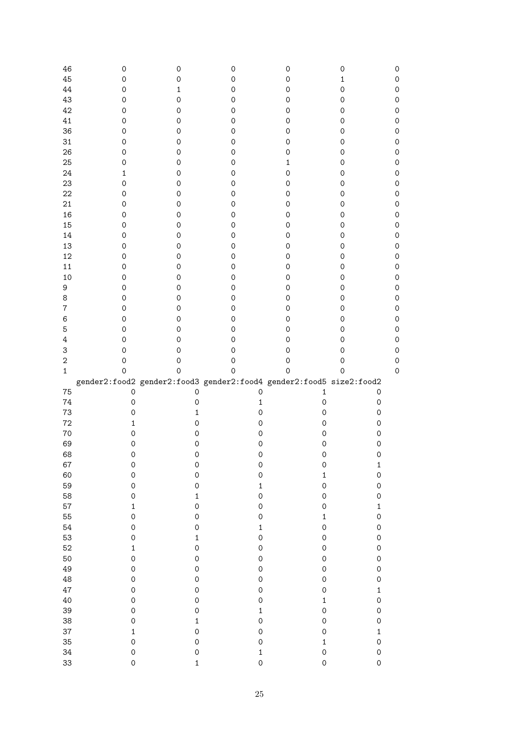```
46             0             0             0             0             0             0
45             0             0             0             0             1             0
44             0             1             0             0             0             0
43             0             0             0             0             0             0
42             0             0             0             0             0             0
41             0             0             0             0             0             0
36             0             0             0             0             0             0
31             0             0             0             0             0             0
26             0             0             0             0             0             0
25             0             0             0             1             0             0
24             1             0             0             0             0             0
23             0             0             0             0             0             0
22             0             0             0             0             0             0
21             0             0             0             0             0             0
16             0             0             0             0             0             0
15             0             0             0             0             0             0
14             0             0             0             0             0             0
13             0             0             0             0             0             0
12             0             0             0             0             0             0
11             0             0             0             0             0             0
10             0             0             0             0             0             0
9              0             0             0             0             0             0
8              0             0             0             0             0             0
7              0             0             0             0             0             0
6              0             0             0             0             0             0
5              0             0             0             0             0             0
4              0             0             0             0             0             0
3              0             0             0             0             0             0
2              0             0             0             0             0             0
1              0             0             0             0             0             0
   gender2:food2 gender2:food3 gender2:food4 gender2:food5 size2:food2
75             0             0             0             1           0
74             0             0             1             0           0
73             0             1             0             0           0
72             1             0             0             0           0
70             0             0             0             0           0
69             0             0             0             0           0
68             0             0             0             0           0
67             0             0             0             0           1
60             0             0             0             1           0
59             0             0             1             0           0
58             0             1             0             0           0
57             1             0             0             0           1
55             0             0             0             1           0
54             0             0             1             0           0
53             0             1             0             0           0
52             1             0             0             0           0
50             0             0             0             0           0
49             0             0             0             0           0
48             0             0             0             0           0
47             0             0             0             0           1
40             0             0             0             1           0
39             0             0             1             0           0
38             0             1             0             0           0
37             1             0             0             0           1
35             0             0             0             1           0
34             0             0             1             0           0
33             0             1             0             0           0
```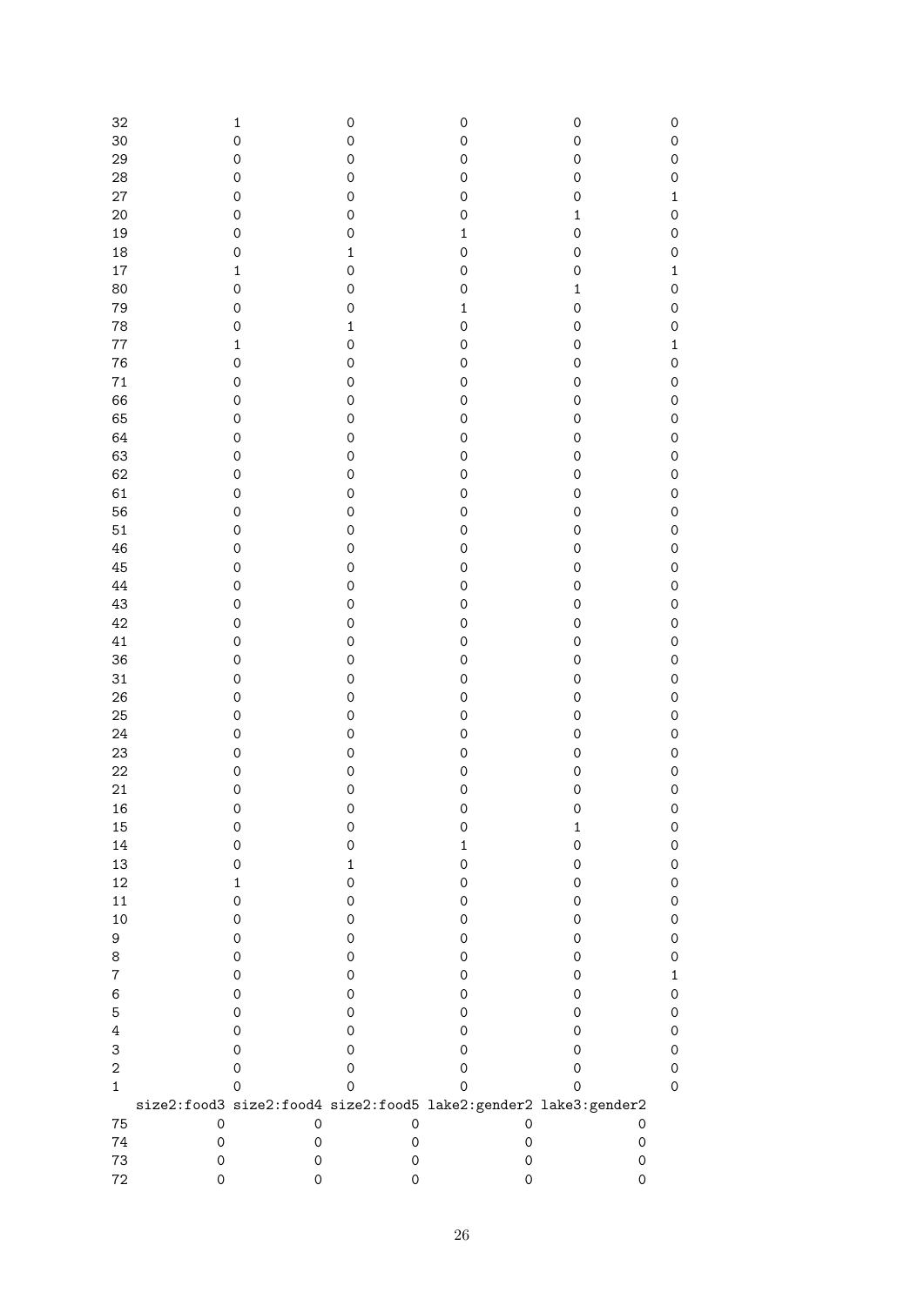```
32           1           0           0             0             0
30           0           0           0             0             0
29           0           0           0             0             0
28           0           0           0             0             0
27           0           0           0             0             1
20           0           0           0             1             0
19           0           0           1             0             0
18           0           1           0             0             0
17           1           0           0             0             1
80           0           0           0             1             0
79           0           0           1             0             0
78           0           1           0             0             0
77           1           0           0             0             1
76           0           0           0             0             0
71           0           0           0             0             0
66           0           0           0             0             0
65           0           0           0             0             0
64           0           0           0             0             0
63           0           0           0             0             0
62           0           0           0             0             0
61           0           0           0             0             0
56           0           0           0             0             0
51           0           0           0             0             0
46           0           0           0             0             0
45           0           0           0             0             0
44           0           0           0             0             0
43           0           0           0             0             0
42           0           0           0             0             0
41           0           0           0             0             0
36           0           0           0             0             0
31           0           0           0             0             0
26           0           0           0             0             0
25           0           0           0             0             0
24           0           0           0             0             0
23           0           0           0             0             0
22           0           0           0             0             0
21           0           0           0             0             0
16           0           0           0             0             0
15           0           0           0             1             0
14           0           0           1             0             0
13           0           1           0             0             0
12           1           0           0             0             0
11           0           0           0             0             0
10           0           0           0             0             0
9            0           0           0             0             0
8            0           0           0             0             0
7            0           0           0             0             1
6            0           0           0             0             0
5            0           0           0             0             0
4            0           0           0             0             0
3            0           0           0             0             0
2            0           0           0             0             0
1            0           0           0             0             0
   size2:food3 size2:food4 size2:food5 lake2:gender2 lake3:gender2
75           0           0           0             0             0
74           0           0           0             0             0
73           0           0           0             0             0
72           0           0           0             0             0
```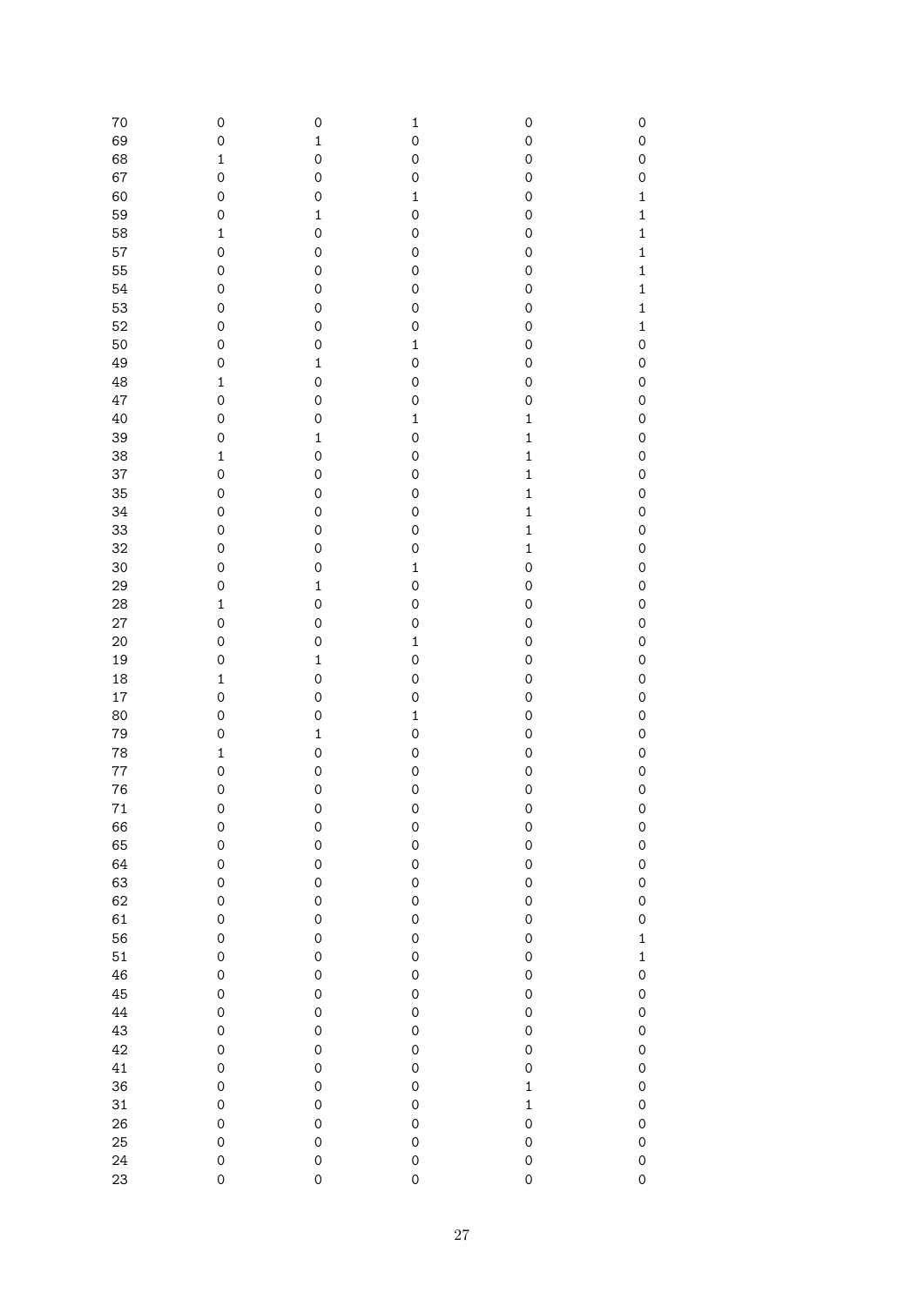| | | | | | |
|---|---|---|---|---|---|
| 70 | 0 | 0 | 1 | 0 | 0 |
| 69 | 0 | 1 | 0 | 0 | 0 |
| 68 | 1 | 0 | 0 | 0 | 0 |
| 67 | 0 | 0 | 0 | 0 | 0 |
| 60 | 0 | 0 | 1 | 0 | 1 |
| 59 | 0 | 1 | 0 | 0 | 1 |
| 58 | 1 | 0 | 0 | 0 | 1 |
| 57 | 0 | 0 | 0 | 0 | 1 |
| 55 | 0 | 0 | 0 | 0 | 1 |
| 54 | 0 | 0 | 0 | 0 | 1 |
| 53 | 0 | 0 | 0 | 0 | 1 |
| 52 | 0 | 0 | 0 | 0 | 1 |
| 50 | 0 | 0 | 1 | 0 | 0 |
| 49 | 0 | 1 | 0 | 0 | 0 |
| 48 | 1 | 0 | 0 | 0 | 0 |
| 47 | 0 | 0 | 0 | 0 | 0 |
| 40 | 0 | 0 | 1 | 1 | 0 |
| 39 | 0 | 1 | 0 | 1 | 0 |
| 38 | 1 | 0 | 0 | 1 | 0 |
| 37 | 0 | 0 | 0 | 1 | 0 |
| 35 | 0 | 0 | 0 | 1 | 0 |
| 34 | 0 | 0 | 0 | 1 | 0 |
| 33 | 0 | 0 | 0 | 1 | 0 |
| 32 | 0 | 0 | 0 | 1 | 0 |
| 30 | 0 | 0 | 1 | 0 | 0 |
| 29 | 0 | 1 | 0 | 0 | 0 |
| 28 | 1 | 0 | 0 | 0 | 0 |
| 27 | 0 | 0 | 0 | 0 | 0 |
| 20 | 0 | 0 | 1 | 0 | 0 |
| 19 | 0 | 1 | 0 | 0 | 0 |
| 18 | 1 | 0 | 0 | 0 | 0 |
| 17 | 0 | 0 | 0 | 0 | 0 |
| 80 | 0 | 0 | 1 | 0 | 0 |
| 79 | 0 | 1 | 0 | 0 | 0 |
| 78 | 1 | 0 | 0 | 0 | 0 |
| 77 | 0 | 0 | 0 | 0 | 0 |
| 76 | 0 | 0 | 0 | 0 | 0 |
| 71 | 0 | 0 | 0 | 0 | 0 |
| 66 | 0 | 0 | 0 | 0 | 0 |
| 65 | 0 | 0 | 0 | 0 | 0 |
| 64 | 0 | 0 | 0 | 0 | 0 |
| 63 | 0 | 0 | 0 | 0 | 0 |
| 62 | 0 | 0 | 0 | 0 | 0 |
| 61 | 0 | 0 | 0 | 0 | 0 |
| 56 | 0 | 0 | 0 | 0 | 1 |
| 51 | 0 | 0 | 0 | 0 | 1 |
| 46 | 0 | 0 | 0 | 0 | 0 |
| 45 | 0 | 0 | 0 | 0 | 0 |
| 44 | 0 | 0 | 0 | 0 | 0 |
| 43 | 0 | 0 | 0 | 0 | 0 |
| 42 | 0 | 0 | 0 | 0 | 0 |
| 41 | 0 | 0 | 0 | 0 | 0 |
| 36 | 0 | 0 | 0 | 1 | 0 |
| 31 | 0 | 0 | 0 | 1 | 0 |
| 26 | 0 | 0 | 0 | 0 | 0 |
| 25 | 0 | 0 | 0 | 0 | 0 |
| 24 | 0 | 0 | 0 | 0 | 0 |
| 23 | 0 | 0 | 0 | 0 | 0 |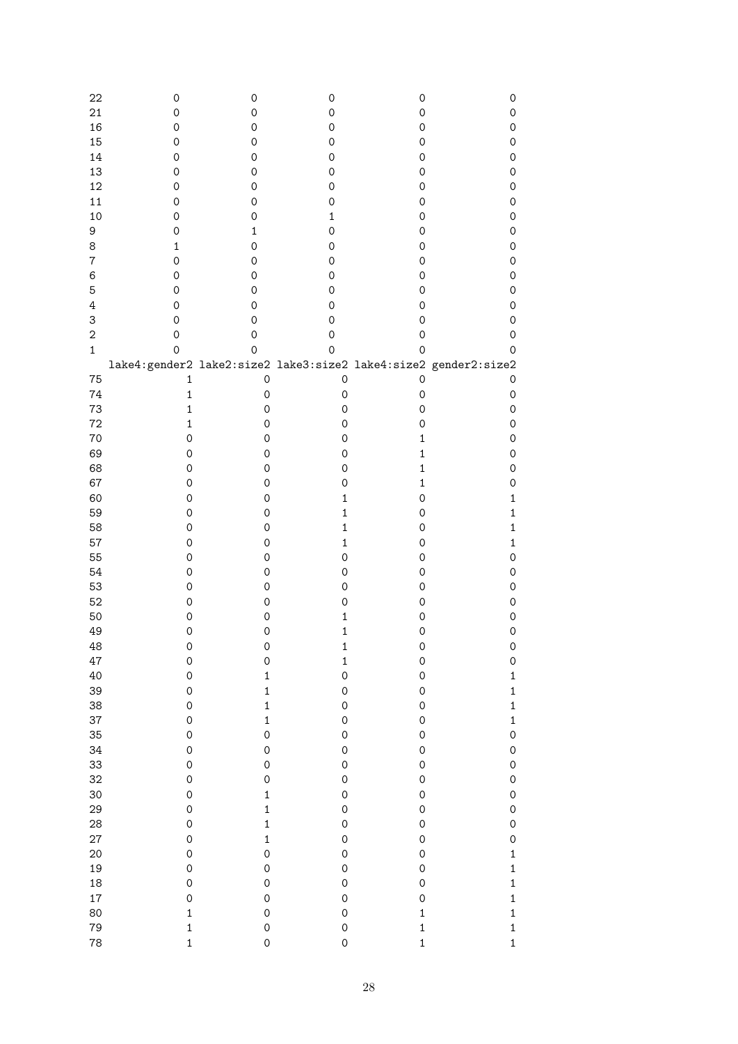```
22           0            0            0            0             0
21           0            0            0            0             0
16           0            0            0            0             0
15           0            0            0            0             0
14           0            0            0            0             0
13           0            0            0            0             0
12           0            0            0            0             0
11           0            0            0            0             0
10           0            0            1            0             0
9            0            1            0            0             0
8            1            0            0            0             0
7            0            0            0            0             0
6            0            0            0            0             0
5            0            0            0            0             0
4            0            0            0            0             0
3            0            0            0            0             0
2            0            0            0            0             0
1            0            0            0            0             0
   lake4:gender2 lake2:size2 lake3:size2 lake4:size2 gender2:size2
75             1           0           0           0             0
74             1           0           0           0             0
73             1           0           0           0             0
72             1           0           0           0             0
70             0           0           0           1             0
69             0           0           0           1             0
68             0           0           0           1             0
67             0           0           0           1             0
60             0           0           1           0             1
59             0           0           1           0             1
58             0           0           1           0             1
57             0           0           1           0             1
55             0           0           0           0             0
54             0           0           0           0             0
53             0           0           0           0             0
52             0           0           0           0             0
50             0           0           1           0             0
49             0           0           1           0             0
48             0           0           1           0             0
47             0           0           1           0             0
40             0           1           0           0             1
39             0           1           0           0             1
38             0           1           0           0             1
37             0           1           0           0             1
35             0           0           0           0             0
34             0           0           0           0             0
33             0           0           0           0             0
32             0           0           0           0             0
30             0           1           0           0             0
29             0           1           0           0             0
28             0           1           0           0             0
27             0           1           0           0             0
20             0           0           0           0             1
19             0           0           0           0             1
18             0           0           0           0             1
17             0           0           0           0             1
80             1           0           0           1             1
79             1           0           0           1             1
78             1           0           0           1             1
```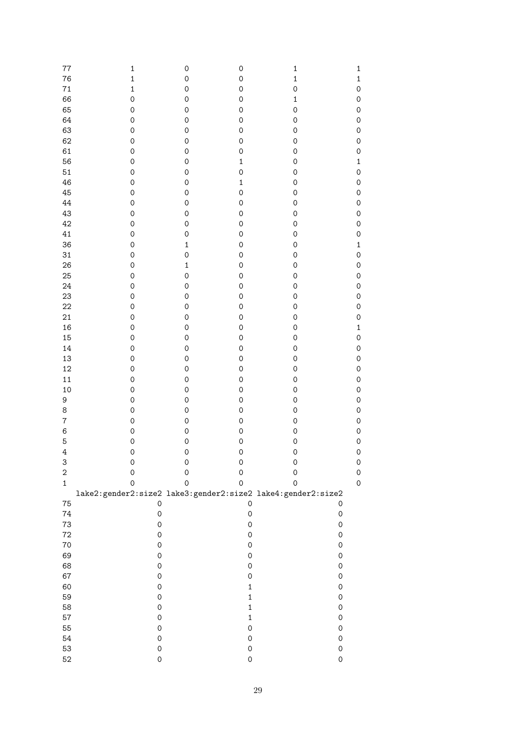```
77              1            0            0            1            1
76              1            0            0            1            1
71              1            0            0            0            0
66              0            0            0            1            0
65              0            0            0            0            0
64              0            0            0            0            0
63              0            0            0            0            0
62              0            0            0            0            0
61              0            0            0            0            0
56              0            0            1            0            1
51              0            0            0            0            0
46              0            0            1            0            0
45              0            0            0            0            0
44              0            0            0            0            0
43              0            0            0            0            0
42              0            0            0            0            0
41              0            0            0            0            0
36              0            1            0            0            1
31              0            0            0            0            0
26              0            1            0            0            0
25              0            0            0            0            0
24              0            0            0            0            0
23              0            0            0            0            0
22              0            0            0            0            0
21              0            0            0            0            0
16              0            0            0            0            1
15              0            0            0            0            0
14              0            0            0            0            0
13              0            0            0            0            0
12              0            0            0            0            0
11              0            0            0            0            0
10              0            0            0            0            0
9               0            0            0            0            0
8               0            0            0            0            0
7               0            0            0            0            0
6               0            0            0            0            0
5               0            0            0            0            0
4               0            0            0            0            0
3               0            0            0            0            0
2               0            0            0            0            0
1               0            0            0            0            0
   lake2:gender2:size2 lake3:gender2:size2 lake4:gender2:size2
75                   0                   0                   0
74                   0                   0                   0
73                   0                   0                   0
72                   0                   0                   0
70                   0                   0                   0
69                   0                   0                   0
68                   0                   0                   0
67                   0                   0                   0
60                   0                   1                   0
59                   0                   1                   0
58                   0                   1                   0
57                   0                   1                   0
55                   0                   0                   0
54                   0                   0                   0
53                   0                   0                   0
52                   0                   0                   0
```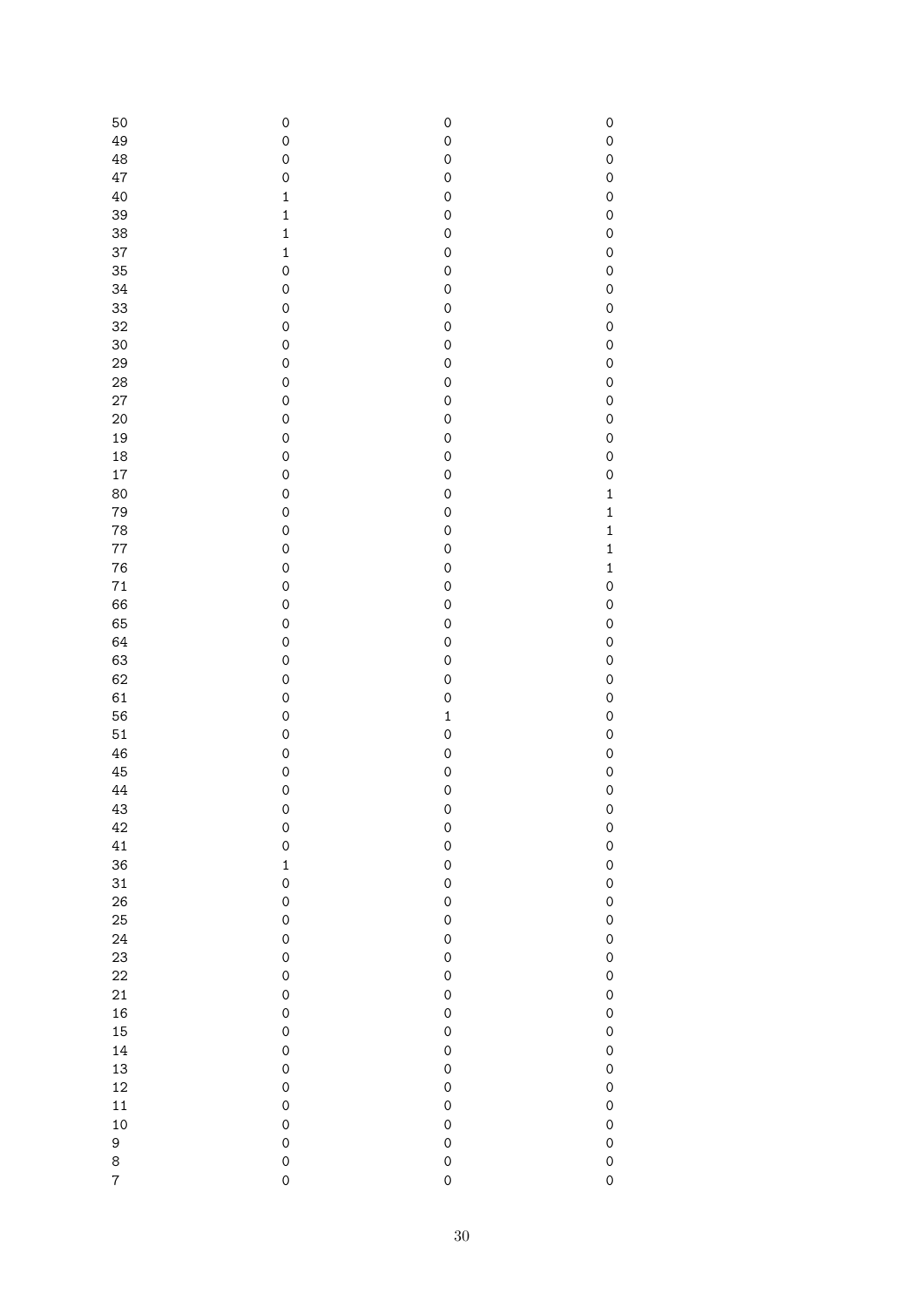|  |  |  |  |
|---|---|---|---|
| 50 | 0 | 0 | 0 |
| 49 | 0 | 0 | 0 |
| 48 | 0 | 0 | 0 |
| 47 | 0 | 0 | 0 |
| 40 | 1 | 0 | 0 |
| 39 | 1 | 0 | 0 |
| 38 | 1 | 0 | 0 |
| 37 | 1 | 0 | 0 |
| 35 | 0 | 0 | 0 |
| 34 | 0 | 0 | 0 |
| 33 | 0 | 0 | 0 |
| 32 | 0 | 0 | 0 |
| 30 | 0 | 0 | 0 |
| 29 | 0 | 0 | 0 |
| 28 | 0 | 0 | 0 |
| 27 | 0 | 0 | 0 |
| 20 | 0 | 0 | 0 |
| 19 | 0 | 0 | 0 |
| 18 | 0 | 0 | 0 |
| 17 | 0 | 0 | 0 |
| 80 | 0 | 0 | 1 |
| 79 | 0 | 0 | 1 |
| 78 | 0 | 0 | 1 |
| 77 | 0 | 0 | 1 |
| 76 | 0 | 0 | 1 |
| 71 | 0 | 0 | 0 |
| 66 | 0 | 0 | 0 |
| 65 | 0 | 0 | 0 |
| 64 | 0 | 0 | 0 |
| 63 | 0 | 0 | 0 |
| 62 | 0 | 0 | 0 |
| 61 | 0 | 0 | 0 |
| 56 | 0 | 1 | 0 |
| 51 | 0 | 0 | 0 |
| 46 | 0 | 0 | 0 |
| 45 | 0 | 0 | 0 |
| 44 | 0 | 0 | 0 |
| 43 | 0 | 0 | 0 |
| 42 | 0 | 0 | 0 |
| 41 | 0 | 0 | 0 |
| 36 | 1 | 0 | 0 |
| 31 | 0 | 0 | 0 |
| 26 | 0 | 0 | 0 |
| 25 | 0 | 0 | 0 |
| 24 | 0 | 0 | 0 |
| 23 | 0 | 0 | 0 |
| 22 | 0 | 0 | 0 |
| 21 | 0 | 0 | 0 |
| 16 | 0 | 0 | 0 |
| 15 | 0 | 0 | 0 |
| 14 | 0 | 0 | 0 |
| 13 | 0 | 0 | 0 |
| 12 | 0 | 0 | 0 |
| 11 | 0 | 0 | 0 |
| 10 | 0 | 0 | 0 |
| 9 | 0 | 0 | 0 |
| 8 | 0 | 0 | 0 |
| 7 | 0 | 0 | 0 |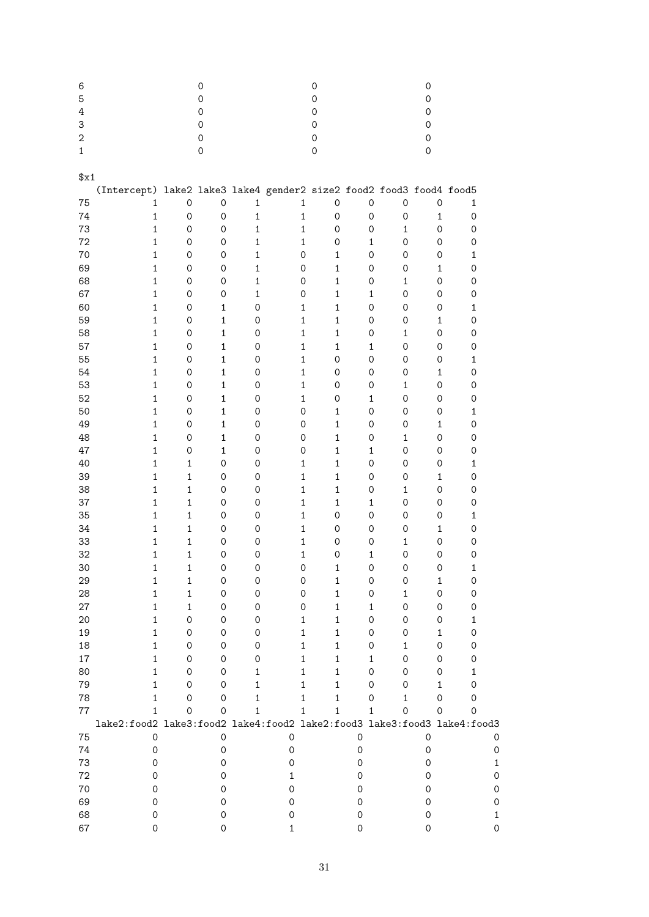```
6                     0                     0                     0
5                     0                     0                     0
4                     0                     0                     0
3                     0                     0                     0
2                     0                     0                     0
1                     0                     0                     0

$x1
   (Intercept) lake2 lake3 lake4 gender2 size2 food2 food3 food4 food5
75           1     0     0     1       1     0     0     0     0     1
74           1     0     0     1       1     0     0     0     1     0
73           1     0     0     1       1     0     0     1     0     0
72           1     0     0     1       1     0     1     0     0     0
70           1     0     0     1       0     1     0     0     0     1
69           1     0     0     1       0     1     0     0     1     0
68           1     0     0     1       0     1     0     1     0     0
67           1     0     0     1       0     1     1     0     0     0
60           1     0     1     0       1     1     0     0     0     1
59           1     0     1     0       1     1     0     0     1     0
58           1     0     1     0       1     1     0     1     0     0
57           1     0     1     0       1     1     1     0     0     0
55           1     0     1     0       1     0     0     0     0     1
54           1     0     1     0       1     0     0     0     1     0
53           1     0     1     0       1     0     0     1     0     0
52           1     0     1     0       1     0     1     0     0     0
50           1     0     1     0       0     1     0     0     0     1
49           1     0     1     0       0     1     0     0     1     0
48           1     0     1     0       0     1     0     1     0     0
47           1     0     1     0       0     1     1     0     0     0
40           1     1     0     0       1     1     0     0     0     1
39           1     1     0     0       1     1     0     0     1     0
38           1     1     0     0       1     1     0     1     0     0
37           1     1     0     0       1     1     1     0     0     0
35           1     1     0     0       1     0     0     0     0     1
34           1     1     0     0       1     0     0     0     1     0
33           1     1     0     0       1     0     0     1     0     0
32           1     1     0     0       1     0     1     0     0     0
30           1     1     0     0       0     1     0     0     0     1
29           1     1     0     0       0     1     0     0     1     0
28           1     1     0     0       0     1     0     1     0     0
27           1     1     0     0       0     1     1     0     0     0
20           1     0     0     0       1     1     0     0     0     1
19           1     0     0     0       1     1     0     0     1     0
18           1     0     0     0       1     1     0     1     0     0
17           1     0     0     0       1     1     1     0     0     0
80           1     0     0     1       1     1     0     0     0     1
79           1     0     0     1       1     1     0     0     1     0
78           1     0     0     1       1     1     0     1     0     0
77           1     0     0     1       1     1     1     0     0     0
   lake2:food2 lake3:food2 lake4:food2 lake2:food3 lake3:food3 lake4:food3
75           0           0           0           0           0           0
74           0           0           0           0           0           0
73           0           0           0           0           0           1
72           0           0           1           0           0           0
70           0           0           0           0           0           0
69           0           0           0           0           0           0
68           0           0           0           0           0           1
67           0           0           1           0           0           0
```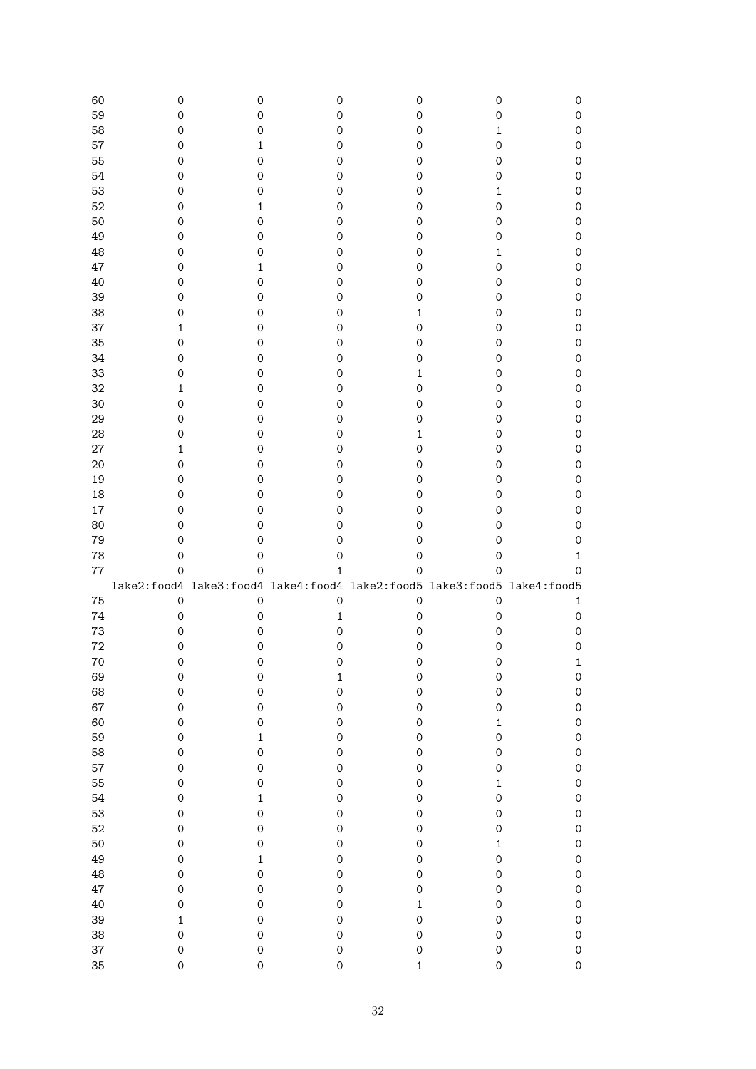| | | | | | | |
|---|---|---|---|---|---|---|
| 60 | 0 | 0 | 0 | 0 | 0 | 0 |
| 59 | 0 | 0 | 0 | 0 | 0 | 0 |
| 58 | 0 | 0 | 0 | 0 | 1 | 0 |
| 57 | 0 | 1 | 0 | 0 | 0 | 0 |
| 55 | 0 | 0 | 0 | 0 | 0 | 0 |
| 54 | 0 | 0 | 0 | 0 | 0 | 0 |
| 53 | 0 | 0 | 0 | 0 | 1 | 0 |
| 52 | 0 | 1 | 0 | 0 | 0 | 0 |
| 50 | 0 | 0 | 0 | 0 | 0 | 0 |
| 49 | 0 | 0 | 0 | 0 | 0 | 0 |
| 48 | 0 | 0 | 0 | 0 | 1 | 0 |
| 47 | 0 | 1 | 0 | 0 | 0 | 0 |
| 40 | 0 | 0 | 0 | 0 | 0 | 0 |
| 39 | 0 | 0 | 0 | 0 | 0 | 0 |
| 38 | 0 | 0 | 0 | 1 | 0 | 0 |
| 37 | 1 | 0 | 0 | 0 | 0 | 0 |
| 35 | 0 | 0 | 0 | 0 | 0 | 0 |
| 34 | 0 | 0 | 0 | 0 | 0 | 0 |
| 33 | 0 | 0 | 0 | 1 | 0 | 0 |
| 32 | 1 | 0 | 0 | 0 | 0 | 0 |
| 30 | 0 | 0 | 0 | 0 | 0 | 0 |
| 29 | 0 | 0 | 0 | 0 | 0 | 0 |
| 28 | 0 | 0 | 0 | 1 | 0 | 0 |
| 27 | 1 | 0 | 0 | 0 | 0 | 0 |
| 20 | 0 | 0 | 0 | 0 | 0 | 0 |
| 19 | 0 | 0 | 0 | 0 | 0 | 0 |
| 18 | 0 | 0 | 0 | 0 | 0 | 0 |
| 17 | 0 | 0 | 0 | 0 | 0 | 0 |
| 80 | 0 | 0 | 0 | 0 | 0 | 0 |
| 79 | 0 | 0 | 0 | 0 | 0 | 0 |
| 78 | 0 | 0 | 0 | 0 | 0 | 1 |
| 77 | 0 | 0 | 1 | 0 | 0 | 0 |

| | lake2:food4 | lake3:food4 | lake4:food4 | lake2:food5 | lake3:food5 | lake4:food5 |
|---|---|---|---|---|---|---|
| 75 | 0 | 0 | 0 | 0 | 0 | 1 |
| 74 | 0 | 0 | 1 | 0 | 0 | 0 |
| 73 | 0 | 0 | 0 | 0 | 0 | 0 |
| 72 | 0 | 0 | 0 | 0 | 0 | 0 |
| 70 | 0 | 0 | 0 | 0 | 0 | 1 |
| 69 | 0 | 0 | 1 | 0 | 0 | 0 |
| 68 | 0 | 0 | 0 | 0 | 0 | 0 |
| 67 | 0 | 0 | 0 | 0 | 0 | 0 |
| 60 | 0 | 0 | 0 | 0 | 1 | 0 |
| 59 | 0 | 1 | 0 | 0 | 0 | 0 |
| 58 | 0 | 0 | 0 | 0 | 0 | 0 |
| 57 | 0 | 0 | 0 | 0 | 0 | 0 |
| 55 | 0 | 0 | 0 | 0 | 1 | 0 |
| 54 | 0 | 1 | 0 | 0 | 0 | 0 |
| 53 | 0 | 0 | 0 | 0 | 0 | 0 |
| 52 | 0 | 0 | 0 | 0 | 0 | 0 |
| 50 | 0 | 0 | 0 | 0 | 1 | 0 |
| 49 | 0 | 1 | 0 | 0 | 0 | 0 |
| 48 | 0 | 0 | 0 | 0 | 0 | 0 |
| 47 | 0 | 0 | 0 | 0 | 0 | 0 |
| 40 | 0 | 0 | 0 | 1 | 0 | 0 |
| 39 | 1 | 0 | 0 | 0 | 0 | 0 |
| 38 | 0 | 0 | 0 | 0 | 0 | 0 |
| 37 | 0 | 0 | 0 | 0 | 0 | 0 |
| 35 | 0 | 0 | 0 | 1 | 0 | 0 |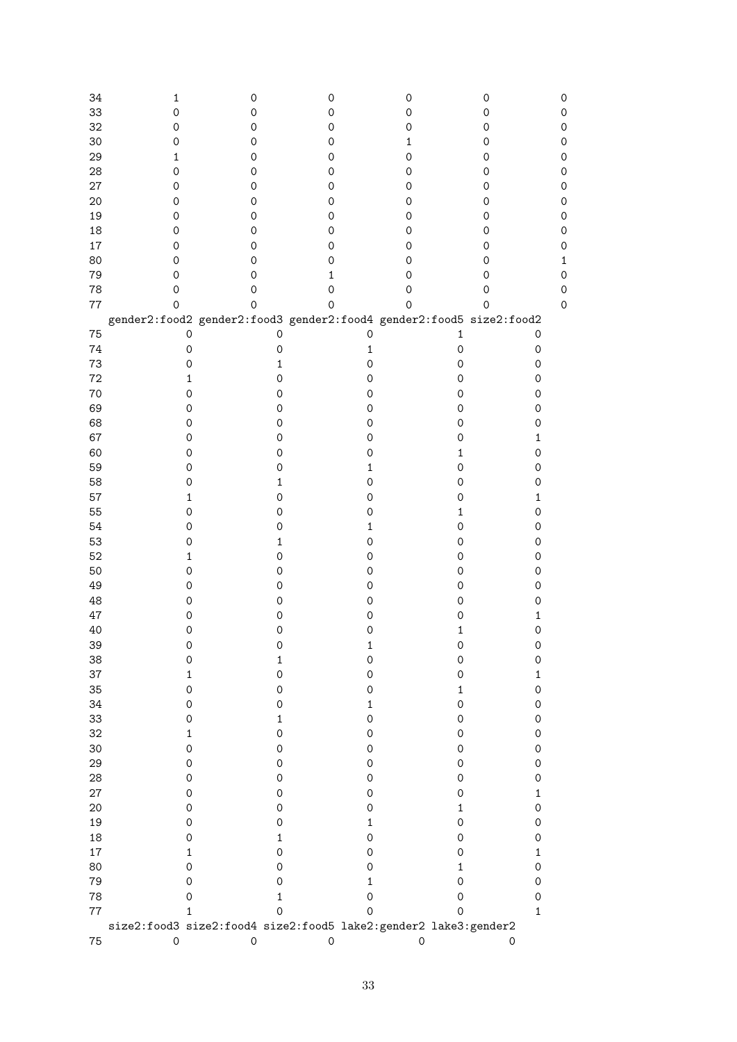```
34           1            0            0            0            0            0
33           0            0            0            0            0            0
32           0            0            0            0            0            0
30           0            0            0            1            0            0
29           1            0            0            0            0            0
28           0            0            0            0            0            0
27           0            0            0            0            0            0
20           0            0            0            0            0            0
19           0            0            0            0            0            0
18           0            0            0            0            0            0
17           0            0            0            0            0            0
80           0            0            0            0            0            1
79           0            0            1            0            0            0
78           0            0            0            0            0            0
77           0            0            0            0            0            0
   gender2:food2 gender2:food3 gender2:food4 gender2:food5 size2:food2
75             0             0             0             1           0
74             0             0             1             0           0
73             0             1             0             0           0
72             1             0             0             0           0
70             0             0             0             0           0
69             0             0             0             0           0
68             0             0             0             0           0
67             0             0             0             0           1
60             0             0             0             1           0
59             0             0             1             0           0
58             0             1             0             0           0
57             1             0             0             0           1
55             0             0             0             1           0
54             0             0             1             0           0
53             0             1             0             0           0
52             1             0             0             0           0
50             0             0             0             0           0
49             0             0             0             0           0
48             0             0             0             0           0
47             0             0             0             0           1
40             0             0             0             1           0
39             0             0             1             0           0
38             0             1             0             0           0
37             1             0             0             0           1
35             0             0             0             1           0
34             0             0             1             0           0
33             0             1             0             0           0
32             1             0             0             0           0
30             0             0             0             0           0
29             0             0             0             0           0
28             0             0             0             0           0
27             0             0             0             0           1
20             0             0             0             1           0
19             0             0             1             0           0
18             0             1             0             0           0
17             1             0             0             0           1
80             0             0             0             1           0
79             0             0             1             0           0
78             0             1             0             0           0
77             1             0             0             0           1
   size2:food3 size2:food4 size2:food5 lake2:gender2 lake3:gender2
75           0           0           0             0             0
```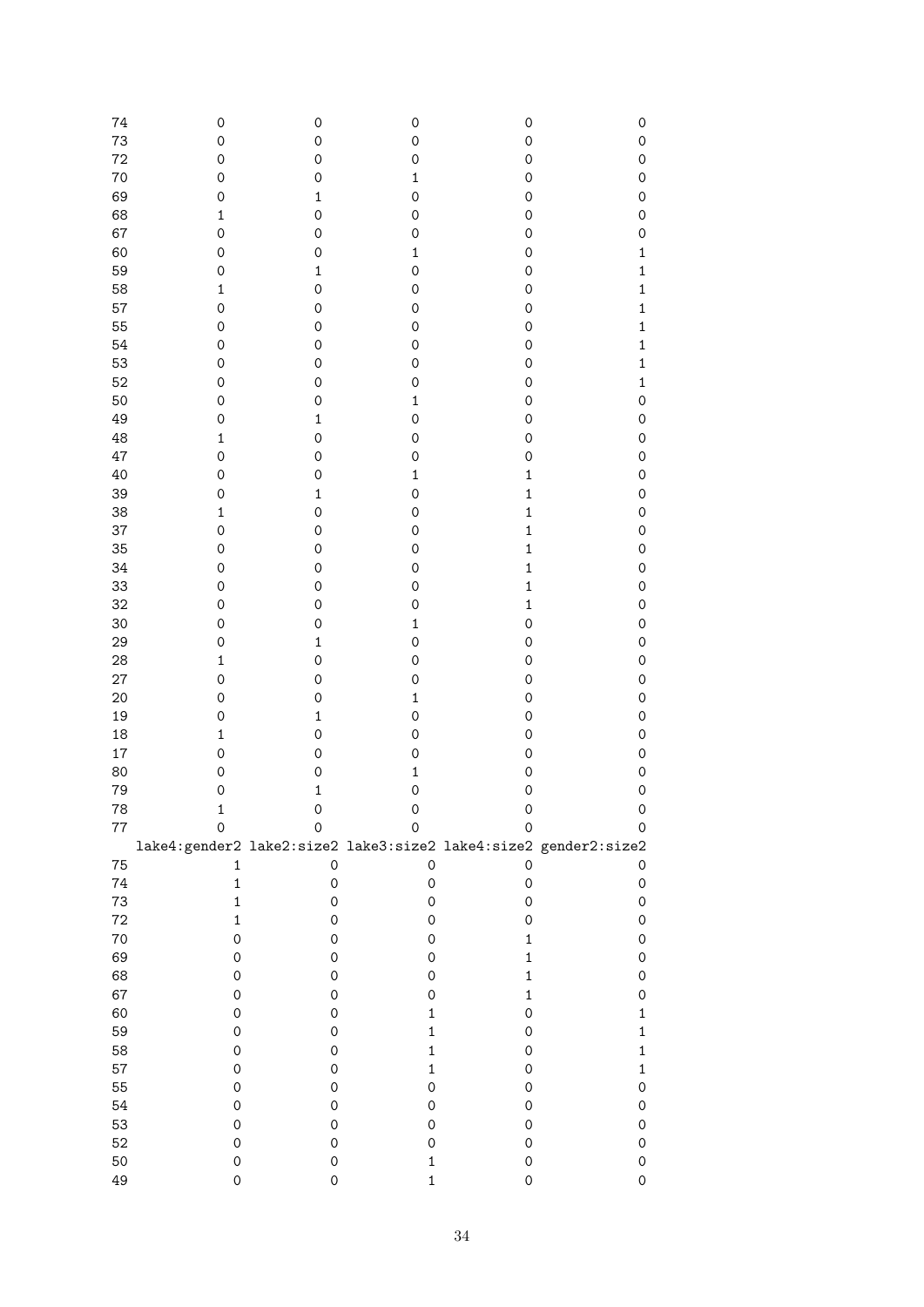```
74             0             0             0             0             0
73             0             0             0             0             0
72             0             0             0             0             0
70             0             0             1             0             0
69             0             1             0             0             0
68             1             0             0             0             0
67             0             0             0             0             0
60             0             0             1             0             1
59             0             1             0             0             1
58             1             0             0             0             1
57             0             0             0             0             1
55             0             0             0             0             1
54             0             0             0             0             1
53             0             0             0             0             1
52             0             0             0             0             1
50             0             0             1             0             0
49             0             1             0             0             0
48             1             0             0             0             0
47             0             0             0             0             0
40             0             0             1             1             0
39             0             1             0             1             0
38             1             0             0             1             0
37             0             0             0             1             0
35             0             0             0             1             0
34             0             0             0             1             0
33             0             0             0             1             0
32             0             0             0             1             0
30             0             0             1             0             0
29             0             1             0             0             0
28             1             0             0             0             0
27             0             0             0             0             0
20             0             0             1             0             0
19             0             1             0             0             0
18             1             0             0             0             0
17             0             0             0             0             0
80             0             0             1             0             0
79             0             1             0             0             0
78             1             0             0             0             0
77             0             0             0             0             0
   lake4:gender2 lake2:size2 lake3:size2 lake4:size2 gender2:size2
75             1           0           0           0             0
74             1           0           0           0             0
73             1           0           0           0             0
72             1           0           0           0             0
70             0           0           0           1             0
69             0           0           0           1             0
68             0           0           0           1             0
67             0           0           0           1             0
60             0           0           1           0             1
59             0           0           1           0             1
58             0           0           1           0             1
57             0           0           1           0             1
55             0           0           0           0             0
54             0           0           0           0             0
53             0           0           0           0             0
52             0           0           0           0             0
50             0           0           1           0             0
49             0           0           1           0             0
```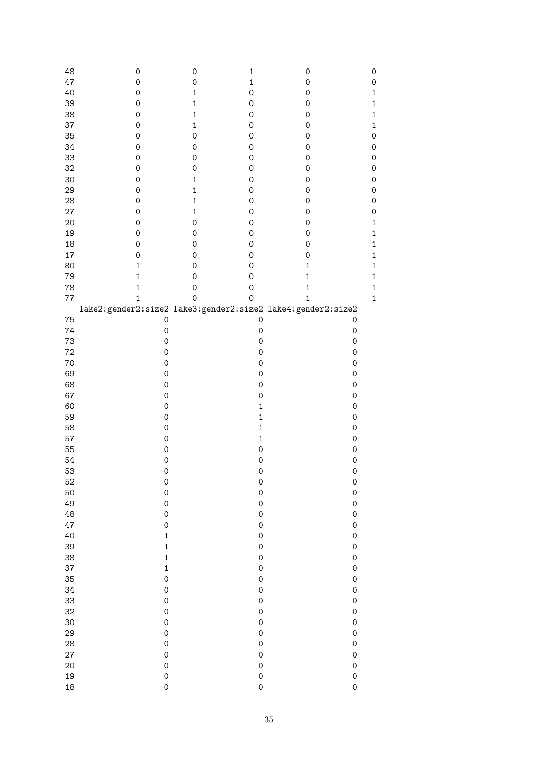```
48                  0            0            1            0            0
47                  0            0            1            0            0
40                  0            1            0            0            1
39                  0            1            0            0            1
38                  0            1            0            0            1
37                  0            1            0            0            1
35                  0            0            0            0            0
34                  0            0            0            0            0
33                  0            0            0            0            0
32                  0            0            0            0            0
30                  0            1            0            0            0
29                  0            1            0            0            0
28                  0            1            0            0            0
27                  0            1            0            0            0
20                  0            0            0            0            1
19                  0            0            0            0            1
18                  0            0            0            0            1
17                  0            0            0            0            1
80                  1            0            0            1            1
79                  1            0            0            1            1
78                  1            0            0            1            1
77                  1            0            0            1            1
   lake2:gender2:size2 lake3:gender2:size2 lake4:gender2:size2
75                   0                   0                   0
74                   0                   0                   0
73                   0                   0                   0
72                   0                   0                   0
70                   0                   0                   0
69                   0                   0                   0
68                   0                   0                   0
67                   0                   0                   0
60                   0                   1                   0
59                   0                   1                   0
58                   0                   1                   0
57                   0                   1                   0
55                   0                   0                   0
54                   0                   0                   0
53                   0                   0                   0
52                   0                   0                   0
50                   0                   0                   0
49                   0                   0                   0
48                   0                   0                   0
47                   0                   0                   0
40                   1                   0                   0
39                   1                   0                   0
38                   1                   0                   0
37                   1                   0                   0
35                   0                   0                   0
34                   0                   0                   0
33                   0                   0                   0
32                   0                   0                   0
30                   0                   0                   0
29                   0                   0                   0
28                   0                   0                   0
27                   0                   0                   0
20                   0                   0                   0
19                   0                   0                   0
18                   0                   0                   0
```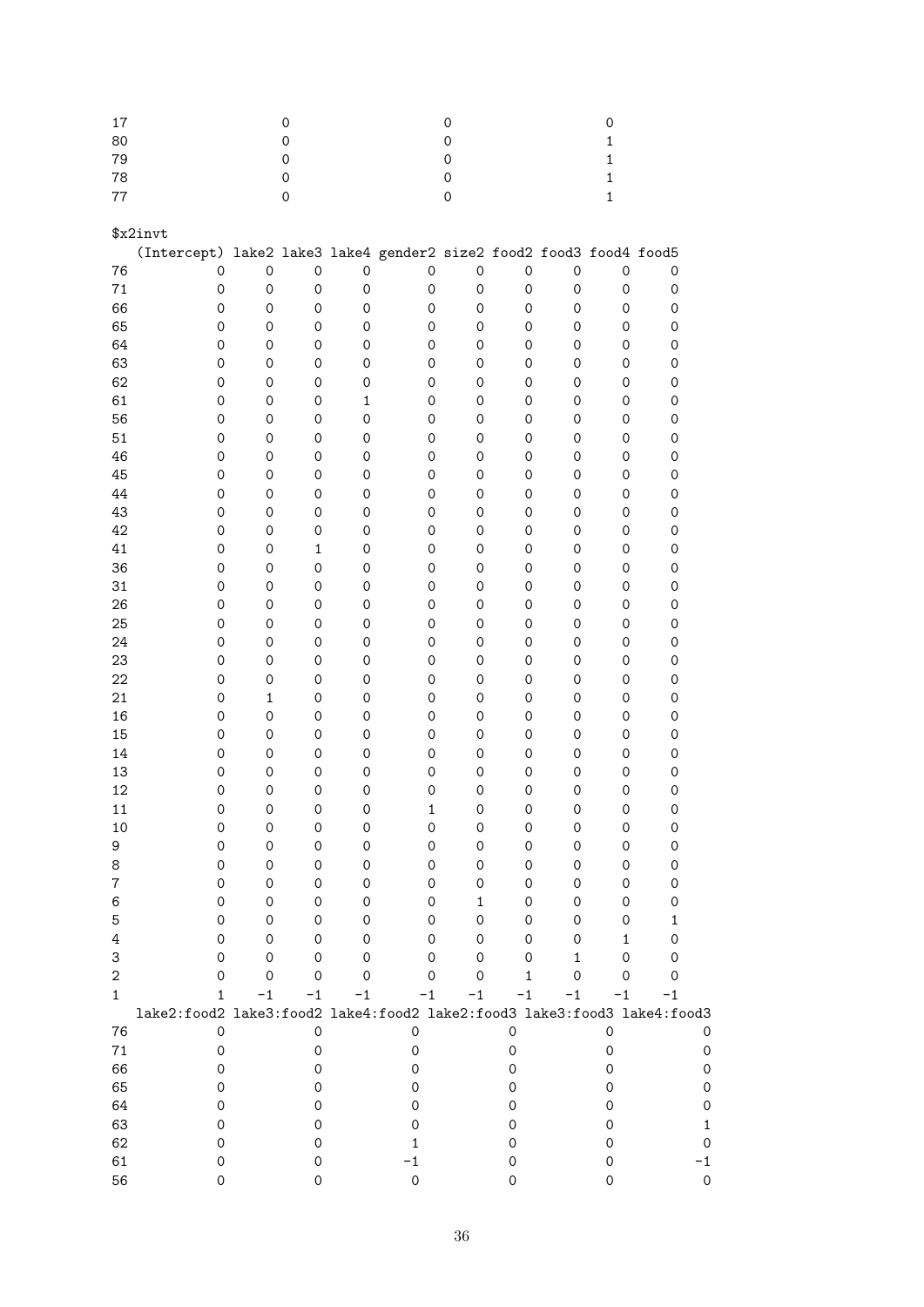```
17                  0                  0                  0
80                  0                  0                  1
79                  0                  0                  1
78                  0                  0                  1
77                  0                  0                  1

$x2invt
   (Intercept) lake2 lake3 lake4 gender2 size2 food2 food3 food4 food5
76           0     0     0     0       0     0     0     0     0     0
71           0     0     0     0       0     0     0     0     0     0
66           0     0     0     0       0     0     0     0     0     0
65           0     0     0     0       0     0     0     0     0     0
64           0     0     0     0       0     0     0     0     0     0
63           0     0     0     0       0     0     0     0     0     0
62           0     0     0     0       0     0     0     0     0     0
61           0     0     0     1       0     0     0     0     0     0
56           0     0     0     0       0     0     0     0     0     0
51           0     0     0     0       0     0     0     0     0     0
46           0     0     0     0       0     0     0     0     0     0
45           0     0     0     0       0     0     0     0     0     0
44           0     0     0     0       0     0     0     0     0     0
43           0     0     0     0       0     0     0     0     0     0
42           0     0     0     0       0     0     0     0     0     0
41           0     0     1     0       0     0     0     0     0     0
36           0     0     0     0       0     0     0     0     0     0
31           0     0     0     0       0     0     0     0     0     0
26           0     0     0     0       0     0     0     0     0     0
25           0     0     0     0       0     0     0     0     0     0
24           0     0     0     0       0     0     0     0     0     0
23           0     0     0     0       0     0     0     0     0     0
22           0     0     0     0       0     0     0     0     0     0
21           0     1     0     0       0     0     0     0     0     0
16           0     0     0     0       0     0     0     0     0     0
15           0     0     0     0       0     0     0     0     0     0
14           0     0     0     0       0     0     0     0     0     0
13           0     0     0     0       0     0     0     0     0     0
12           0     0     0     0       0     0     0     0     0     0
11           0     0     0     0       1     0     0     0     0     0
10           0     0     0     0       0     0     0     0     0     0
9            0     0     0     0       0     0     0     0     0     0
8            0     0     0     0       0     0     0     0     0     0
7            0     0     0     0       0     0     0     0     0     0
6            0     0     0     0       0     1     0     0     0     0
5            0     0     0     0       0     0     0     0     0     1
4            0     0     0     0       0     0     0     0     1     0
3            0     0     0     0       0     0     0     1     0     0
2            0     0     0     0       0     0     1     0     0     0
1            1    -1    -1    -1      -1    -1    -1    -1    -1    -1
   lake2:food2 lake3:food2 lake4:food2 lake2:food3 lake3:food3 lake4:food3
76           0           0           0           0           0           0
71           0           0           0           0           0           0
66           0           0           0           0           0           0
65           0           0           0           0           0           0
64           0           0           0           0           0           0
63           0           0           0           0           0           1
62           0           0           1           0           0           0
61           0           0          -1           0           0          -1
56           0           0           0           0           0           0
```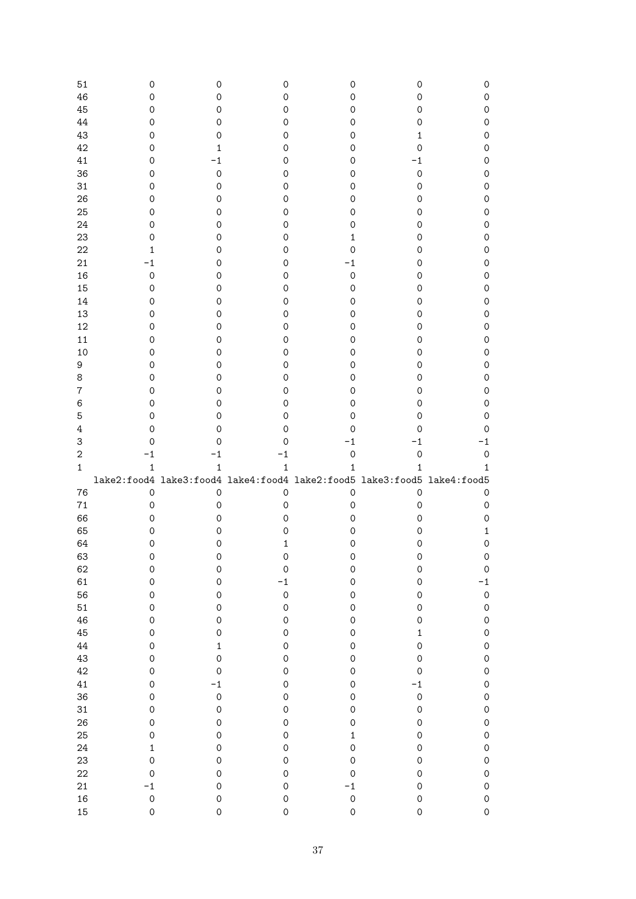```
51            0           0           0           0           0           0
46            0           0           0           0           0           0
45            0           0           0           0           0           0
44            0           0           0           0           0           0
43            0           0           0           0           1           0
42            0           1           0           0           0           0
41            0          -1           0           0          -1           0
36            0           0           0           0           0           0
31            0           0           0           0           0           0
26            0           0           0           0           0           0
25            0           0           0           0           0           0
24            0           0           0           0           0           0
23            0           0           0           1           0           0
22            1           0           0           0           0           0
21           -1           0           0          -1           0           0
16            0           0           0           0           0           0
15            0           0           0           0           0           0
14            0           0           0           0           0           0
13            0           0           0           0           0           0
12            0           0           0           0           0           0
11            0           0           0           0           0           0
10            0           0           0           0           0           0
9             0           0           0           0           0           0
8             0           0           0           0           0           0
7             0           0           0           0           0           0
6             0           0           0           0           0           0
5             0           0           0           0           0           0
4             0           0           0           0           0           0
3             0           0           0          -1          -1          -1
2            -1          -1          -1           0           0           0
1             1           1           1           1           1           1
   lake2:food4 lake3:food4 lake4:food4 lake2:food5 lake3:food5 lake4:food5
76            0           0           0           0           0           0
71            0           0           0           0           0           0
66            0           0           0           0           0           0
65            0           0           0           0           0           1
64            0           0           1           0           0           0
63            0           0           0           0           0           0
62            0           0           0           0           0           0
61            0           0          -1           0           0          -1
56            0           0           0           0           0           0
51            0           0           0           0           0           0
46            0           0           0           0           0           0
45            0           0           0           0           1           0
44            0           1           0           0           0           0
43            0           0           0           0           0           0
42            0           0           0           0           0           0
41            0          -1           0           0          -1           0
36            0           0           0           0           0           0
31            0           0           0           0           0           0
26            0           0           0           0           0           0
25            0           0           0           1           0           0
24            1           0           0           0           0           0
23            0           0           0           0           0           0
22            0           0           0           0           0           0
21           -1           0           0          -1           0           0
16            0           0           0           0           0           0
15            0           0           0           0           0           0
```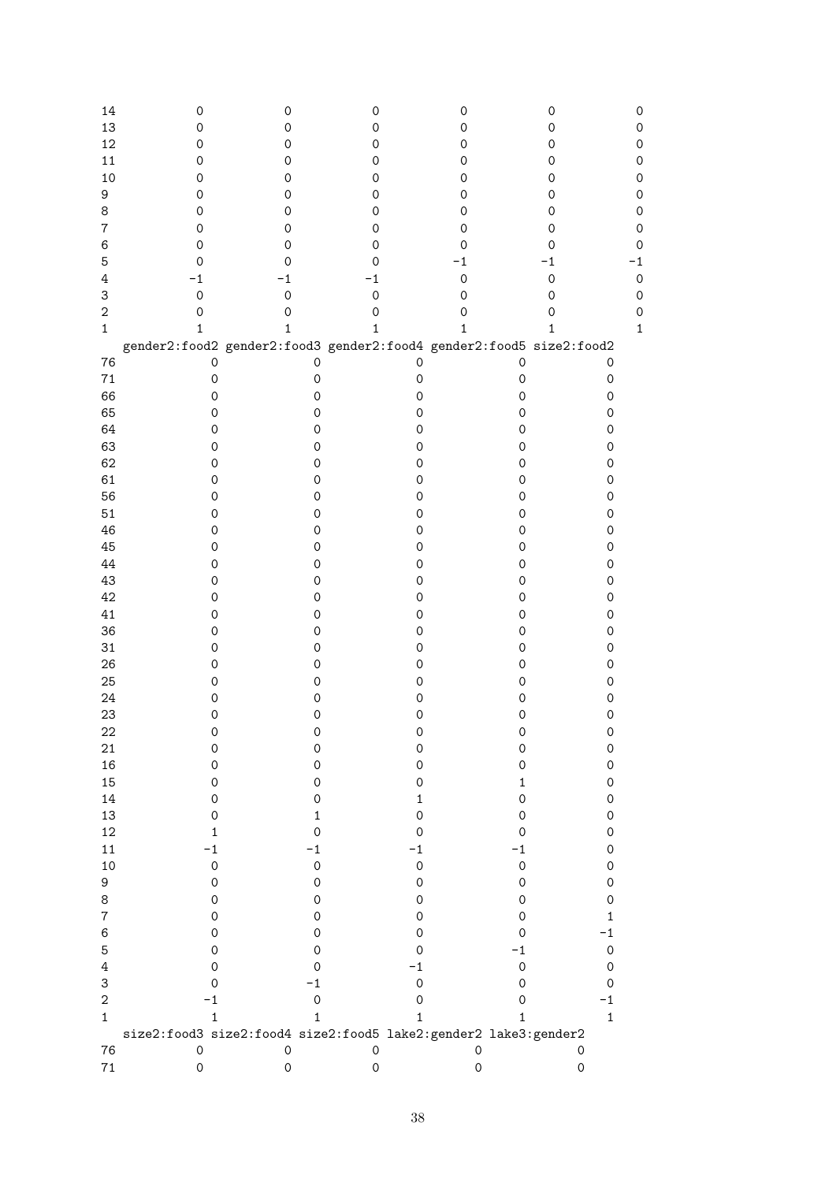```
14          0          0          0          0          0          0
13          0          0          0          0          0          0
12          0          0          0          0          0          0
11          0          0          0          0          0          0
10          0          0          0          0          0          0
9           0          0          0          0          0          0
8           0          0          0          0          0          0
7           0          0          0          0          0          0
6           0          0          0          0          0          0
5           0          0          0         -1         -1         -1
4          -1         -1         -1          0          0          0
3           0          0          0          0          0          0
2           0          0          0          0          0          0
1           1          1          1          1          1          1
   gender2:food2 gender2:food3 gender2:food4 gender2:food5 size2:food2
76             0             0             0             0           0
71             0             0             0             0           0
66             0             0             0             0           0
65             0             0             0             0           0
64             0             0             0             0           0
63             0             0             0             0           0
62             0             0             0             0           0
61             0             0             0             0           0
56             0             0             0             0           0
51             0             0             0             0           0
46             0             0             0             0           0
45             0             0             0             0           0
44             0             0             0             0           0
43             0             0             0             0           0
42             0             0             0             0           0
41             0             0             0             0           0
36             0             0             0             0           0
31             0             0             0             0           0
26             0             0             0             0           0
25             0             0             0             0           0
24             0             0             0             0           0
23             0             0             0             0           0
22             0             0             0             0           0
21             0             0             0             0           0
16             0             0             0             0           0
15             0             0             0             1           0
14             0             0             1             0           0
13             0             1             0             0           0
12             1             0             0             0           0
11            -1            -1            -1            -1           0
10             0             0             0             0           0
9              0             0             0             0           0
8              0             0             0             0           0
7              0             0             0             0           1
6              0             0             0             0          -1
5              0             0             0            -1           0
4              0             0            -1             0           0
3              0            -1             0             0           0
2             -1             0             0             0          -1
1              1             1             1             1           1
   size2:food3 size2:food4 size2:food5 lake2:gender2 lake3:gender2
76           0           0           0             0             0
71           0           0           0             0             0
```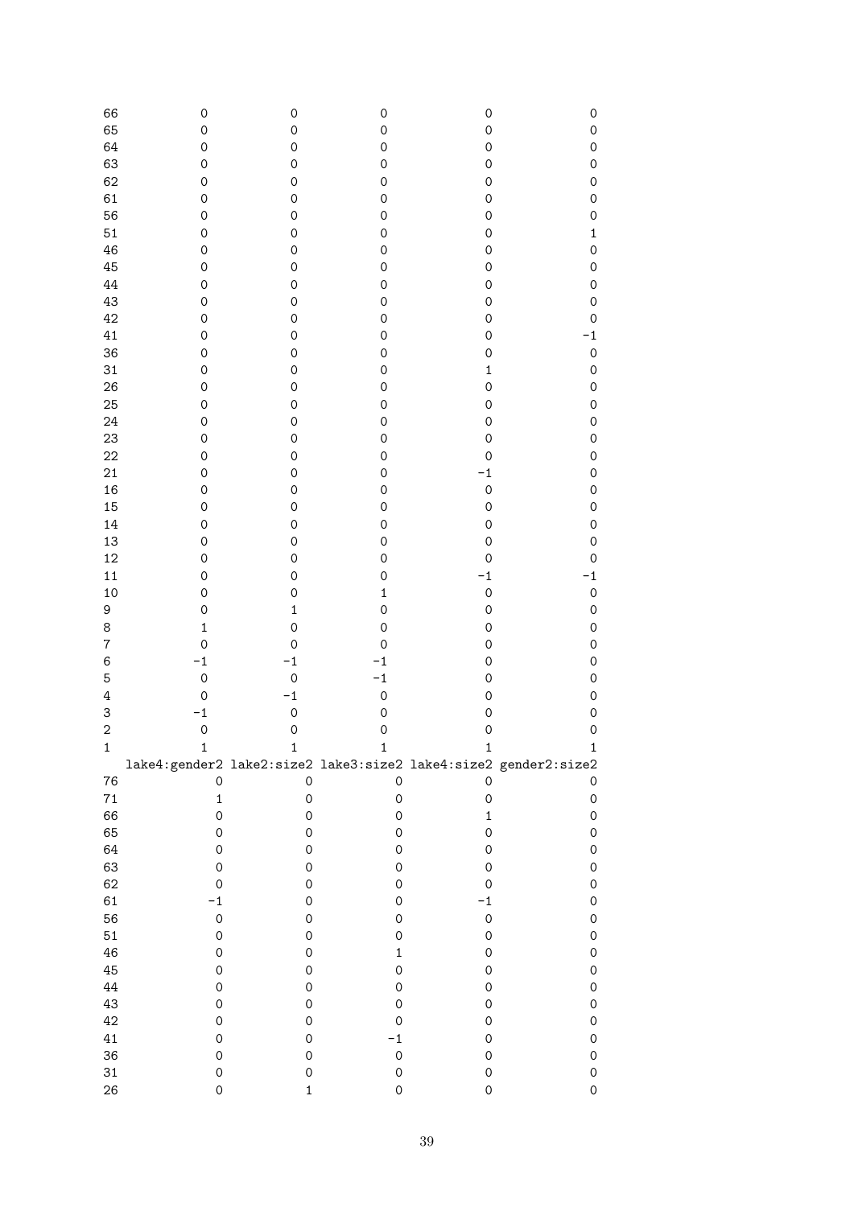```
66             0            0            0            0            0
65             0            0            0            0            0
64             0            0            0            0            0
63             0            0            0            0            0
62             0            0            0            0            0
61             0            0            0            0            0
56             0            0            0            0            0
51             0            0            0            0            1
46             0            0            0            0            0
45             0            0            0            0            0
44             0            0            0            0            0
43             0            0            0            0            0
42             0            0            0            0            0
41             0            0            0            0           -1
36             0            0            0            0            0
31             0            0            0            1            0
26             0            0            0            0            0
25             0            0            0            0            0
24             0            0            0            0            0
23             0            0            0            0            0
22             0            0            0            0            0
21             0            0            0           -1            0
16             0            0            0            0            0
15             0            0            0            0            0
14             0            0            0            0            0
13             0            0            0            0            0
12             0            0            0            0            0
11             0            0            0           -1           -1
10             0            0            1            0            0
9              0            1            0            0            0
8              1            0            0            0            0
7              0            0            0            0            0
6             -1           -1           -1            0            0
5              0            0           -1            0            0
4              0           -1            0            0            0
3             -1            0            0            0            0
2              0            0            0            0            0
1              1            1            1            1            1
   lake4:gender2 lake2:size2 lake3:size2 lake4:size2 gender2:size2
76             0            0            0            0            0
71             1            0            0            0            0
66             0            0            0            1            0
65             0            0            0            0            0
64             0            0            0            0            0
63             0            0            0            0            0
62             0            0            0            0            0
61            -1            0            0           -1            0
56             0            0            0            0            0
51             0            0            0            0            0
46             0            0            1            0            0
45             0            0            0            0            0
44             0            0            0            0            0
43             0            0            0            0            0
42             0            0            0            0            0
41             0            0           -1            0            0
36             0            0            0            0            0
31             0            0            0            0            0
26             0            1            0            0            0
```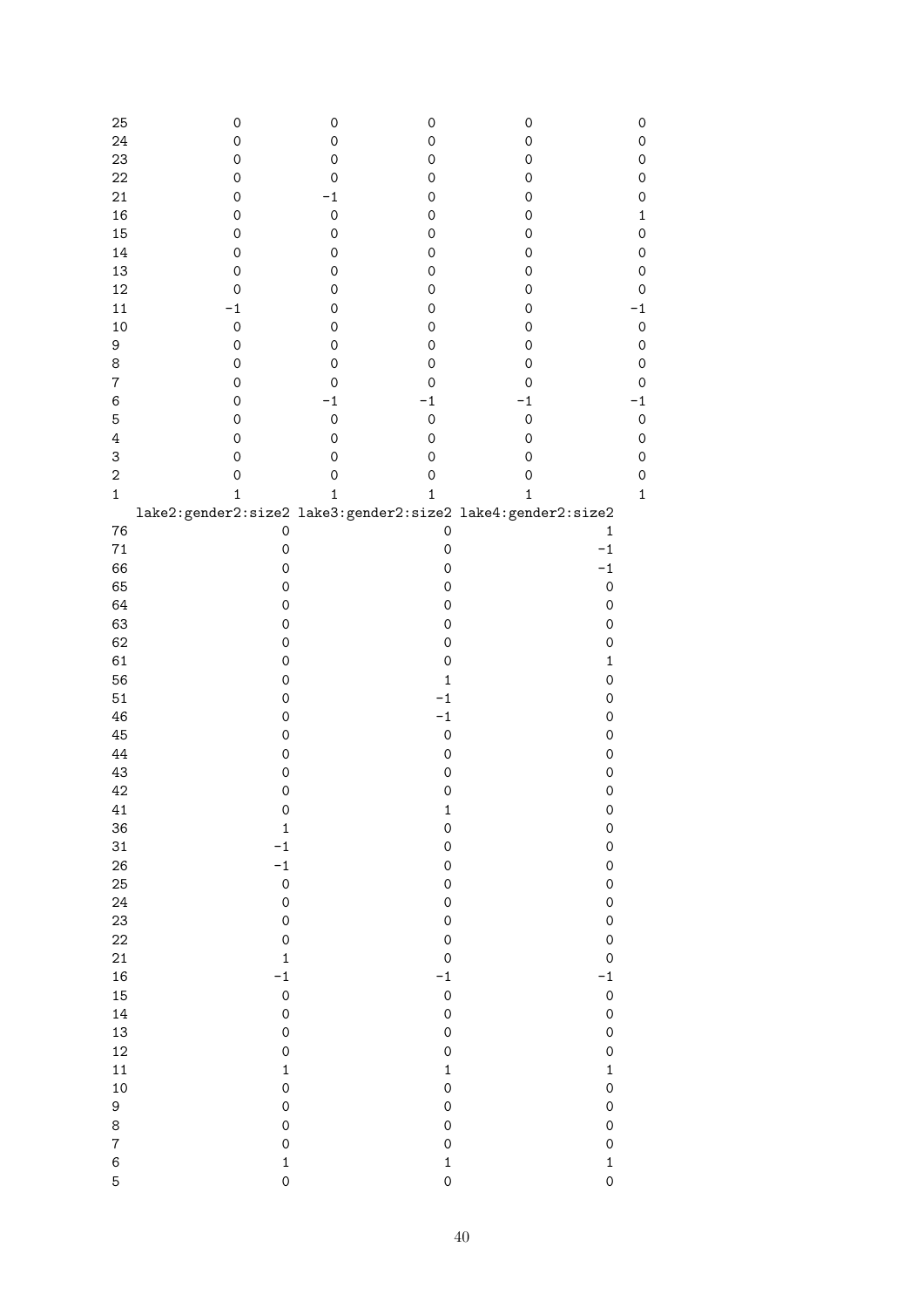```
25          0          0          0          0          0
24          0          0          0          0          0
23          0          0          0          0          0
22          0          0          0          0          0
21          0         -1          0          0          0
16          0          0          0          0          1
15          0          0          0          0          0
14          0          0          0          0          0
13          0          0          0          0          0
12          0          0          0          0          0
11         -1          0          0          0         -1
10          0          0          0          0          0
9           0          0          0          0          0
8           0          0          0          0          0
7           0          0          0          0          0
6           0         -1         -1         -1         -1
5           0          0          0          0          0
4           0          0          0          0          0
3           0          0          0          0          0
2           0          0          0          0          0
1           1          1          1          1          1
   lake2:gender2:size2 lake3:gender2:size2 lake4:gender2:size2
76                   0                   0                   1
71                   0                   0                  -1
66                   0                   0                  -1
65                   0                   0                   0
64                   0                   0                   0
63                   0                   0                   0
62                   0                   0                   0
61                   0                   0                   1
56                   0                   1                   0
51                   0                  -1                   0
46                   0                  -1                   0
45                   0                   0                   0
44                   0                   0                   0
43                   0                   0                   0
42                   0                   0                   0
41                   0                   1                   0
36                   1                   0                   0
31                  -1                   0                   0
26                  -1                   0                   0
25                   0                   0                   0
24                   0                   0                   0
23                   0                   0                   0
22                   0                   0                   0
21                   1                   0                   0
16                  -1                  -1                  -1
15                   0                   0                   0
14                   0                   0                   0
13                   0                   0                   0
12                   0                   0                   0
11                   1                   1                   1
10                   0                   0                   0
9                    0                   0                   0
8                    0                   0                   0
7                    0                   0                   0
6                    1                   1                   1
5                    0                   0                   0
```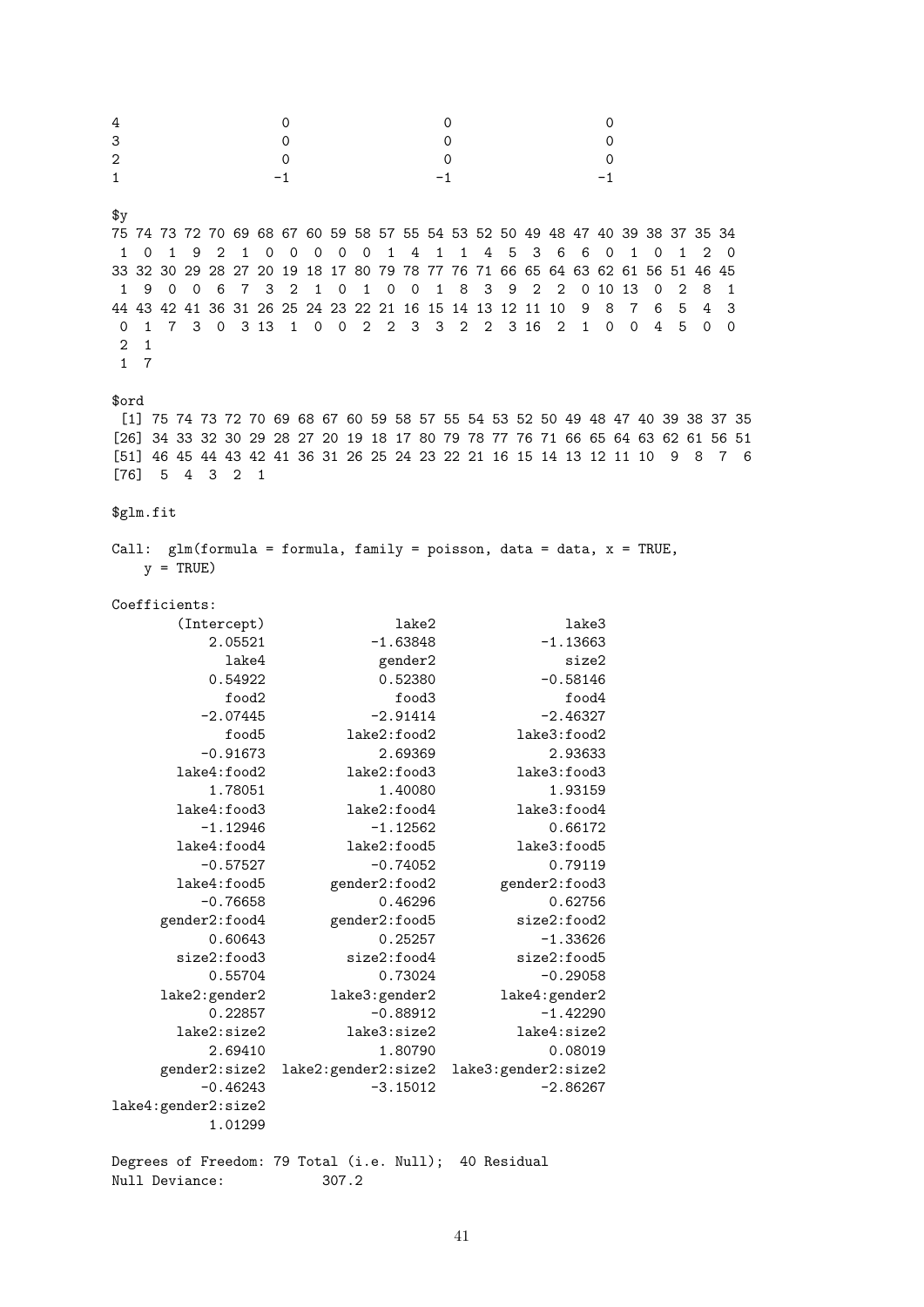```
4                    0                    0                    0
3                    0                    0                    0
2                    0                    0                    0
1                   -1                   -1                   -1

$y
75 74 73 72 70 69 68 67 60 59 58 57 55 54 53 52 50 49 48 47 40 39 38 37 35 34
 1  0  1  9  2  1  0  0  0  0  0  1  4  1  1  4  5  3  6  6  0  1  0  1  2  0
33 32 30 29 28 27 20 19 18 17 80 79 78 77 76 71 66 65 64 63 62 61 56 51 46 45
 1  9  0  0  6  7  3  2  1  0  1  0  0  1  8  3  9  2  2  0 10 13  0  2  8  1
44 43 42 41 36 31 26 25 24 23 22 21 16 15 14 13 12 11 10  9  8  7  6  5  4  3
 0  1  7  3  0  3 13  1  0  0  2  2  3  3  2  2  3 16  2  1  0  0  4  5  0  0
 2  1
 1  7

$ord
 [1] 75 74 73 72 70 69 68 67 60 59 58 57 55 54 53 52 50 49 48 47 40 39 38 37 35
[26] 34 33 32 30 29 28 27 20 19 18 17 80 79 78 77 76 71 66 65 64 63 62 61 56 51
[51] 46 45 44 43 42 41 36 31 26 25 24 23 22 21 16 15 14 13 12 11 10  9  8  7  6
[76]  5  4  3  2  1

$glm.fit

Call:  glm(formula = formula, family = poisson, data = data, x = TRUE,
    y = TRUE)

Coefficients:
        (Intercept)                lake2                lake3
            2.05521             -1.63848             -1.13663
              lake4              gender2                 size2
            0.54922              0.52380             -0.58146
              food2                food3                 food4
           -2.07445             -2.91414             -2.46327
              food5          lake2:food2           lake3:food2
           -0.91673              2.69369              2.93633
        lake4:food2          lake2:food3           lake3:food3
            1.78051              1.40080              1.93159
        lake4:food3          lake2:food4           lake3:food4
           -1.12946             -1.12562              0.66172
        lake4:food4          lake2:food5           lake3:food5
           -0.57527             -0.74052              0.79119
        lake4:food5        gender2:food2         gender2:food3
           -0.76658              0.46296              0.62756
      gender2:food4        gender2:food5           size2:food2
            0.60643              0.25257             -1.33626
        size2:food3          size2:food4           size2:food5
            0.55704              0.73024             -0.29058
      lake2:gender2        lake3:gender2         lake4:gender2
            0.22857             -0.88912             -1.42290
        lake2:size2          lake3:size2           lake4:size2
            2.69410              1.80790              0.08019
      gender2:size2  lake2:gender2:size2   lake3:gender2:size2
           -0.46243             -3.15012             -2.86267
lake4:gender2:size2
            1.01299

Degrees of Freedom: 79 Total (i.e. Null);  40 Residual
Null Deviance:           307.2
```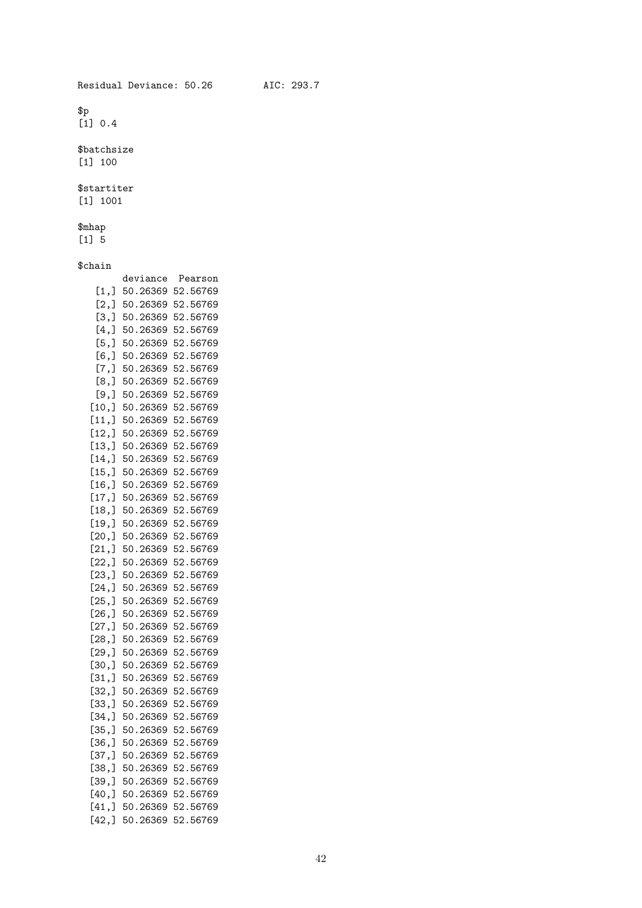```
Residual Deviance: 50.26        AIC: 293.7

$p
[1] 0.4

$batchsize
[1] 100

$startiter
[1] 1001

$mhap
[1] 5

$chain
      deviance  Pearson
 [1,] 50.26369 52.56769
 [2,] 50.26369 52.56769
 [3,] 50.26369 52.56769
 [4,] 50.26369 52.56769
 [5,] 50.26369 52.56769
 [6,] 50.26369 52.56769
 [7,] 50.26369 52.56769
 [8,] 50.26369 52.56769
 [9,] 50.26369 52.56769
[10,] 50.26369 52.56769
[11,] 50.26369 52.56769
[12,] 50.26369 52.56769
[13,] 50.26369 52.56769
[14,] 50.26369 52.56769
[15,] 50.26369 52.56769
[16,] 50.26369 52.56769
[17,] 50.26369 52.56769
[18,] 50.26369 52.56769
[19,] 50.26369 52.56769
[20,] 50.26369 52.56769
[21,] 50.26369 52.56769
[22,] 50.26369 52.56769
[23,] 50.26369 52.56769
[24,] 50.26369 52.56769
[25,] 50.26369 52.56769
[26,] 50.26369 52.56769
[27,] 50.26369 52.56769
[28,] 50.26369 52.56769
[29,] 50.26369 52.56769
[30,] 50.26369 52.56769
[31,] 50.26369 52.56769
[32,] 50.26369 52.56769
[33,] 50.26369 52.56769
[34,] 50.26369 52.56769
[35,] 50.26369 52.56769
[36,] 50.26369 52.56769
[37,] 50.26369 52.56769
[38,] 50.26369 52.56769
[39,] 50.26369 52.56769
[40,] 50.26369 52.56769
[41,] 50.26369 52.56769
[42,] 50.26369 52.56769
```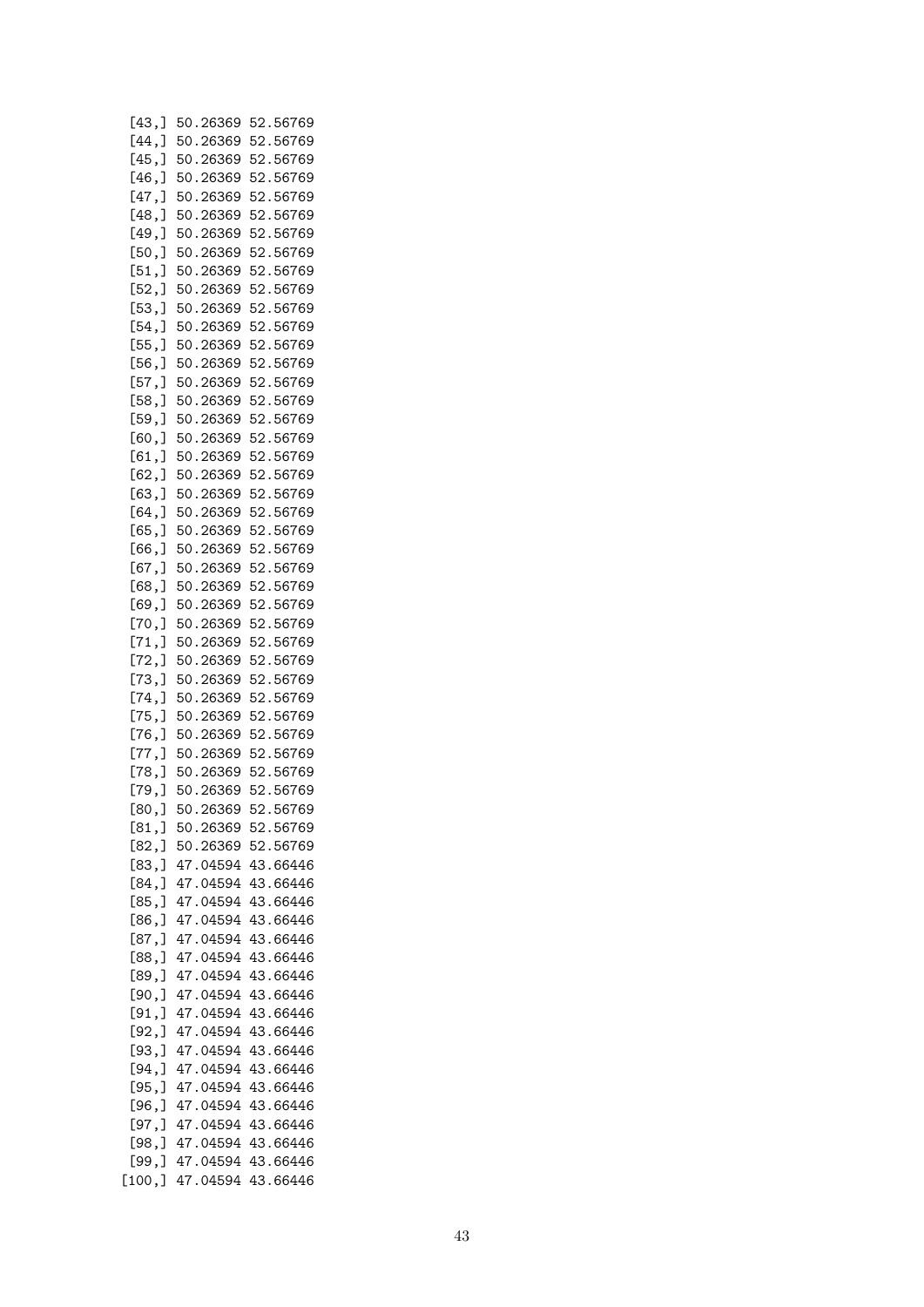```
 [43,] 50.26369 52.56769
 [44,] 50.26369 52.56769
 [45,] 50.26369 52.56769
 [46,] 50.26369 52.56769
 [47,] 50.26369 52.56769
 [48,] 50.26369 52.56769
 [49,] 50.26369 52.56769
 [50,] 50.26369 52.56769
 [51,] 50.26369 52.56769
 [52,] 50.26369 52.56769
 [53,] 50.26369 52.56769
 [54,] 50.26369 52.56769
 [55,] 50.26369 52.56769
 [56,] 50.26369 52.56769
 [57,] 50.26369 52.56769
 [58,] 50.26369 52.56769
 [59,] 50.26369 52.56769
 [60,] 50.26369 52.56769
 [61,] 50.26369 52.56769
 [62,] 50.26369 52.56769
 [63,] 50.26369 52.56769
 [64,] 50.26369 52.56769
 [65,] 50.26369 52.56769
 [66,] 50.26369 52.56769
 [67,] 50.26369 52.56769
 [68,] 50.26369 52.56769
 [69,] 50.26369 52.56769
 [70,] 50.26369 52.56769
 [71,] 50.26369 52.56769
 [72,] 50.26369 52.56769
 [73,] 50.26369 52.56769
 [74,] 50.26369 52.56769
 [75,] 50.26369 52.56769
 [76,] 50.26369 52.56769
 [77,] 50.26369 52.56769
 [78,] 50.26369 52.56769
 [79,] 50.26369 52.56769
 [80,] 50.26369 52.56769
 [81,] 50.26369 52.56769
 [82,] 50.26369 52.56769
 [83,] 47.04594 43.66446
 [84,] 47.04594 43.66446
 [85,] 47.04594 43.66446
 [86,] 47.04594 43.66446
 [87,] 47.04594 43.66446
 [88,] 47.04594 43.66446
 [89,] 47.04594 43.66446
 [90,] 47.04594 43.66446
 [91,] 47.04594 43.66446
 [92,] 47.04594 43.66446
 [93,] 47.04594 43.66446
 [94,] 47.04594 43.66446
 [95,] 47.04594 43.66446
 [96,] 47.04594 43.66446
 [97,] 47.04594 43.66446
 [98,] 47.04594 43.66446
 [99,] 47.04594 43.66446
[100,] 47.04594 43.66446
```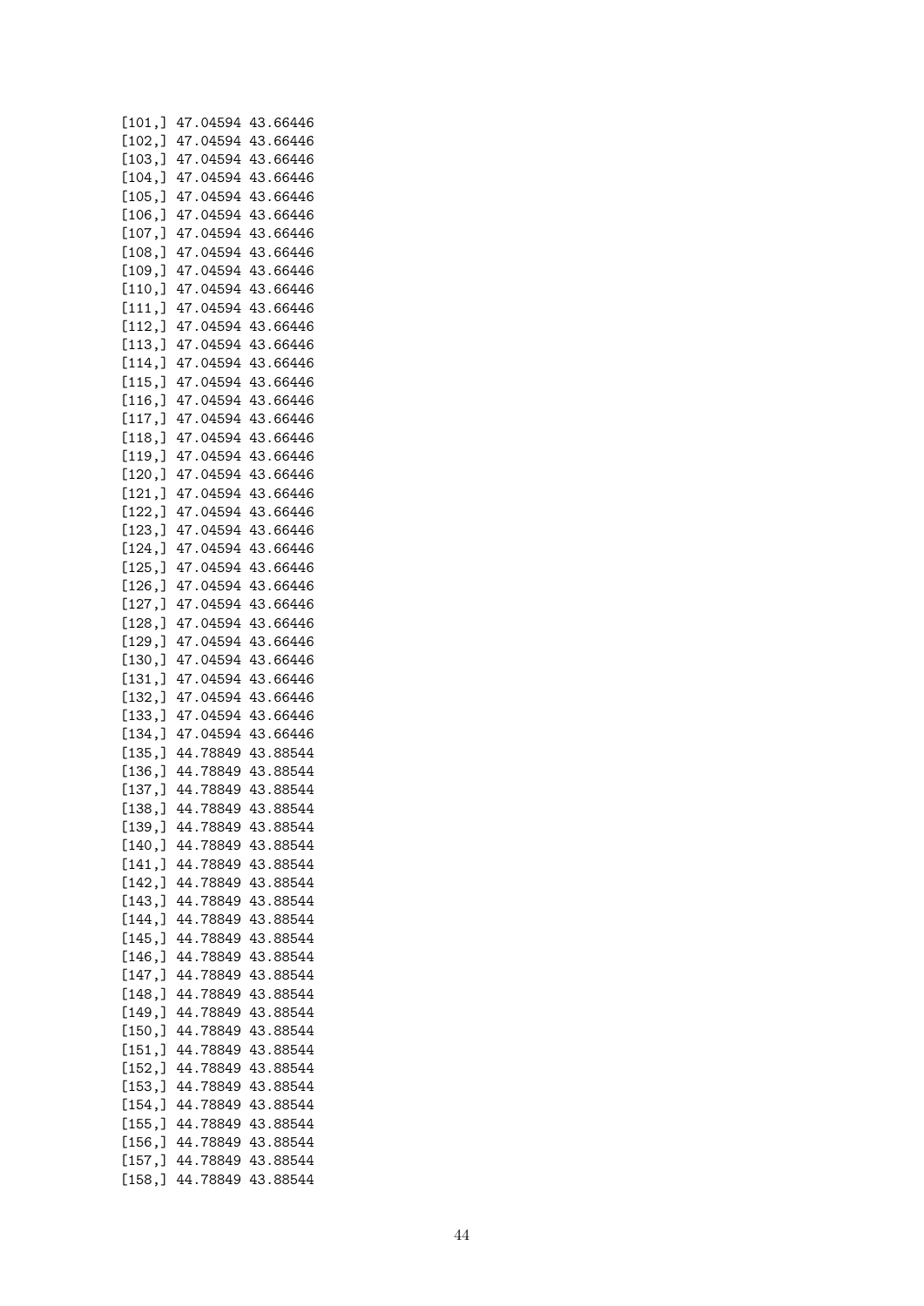```
[101,] 47.04594 43.66446
[102,] 47.04594 43.66446
[103,] 47.04594 43.66446
[104,] 47.04594 43.66446
[105,] 47.04594 43.66446
[106,] 47.04594 43.66446
[107,] 47.04594 43.66446
[108,] 47.04594 43.66446
[109,] 47.04594 43.66446
[110,] 47.04594 43.66446
[111,] 47.04594 43.66446
[112,] 47.04594 43.66446
[113,] 47.04594 43.66446
[114,] 47.04594 43.66446
[115,] 47.04594 43.66446
[116,] 47.04594 43.66446
[117,] 47.04594 43.66446
[118,] 47.04594 43.66446
[119,] 47.04594 43.66446
[120,] 47.04594 43.66446
[121,] 47.04594 43.66446
[122,] 47.04594 43.66446
[123,] 47.04594 43.66446
[124,] 47.04594 43.66446
[125,] 47.04594 43.66446
[126,] 47.04594 43.66446
[127,] 47.04594 43.66446
[128,] 47.04594 43.66446
[129,] 47.04594 43.66446
[130,] 47.04594 43.66446
[131,] 47.04594 43.66446
[132,] 47.04594 43.66446
[133,] 47.04594 43.66446
[134,] 47.04594 43.66446
[135,] 44.78849 43.88544
[136,] 44.78849 43.88544
[137,] 44.78849 43.88544
[138,] 44.78849 43.88544
[139,] 44.78849 43.88544
[140,] 44.78849 43.88544
[141,] 44.78849 43.88544
[142,] 44.78849 43.88544
[143,] 44.78849 43.88544
[144,] 44.78849 43.88544
[145,] 44.78849 43.88544
[146,] 44.78849 43.88544
[147,] 44.78849 43.88544
[148,] 44.78849 43.88544
[149,] 44.78849 43.88544
[150,] 44.78849 43.88544
[151,] 44.78849 43.88544
[152,] 44.78849 43.88544
[153,] 44.78849 43.88544
[154,] 44.78849 43.88544
[155,] 44.78849 43.88544
[156,] 44.78849 43.88544
[157,] 44.78849 43.88544
[158,] 44.78849 43.88544
```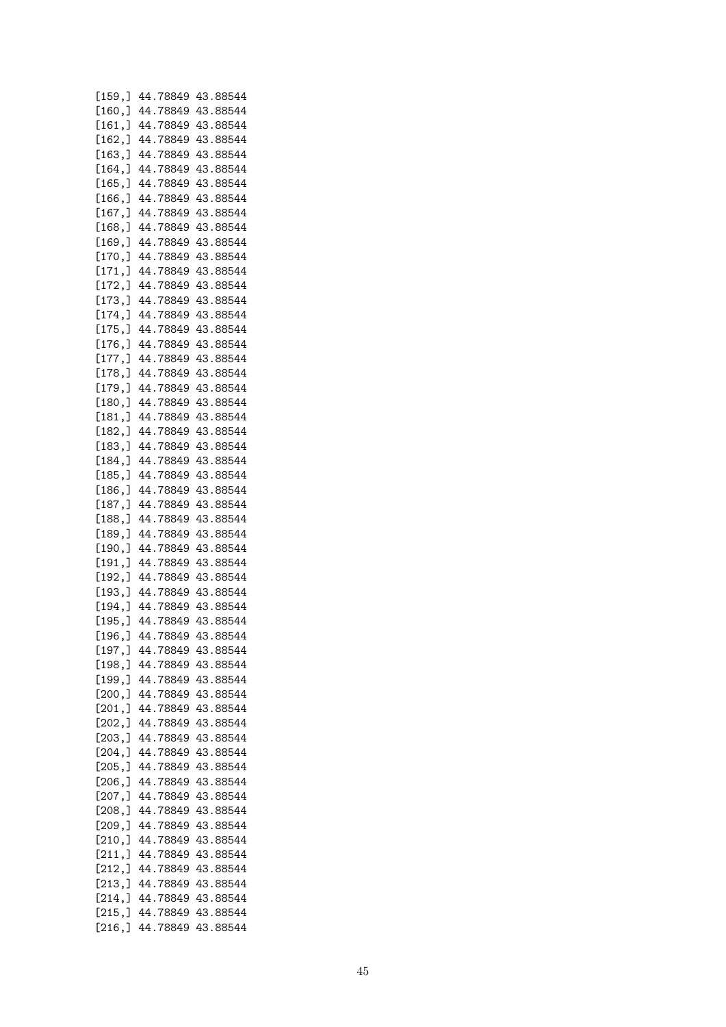```
[159,] 44.78849 43.88544
[160,] 44.78849 43.88544
[161,] 44.78849 43.88544
[162,] 44.78849 43.88544
[163,] 44.78849 43.88544
[164,] 44.78849 43.88544
[165,] 44.78849 43.88544
[166,] 44.78849 43.88544
[167,] 44.78849 43.88544
[168,] 44.78849 43.88544
[169,] 44.78849 43.88544
[170,] 44.78849 43.88544
[171,] 44.78849 43.88544
[172,] 44.78849 43.88544
[173,] 44.78849 43.88544
[174,] 44.78849 43.88544
[175,] 44.78849 43.88544
[176,] 44.78849 43.88544
[177,] 44.78849 43.88544
[178,] 44.78849 43.88544
[179,] 44.78849 43.88544
[180,] 44.78849 43.88544
[181,] 44.78849 43.88544
[182,] 44.78849 43.88544
[183,] 44.78849 43.88544
[184,] 44.78849 43.88544
[185,] 44.78849 43.88544
[186,] 44.78849 43.88544
[187,] 44.78849 43.88544
[188,] 44.78849 43.88544
[189,] 44.78849 43.88544
[190,] 44.78849 43.88544
[191,] 44.78849 43.88544
[192,] 44.78849 43.88544
[193,] 44.78849 43.88544
[194,] 44.78849 43.88544
[195,] 44.78849 43.88544
[196,] 44.78849 43.88544
[197,] 44.78849 43.88544
[198,] 44.78849 43.88544
[199,] 44.78849 43.88544
[200,] 44.78849 43.88544
[201,] 44.78849 43.88544
[202,] 44.78849 43.88544
[203,] 44.78849 43.88544
[204,] 44.78849 43.88544
[205,] 44.78849 43.88544
[206,] 44.78849 43.88544
[207,] 44.78849 43.88544
[208,] 44.78849 43.88544
[209,] 44.78849 43.88544
[210,] 44.78849 43.88544
[211,] 44.78849 43.88544
[212,] 44.78849 43.88544
[213,] 44.78849 43.88544
[214,] 44.78849 43.88544
[215,] 44.78849 43.88544
[216,] 44.78849 43.88544
```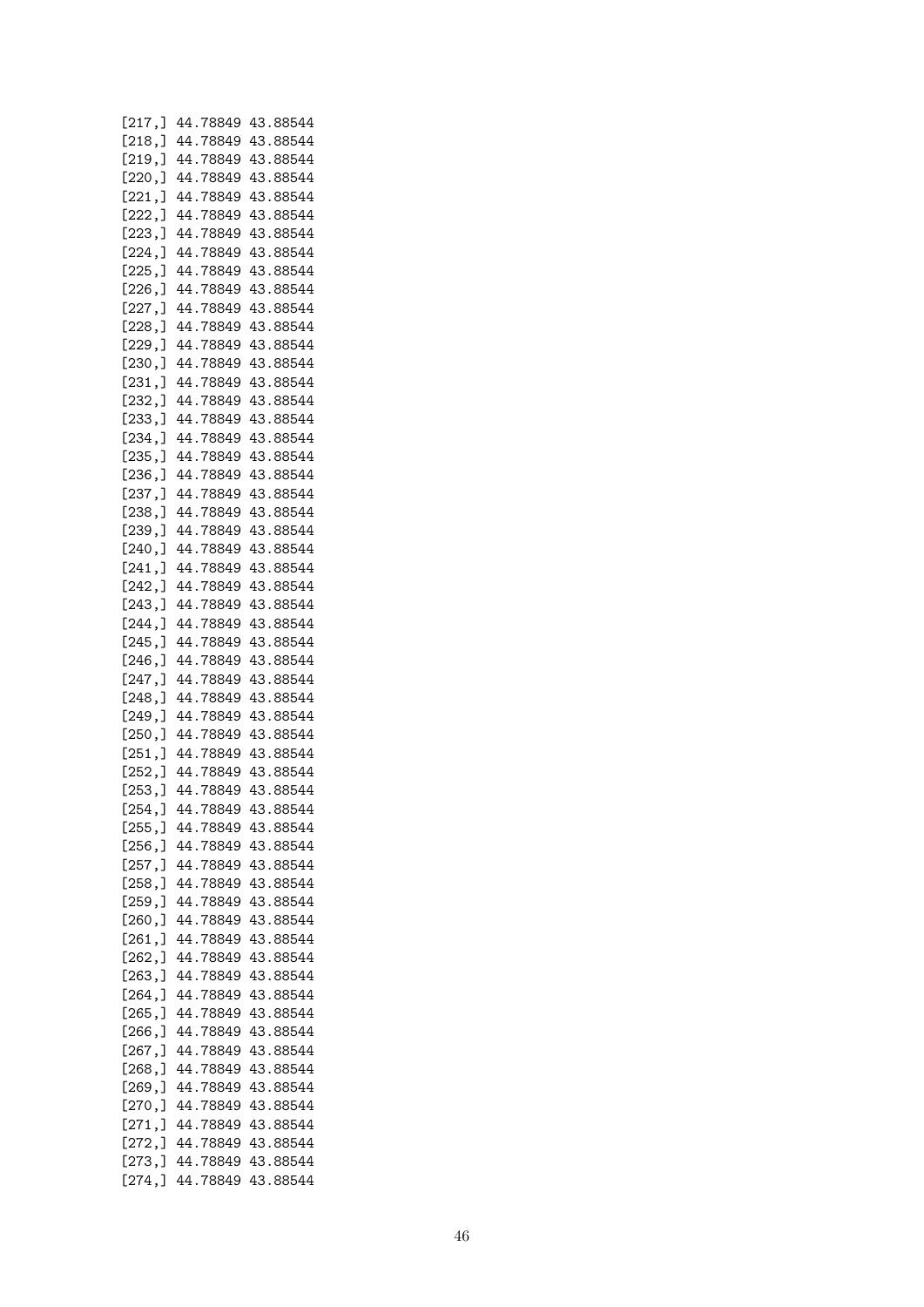```
[217,] 44.78849 43.88544
[218,] 44.78849 43.88544
[219,] 44.78849 43.88544
[220,] 44.78849 43.88544
[221,] 44.78849 43.88544
[222,] 44.78849 43.88544
[223,] 44.78849 43.88544
[224,] 44.78849 43.88544
[225,] 44.78849 43.88544
[226,] 44.78849 43.88544
[227,] 44.78849 43.88544
[228,] 44.78849 43.88544
[229,] 44.78849 43.88544
[230,] 44.78849 43.88544
[231,] 44.78849 43.88544
[232,] 44.78849 43.88544
[233,] 44.78849 43.88544
[234,] 44.78849 43.88544
[235,] 44.78849 43.88544
[236,] 44.78849 43.88544
[237,] 44.78849 43.88544
[238,] 44.78849 43.88544
[239,] 44.78849 43.88544
[240,] 44.78849 43.88544
[241,] 44.78849 43.88544
[242,] 44.78849 43.88544
[243,] 44.78849 43.88544
[244,] 44.78849 43.88544
[245,] 44.78849 43.88544
[246,] 44.78849 43.88544
[247,] 44.78849 43.88544
[248,] 44.78849 43.88544
[249,] 44.78849 43.88544
[250,] 44.78849 43.88544
[251,] 44.78849 43.88544
[252,] 44.78849 43.88544
[253,] 44.78849 43.88544
[254,] 44.78849 43.88544
[255,] 44.78849 43.88544
[256,] 44.78849 43.88544
[257,] 44.78849 43.88544
[258,] 44.78849 43.88544
[259,] 44.78849 43.88544
[260,] 44.78849 43.88544
[261,] 44.78849 43.88544
[262,] 44.78849 43.88544
[263,] 44.78849 43.88544
[264,] 44.78849 43.88544
[265,] 44.78849 43.88544
[266,] 44.78849 43.88544
[267,] 44.78849 43.88544
[268,] 44.78849 43.88544
[269,] 44.78849 43.88544
[270,] 44.78849 43.88544
[271,] 44.78849 43.88544
[272,] 44.78849 43.88544
[273,] 44.78849 43.88544
[274,] 44.78849 43.88544
```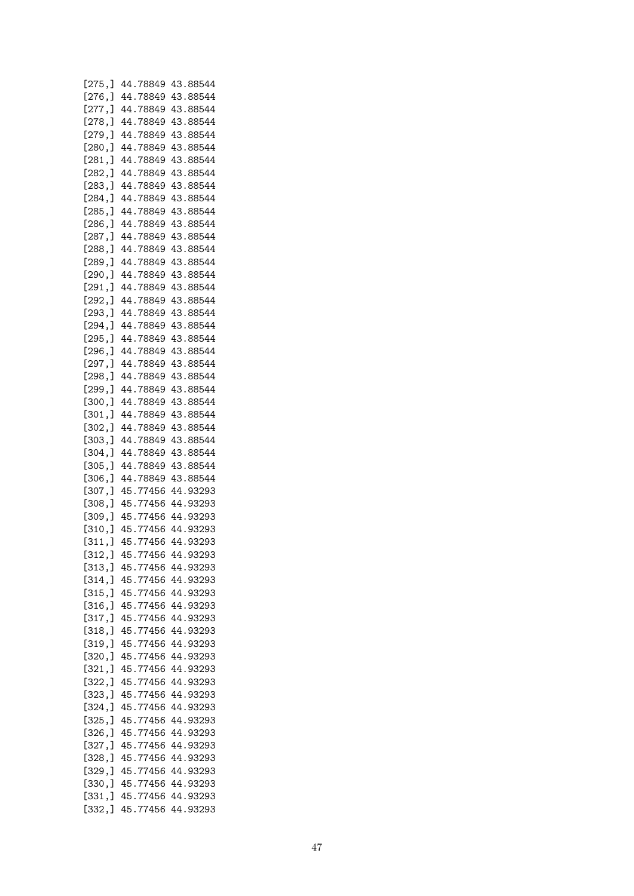```
[275,] 44.78849 43.88544
[276,] 44.78849 43.88544
[277,] 44.78849 43.88544
[278,] 44.78849 43.88544
[279,] 44.78849 43.88544
[280,] 44.78849 43.88544
[281,] 44.78849 43.88544
[282,] 44.78849 43.88544
[283,] 44.78849 43.88544
[284,] 44.78849 43.88544
[285,] 44.78849 43.88544
[286,] 44.78849 43.88544
[287,] 44.78849 43.88544
[288,] 44.78849 43.88544
[289,] 44.78849 43.88544
[290,] 44.78849 43.88544
[291,] 44.78849 43.88544
[292,] 44.78849 43.88544
[293,] 44.78849 43.88544
[294,] 44.78849 43.88544
[295,] 44.78849 43.88544
[296,] 44.78849 43.88544
[297,] 44.78849 43.88544
[298,] 44.78849 43.88544
[299,] 44.78849 43.88544
[300,] 44.78849 43.88544
[301,] 44.78849 43.88544
[302,] 44.78849 43.88544
[303,] 44.78849 43.88544
[304,] 44.78849 43.88544
[305,] 44.78849 43.88544
[306,] 44.78849 43.88544
[307,] 45.77456 44.93293
[308,] 45.77456 44.93293
[309,] 45.77456 44.93293
[310,] 45.77456 44.93293
[311,] 45.77456 44.93293
[312,] 45.77456 44.93293
[313,] 45.77456 44.93293
[314,] 45.77456 44.93293
[315,] 45.77456 44.93293
[316,] 45.77456 44.93293
[317,] 45.77456 44.93293
[318,] 45.77456 44.93293
[319,] 45.77456 44.93293
[320,] 45.77456 44.93293
[321,] 45.77456 44.93293
[322,] 45.77456 44.93293
[323,] 45.77456 44.93293
[324,] 45.77456 44.93293
[325,] 45.77456 44.93293
[326,] 45.77456 44.93293
[327,] 45.77456 44.93293
[328,] 45.77456 44.93293
[329,] 45.77456 44.93293
[330,] 45.77456 44.93293
[331,] 45.77456 44.93293
[332,] 45.77456 44.93293
```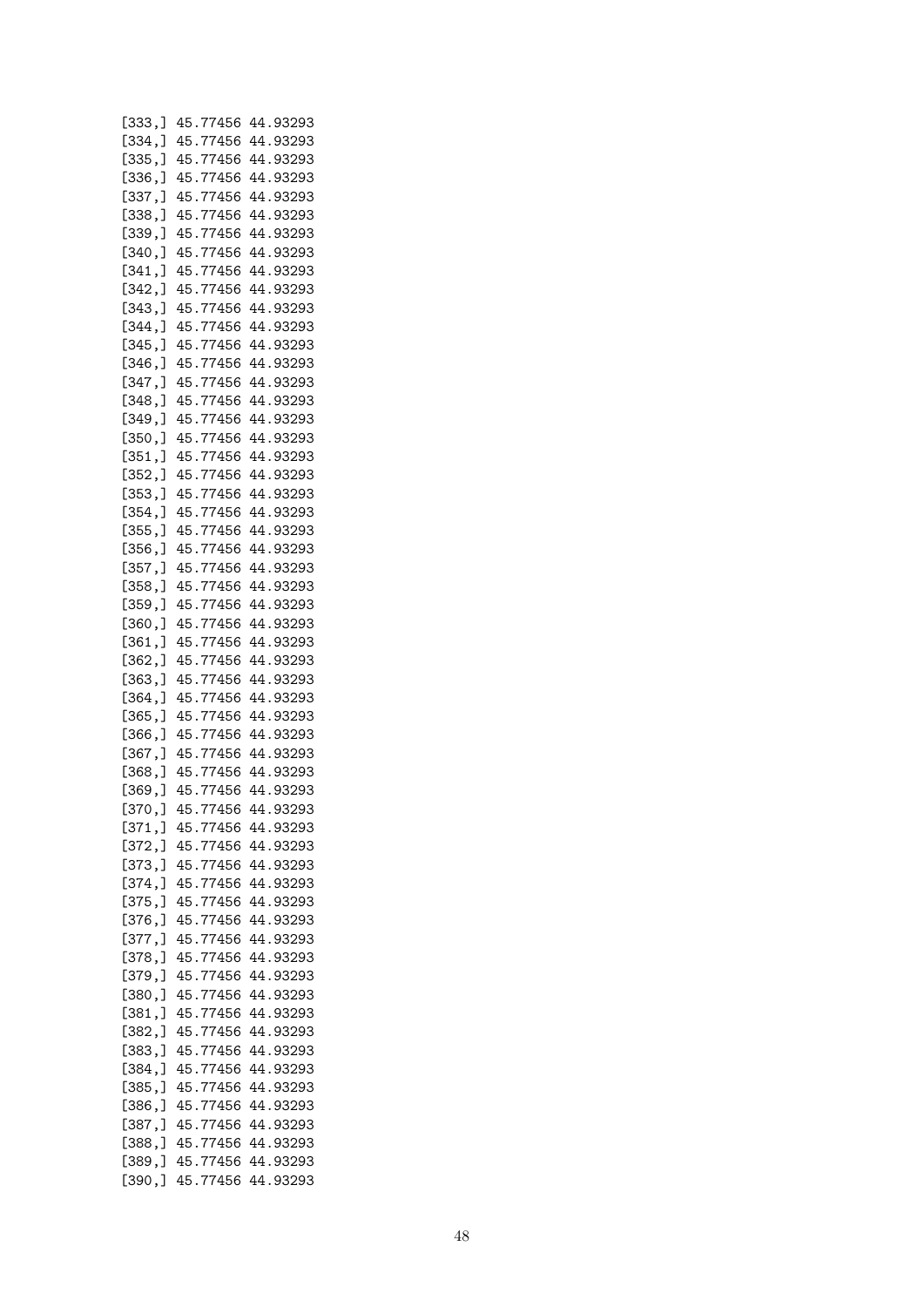```
[333,] 45.77456 44.93293
[334,] 45.77456 44.93293
[335,] 45.77456 44.93293
[336,] 45.77456 44.93293
[337,] 45.77456 44.93293
[338,] 45.77456 44.93293
[339,] 45.77456 44.93293
[340,] 45.77456 44.93293
[341,] 45.77456 44.93293
[342,] 45.77456 44.93293
[343,] 45.77456 44.93293
[344,] 45.77456 44.93293
[345,] 45.77456 44.93293
[346,] 45.77456 44.93293
[347,] 45.77456 44.93293
[348,] 45.77456 44.93293
[349,] 45.77456 44.93293
[350,] 45.77456 44.93293
[351,] 45.77456 44.93293
[352,] 45.77456 44.93293
[353,] 45.77456 44.93293
[354,] 45.77456 44.93293
[355,] 45.77456 44.93293
[356,] 45.77456 44.93293
[357,] 45.77456 44.93293
[358,] 45.77456 44.93293
[359,] 45.77456 44.93293
[360,] 45.77456 44.93293
[361,] 45.77456 44.93293
[362,] 45.77456 44.93293
[363,] 45.77456 44.93293
[364,] 45.77456 44.93293
[365,] 45.77456 44.93293
[366,] 45.77456 44.93293
[367,] 45.77456 44.93293
[368,] 45.77456 44.93293
[369,] 45.77456 44.93293
[370,] 45.77456 44.93293
[371,] 45.77456 44.93293
[372,] 45.77456 44.93293
[373,] 45.77456 44.93293
[374,] 45.77456 44.93293
[375,] 45.77456 44.93293
[376,] 45.77456 44.93293
[377,] 45.77456 44.93293
[378,] 45.77456 44.93293
[379,] 45.77456 44.93293
[380,] 45.77456 44.93293
[381,] 45.77456 44.93293
[382,] 45.77456 44.93293
[383,] 45.77456 44.93293
[384,] 45.77456 44.93293
[385,] 45.77456 44.93293
[386,] 45.77456 44.93293
[387,] 45.77456 44.93293
[388,] 45.77456 44.93293
[389,] 45.77456 44.93293
[390,] 45.77456 44.93293
```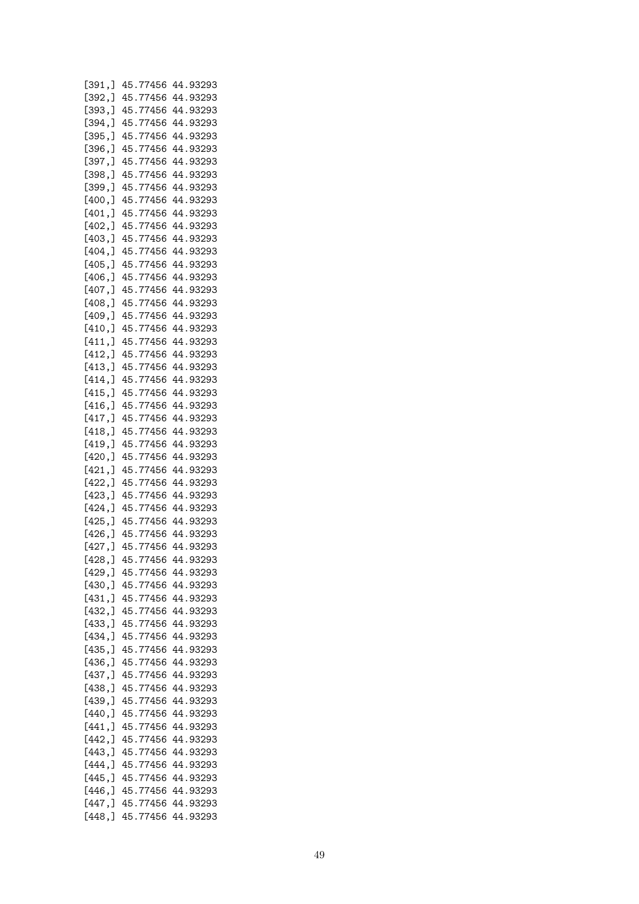```
[391,] 45.77456 44.93293
[392,] 45.77456 44.93293
[393,] 45.77456 44.93293
[394,] 45.77456 44.93293
[395,] 45.77456 44.93293
[396,] 45.77456 44.93293
[397,] 45.77456 44.93293
[398,] 45.77456 44.93293
[399,] 45.77456 44.93293
[400,] 45.77456 44.93293
[401,] 45.77456 44.93293
[402,] 45.77456 44.93293
[403,] 45.77456 44.93293
[404,] 45.77456 44.93293
[405,] 45.77456 44.93293
[406,] 45.77456 44.93293
[407,] 45.77456 44.93293
[408,] 45.77456 44.93293
[409,] 45.77456 44.93293
[410,] 45.77456 44.93293
[411,] 45.77456 44.93293
[412,] 45.77456 44.93293
[413,] 45.77456 44.93293
[414,] 45.77456 44.93293
[415,] 45.77456 44.93293
[416,] 45.77456 44.93293
[417,] 45.77456 44.93293
[418,] 45.77456 44.93293
[419,] 45.77456 44.93293
[420,] 45.77456 44.93293
[421,] 45.77456 44.93293
[422,] 45.77456 44.93293
[423,] 45.77456 44.93293
[424,] 45.77456 44.93293
[425,] 45.77456 44.93293
[426,] 45.77456 44.93293
[427,] 45.77456 44.93293
[428,] 45.77456 44.93293
[429,] 45.77456 44.93293
[430,] 45.77456 44.93293
[431,] 45.77456 44.93293
[432,] 45.77456 44.93293
[433,] 45.77456 44.93293
[434,] 45.77456 44.93293
[435,] 45.77456 44.93293
[436,] 45.77456 44.93293
[437,] 45.77456 44.93293
[438,] 45.77456 44.93293
[439,] 45.77456 44.93293
[440,] 45.77456 44.93293
[441,] 45.77456 44.93293
[442,] 45.77456 44.93293
[443,] 45.77456 44.93293
[444,] 45.77456 44.93293
[445,] 45.77456 44.93293
[446,] 45.77456 44.93293
[447,] 45.77456 44.93293
[448,] 45.77456 44.93293
```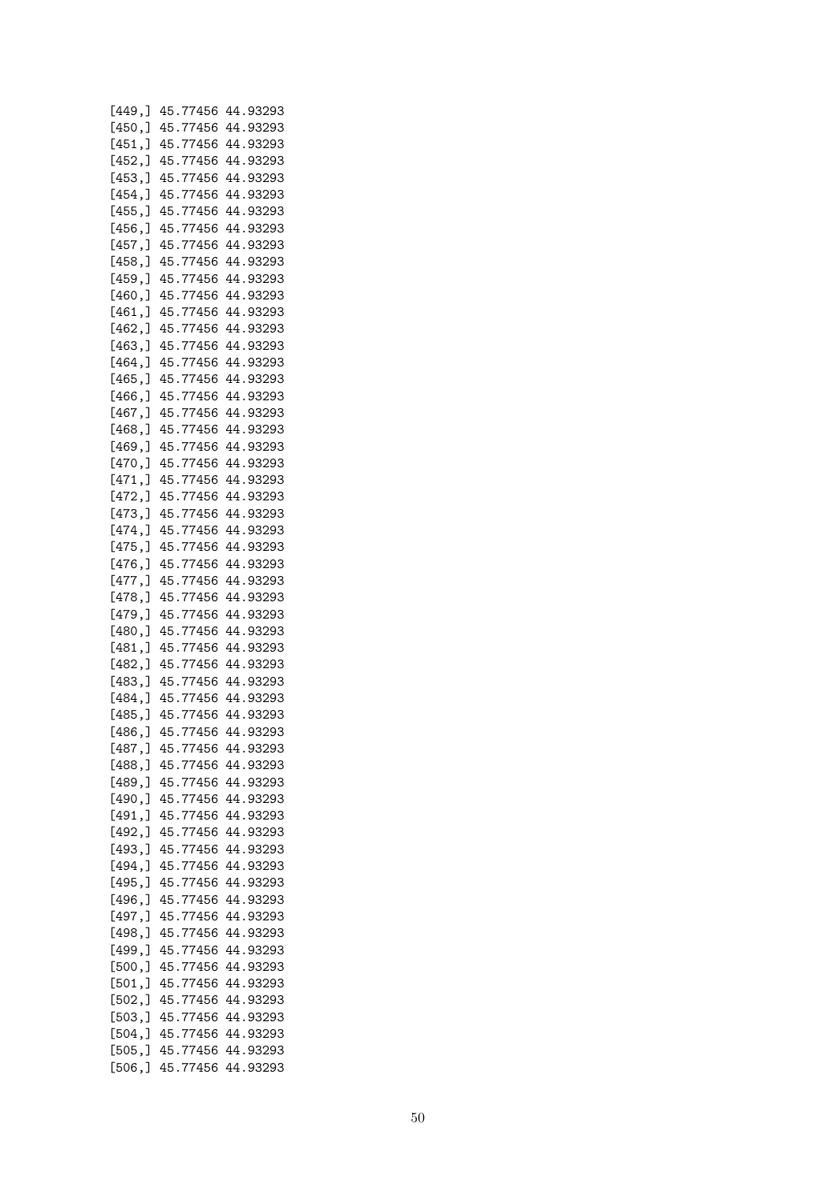```
[449,] 45.77456 44.93293
[450,] 45.77456 44.93293
[451,] 45.77456 44.93293
[452,] 45.77456 44.93293
[453,] 45.77456 44.93293
[454,] 45.77456 44.93293
[455,] 45.77456 44.93293
[456,] 45.77456 44.93293
[457,] 45.77456 44.93293
[458,] 45.77456 44.93293
[459,] 45.77456 44.93293
[460,] 45.77456 44.93293
[461,] 45.77456 44.93293
[462,] 45.77456 44.93293
[463,] 45.77456 44.93293
[464,] 45.77456 44.93293
[465,] 45.77456 44.93293
[466,] 45.77456 44.93293
[467,] 45.77456 44.93293
[468,] 45.77456 44.93293
[469,] 45.77456 44.93293
[470,] 45.77456 44.93293
[471,] 45.77456 44.93293
[472,] 45.77456 44.93293
[473,] 45.77456 44.93293
[474,] 45.77456 44.93293
[475,] 45.77456 44.93293
[476,] 45.77456 44.93293
[477,] 45.77456 44.93293
[478,] 45.77456 44.93293
[479,] 45.77456 44.93293
[480,] 45.77456 44.93293
[481,] 45.77456 44.93293
[482,] 45.77456 44.93293
[483,] 45.77456 44.93293
[484,] 45.77456 44.93293
[485,] 45.77456 44.93293
[486,] 45.77456 44.93293
[487,] 45.77456 44.93293
[488,] 45.77456 44.93293
[489,] 45.77456 44.93293
[490,] 45.77456 44.93293
[491,] 45.77456 44.93293
[492,] 45.77456 44.93293
[493,] 45.77456 44.93293
[494,] 45.77456 44.93293
[495,] 45.77456 44.93293
[496,] 45.77456 44.93293
[497,] 45.77456 44.93293
[498,] 45.77456 44.93293
[499,] 45.77456 44.93293
[500,] 45.77456 44.93293
[501,] 45.77456 44.93293
[502,] 45.77456 44.93293
[503,] 45.77456 44.93293
[504,] 45.77456 44.93293
[505,] 45.77456 44.93293
[506,] 45.77456 44.93293
```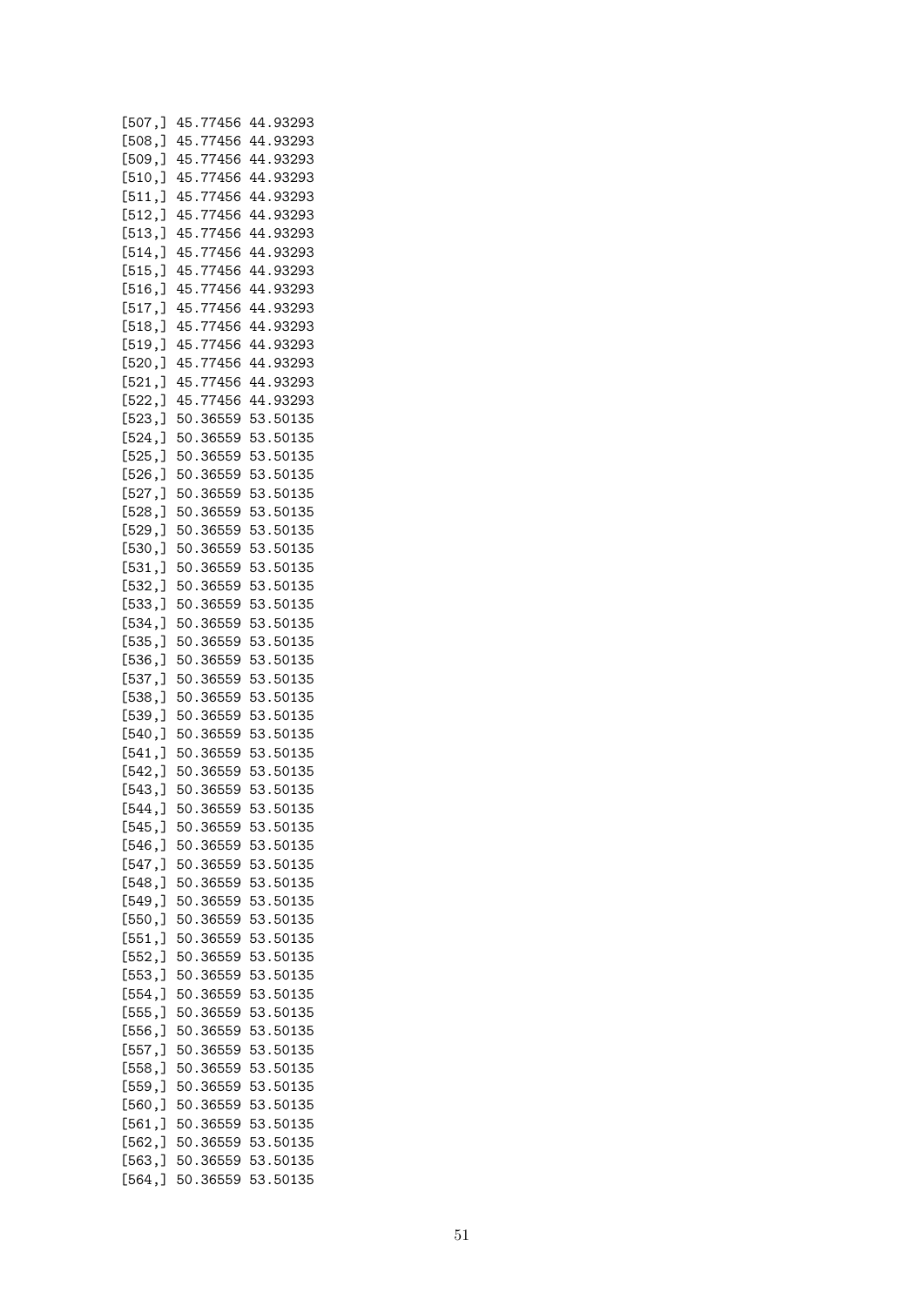```
[507,] 45.77456 44.93293
[508,] 45.77456 44.93293
[509,] 45.77456 44.93293
[510,] 45.77456 44.93293
[511,] 45.77456 44.93293
[512,] 45.77456 44.93293
[513,] 45.77456 44.93293
[514,] 45.77456 44.93293
[515,] 45.77456 44.93293
[516,] 45.77456 44.93293
[517,] 45.77456 44.93293
[518,] 45.77456 44.93293
[519,] 45.77456 44.93293
[520,] 45.77456 44.93293
[521,] 45.77456 44.93293
[522,] 45.77456 44.93293
[523,] 50.36559 53.50135
[524,] 50.36559 53.50135
[525,] 50.36559 53.50135
[526,] 50.36559 53.50135
[527,] 50.36559 53.50135
[528,] 50.36559 53.50135
[529,] 50.36559 53.50135
[530,] 50.36559 53.50135
[531,] 50.36559 53.50135
[532,] 50.36559 53.50135
[533,] 50.36559 53.50135
[534,] 50.36559 53.50135
[535,] 50.36559 53.50135
[536,] 50.36559 53.50135
[537,] 50.36559 53.50135
[538,] 50.36559 53.50135
[539,] 50.36559 53.50135
[540,] 50.36559 53.50135
[541,] 50.36559 53.50135
[542,] 50.36559 53.50135
[543,] 50.36559 53.50135
[544,] 50.36559 53.50135
[545,] 50.36559 53.50135
[546,] 50.36559 53.50135
[547,] 50.36559 53.50135
[548,] 50.36559 53.50135
[549,] 50.36559 53.50135
[550,] 50.36559 53.50135
[551,] 50.36559 53.50135
[552,] 50.36559 53.50135
[553,] 50.36559 53.50135
[554,] 50.36559 53.50135
[555,] 50.36559 53.50135
[556,] 50.36559 53.50135
[557,] 50.36559 53.50135
[558,] 50.36559 53.50135
[559,] 50.36559 53.50135
[560,] 50.36559 53.50135
[561,] 50.36559 53.50135
[562,] 50.36559 53.50135
[563,] 50.36559 53.50135
[564,] 50.36559 53.50135
```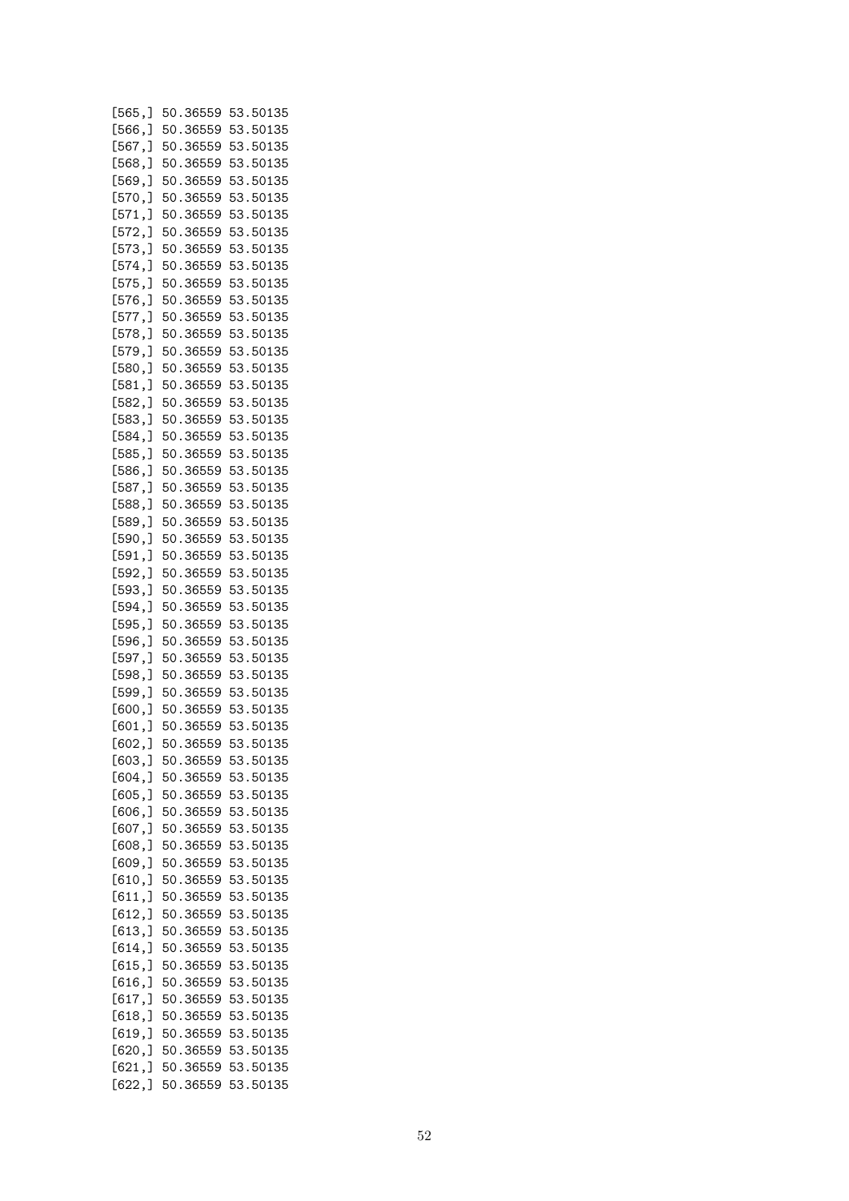```
[565,] 50.36559 53.50135
[566,] 50.36559 53.50135
[567,] 50.36559 53.50135
[568,] 50.36559 53.50135
[569,] 50.36559 53.50135
[570,] 50.36559 53.50135
[571,] 50.36559 53.50135
[572,] 50.36559 53.50135
[573,] 50.36559 53.50135
[574,] 50.36559 53.50135
[575,] 50.36559 53.50135
[576,] 50.36559 53.50135
[577,] 50.36559 53.50135
[578,] 50.36559 53.50135
[579,] 50.36559 53.50135
[580,] 50.36559 53.50135
[581,] 50.36559 53.50135
[582,] 50.36559 53.50135
[583,] 50.36559 53.50135
[584,] 50.36559 53.50135
[585,] 50.36559 53.50135
[586,] 50.36559 53.50135
[587,] 50.36559 53.50135
[588,] 50.36559 53.50135
[589,] 50.36559 53.50135
[590,] 50.36559 53.50135
[591,] 50.36559 53.50135
[592,] 50.36559 53.50135
[593,] 50.36559 53.50135
[594,] 50.36559 53.50135
[595,] 50.36559 53.50135
[596,] 50.36559 53.50135
[597,] 50.36559 53.50135
[598,] 50.36559 53.50135
[599,] 50.36559 53.50135
[600,] 50.36559 53.50135
[601,] 50.36559 53.50135
[602,] 50.36559 53.50135
[603,] 50.36559 53.50135
[604,] 50.36559 53.50135
[605,] 50.36559 53.50135
[606,] 50.36559 53.50135
[607,] 50.36559 53.50135
[608,] 50.36559 53.50135
[609,] 50.36559 53.50135
[610,] 50.36559 53.50135
[611,] 50.36559 53.50135
[612,] 50.36559 53.50135
[613,] 50.36559 53.50135
[614,] 50.36559 53.50135
[615,] 50.36559 53.50135
[616,] 50.36559 53.50135
[617,] 50.36559 53.50135
[618,] 50.36559 53.50135
[619,] 50.36559 53.50135
[620,] 50.36559 53.50135
[621,] 50.36559 53.50135
[622,] 50.36559 53.50135
```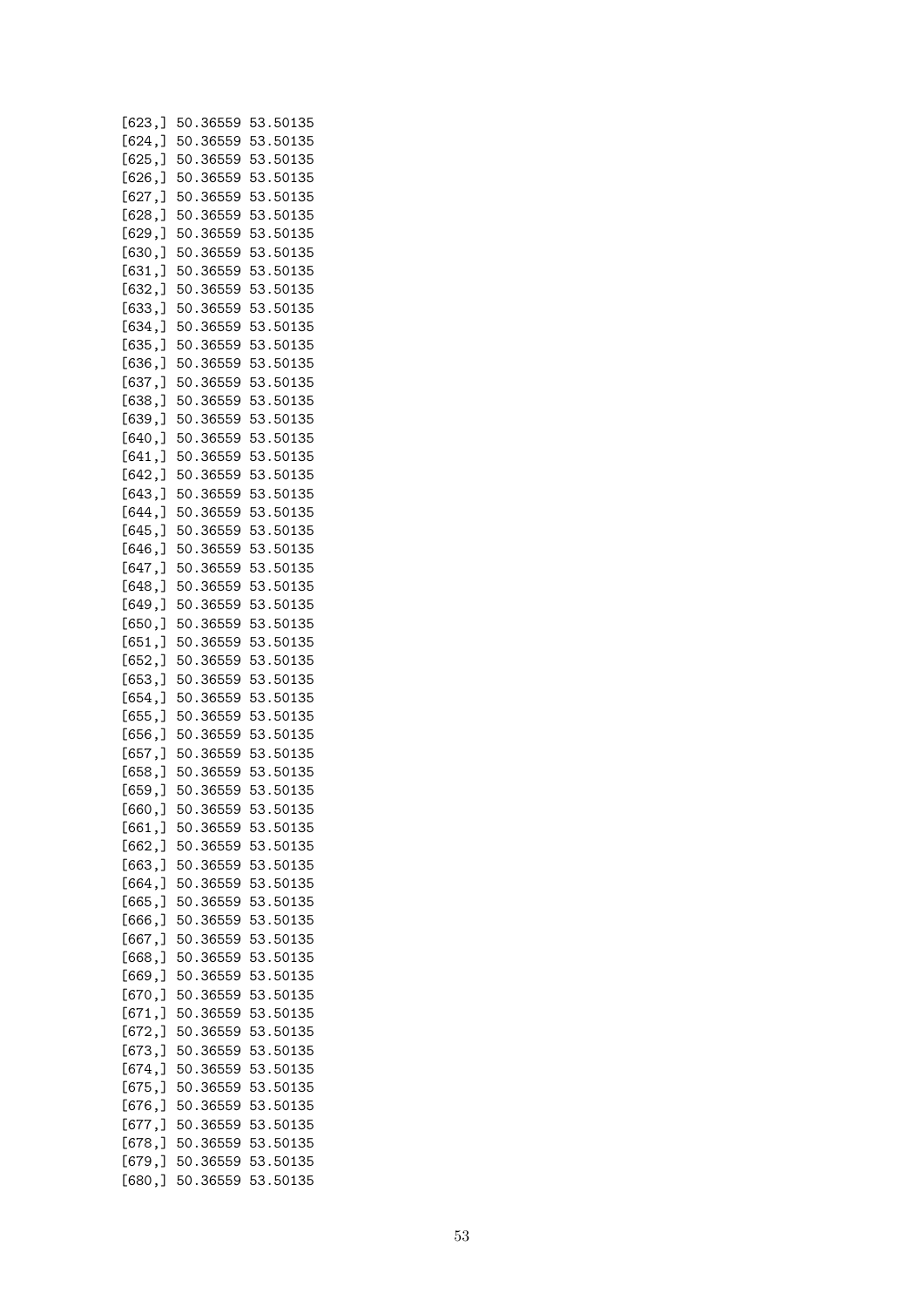```
[623,] 50.36559 53.50135
[624,] 50.36559 53.50135
[625,] 50.36559 53.50135
[626,] 50.36559 53.50135
[627,] 50.36559 53.50135
[628,] 50.36559 53.50135
[629,] 50.36559 53.50135
[630,] 50.36559 53.50135
[631,] 50.36559 53.50135
[632,] 50.36559 53.50135
[633,] 50.36559 53.50135
[634,] 50.36559 53.50135
[635,] 50.36559 53.50135
[636,] 50.36559 53.50135
[637,] 50.36559 53.50135
[638,] 50.36559 53.50135
[639,] 50.36559 53.50135
[640,] 50.36559 53.50135
[641,] 50.36559 53.50135
[642,] 50.36559 53.50135
[643,] 50.36559 53.50135
[644,] 50.36559 53.50135
[645,] 50.36559 53.50135
[646,] 50.36559 53.50135
[647,] 50.36559 53.50135
[648,] 50.36559 53.50135
[649,] 50.36559 53.50135
[650,] 50.36559 53.50135
[651,] 50.36559 53.50135
[652,] 50.36559 53.50135
[653,] 50.36559 53.50135
[654,] 50.36559 53.50135
[655,] 50.36559 53.50135
[656,] 50.36559 53.50135
[657,] 50.36559 53.50135
[658,] 50.36559 53.50135
[659,] 50.36559 53.50135
[660,] 50.36559 53.50135
[661,] 50.36559 53.50135
[662,] 50.36559 53.50135
[663,] 50.36559 53.50135
[664,] 50.36559 53.50135
[665,] 50.36559 53.50135
[666,] 50.36559 53.50135
[667,] 50.36559 53.50135
[668,] 50.36559 53.50135
[669,] 50.36559 53.50135
[670,] 50.36559 53.50135
[671,] 50.36559 53.50135
[672,] 50.36559 53.50135
[673,] 50.36559 53.50135
[674,] 50.36559 53.50135
[675,] 50.36559 53.50135
[676,] 50.36559 53.50135
[677,] 50.36559 53.50135
[678,] 50.36559 53.50135
[679,] 50.36559 53.50135
[680,] 50.36559 53.50135
```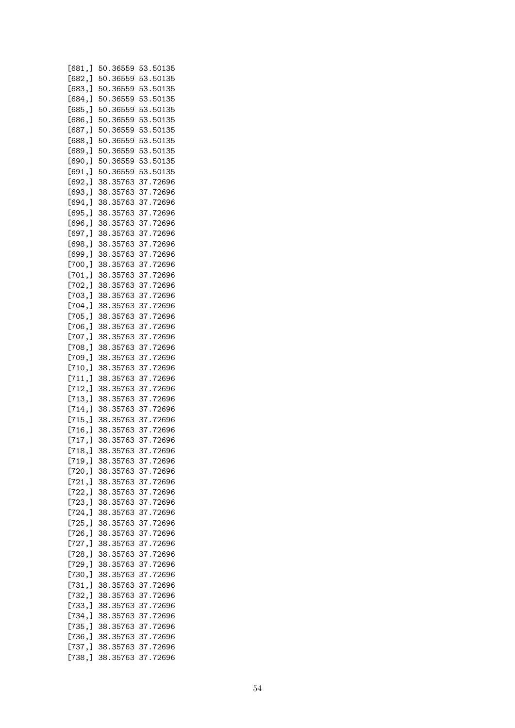```
[681,] 50.36559 53.50135
[682,] 50.36559 53.50135
[683,] 50.36559 53.50135
[684,] 50.36559 53.50135
[685,] 50.36559 53.50135
[686,] 50.36559 53.50135
[687,] 50.36559 53.50135
[688,] 50.36559 53.50135
[689,] 50.36559 53.50135
[690,] 50.36559 53.50135
[691,] 50.36559 53.50135
[692,] 38.35763 37.72696
[693,] 38.35763 37.72696
[694,] 38.35763 37.72696
[695,] 38.35763 37.72696
[696,] 38.35763 37.72696
[697,] 38.35763 37.72696
[698,] 38.35763 37.72696
[699,] 38.35763 37.72696
[700,] 38.35763 37.72696
[701,] 38.35763 37.72696
[702,] 38.35763 37.72696
[703,] 38.35763 37.72696
[704,] 38.35763 37.72696
[705,] 38.35763 37.72696
[706,] 38.35763 37.72696
[707,] 38.35763 37.72696
[708,] 38.35763 37.72696
[709,] 38.35763 37.72696
[710,] 38.35763 37.72696
[711,] 38.35763 37.72696
[712,] 38.35763 37.72696
[713,] 38.35763 37.72696
[714,] 38.35763 37.72696
[715,] 38.35763 37.72696
[716,] 38.35763 37.72696
[717,] 38.35763 37.72696
[718,] 38.35763 37.72696
[719,] 38.35763 37.72696
[720,] 38.35763 37.72696
[721,] 38.35763 37.72696
[722,] 38.35763 37.72696
[723,] 38.35763 37.72696
[724,] 38.35763 37.72696
[725,] 38.35763 37.72696
[726,] 38.35763 37.72696
[727,] 38.35763 37.72696
[728,] 38.35763 37.72696
[729,] 38.35763 37.72696
[730,] 38.35763 37.72696
[731,] 38.35763 37.72696
[732,] 38.35763 37.72696
[733,] 38.35763 37.72696
[734,] 38.35763 37.72696
[735,] 38.35763 37.72696
[736,] 38.35763 37.72696
[737,] 38.35763 37.72696
[738,] 38.35763 37.72696
```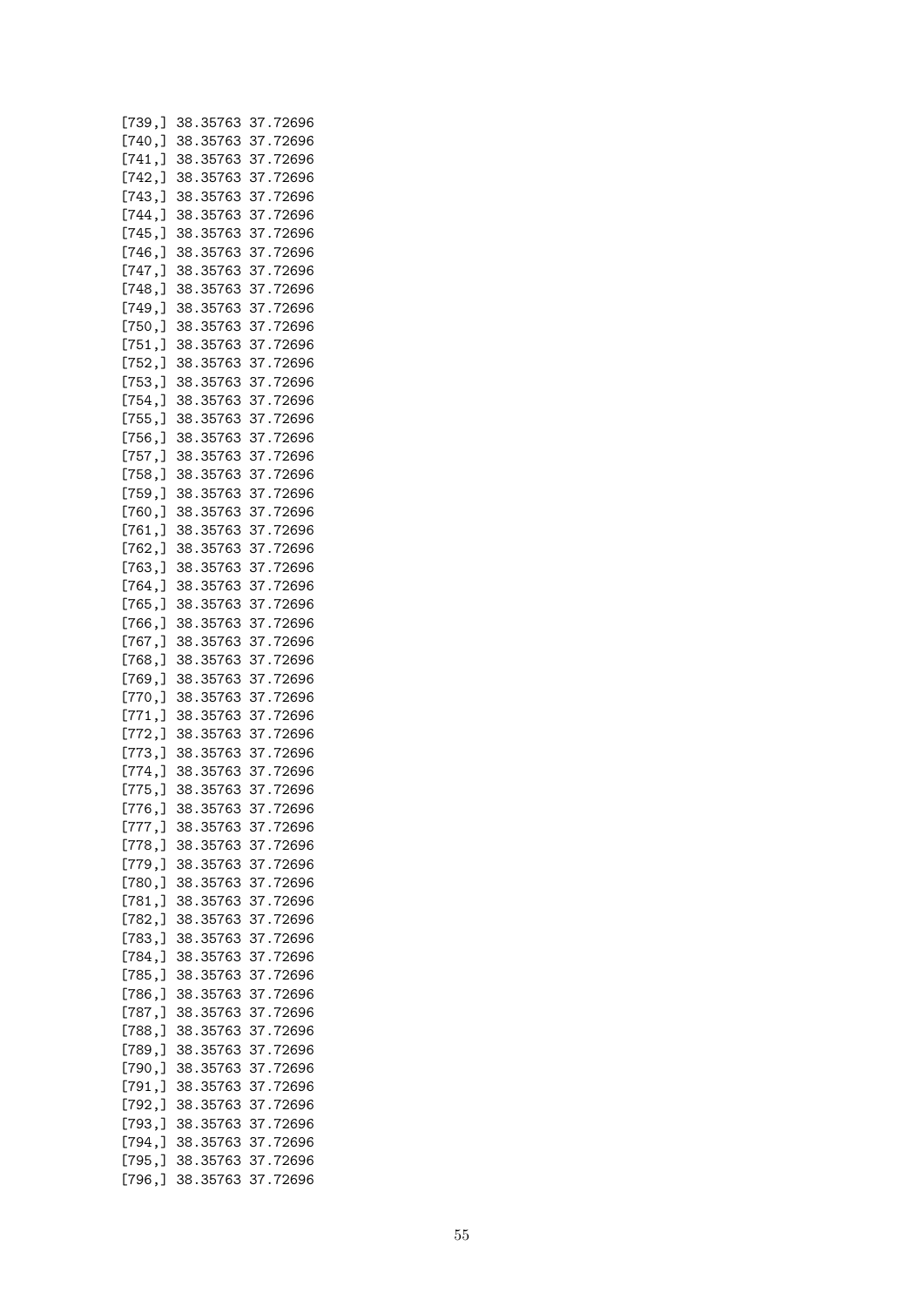```
[739,] 38.35763 37.72696
[740,] 38.35763 37.72696
[741,] 38.35763 37.72696
[742,] 38.35763 37.72696
[743,] 38.35763 37.72696
[744,] 38.35763 37.72696
[745,] 38.35763 37.72696
[746,] 38.35763 37.72696
[747,] 38.35763 37.72696
[748,] 38.35763 37.72696
[749,] 38.35763 37.72696
[750,] 38.35763 37.72696
[751,] 38.35763 37.72696
[752,] 38.35763 37.72696
[753,] 38.35763 37.72696
[754,] 38.35763 37.72696
[755,] 38.35763 37.72696
[756,] 38.35763 37.72696
[757,] 38.35763 37.72696
[758,] 38.35763 37.72696
[759,] 38.35763 37.72696
[760,] 38.35763 37.72696
[761,] 38.35763 37.72696
[762,] 38.35763 37.72696
[763,] 38.35763 37.72696
[764,] 38.35763 37.72696
[765,] 38.35763 37.72696
[766,] 38.35763 37.72696
[767,] 38.35763 37.72696
[768,] 38.35763 37.72696
[769,] 38.35763 37.72696
[770,] 38.35763 37.72696
[771,] 38.35763 37.72696
[772,] 38.35763 37.72696
[773,] 38.35763 37.72696
[774,] 38.35763 37.72696
[775,] 38.35763 37.72696
[776,] 38.35763 37.72696
[777,] 38.35763 37.72696
[778,] 38.35763 37.72696
[779,] 38.35763 37.72696
[780,] 38.35763 37.72696
[781,] 38.35763 37.72696
[782,] 38.35763 37.72696
[783,] 38.35763 37.72696
[784,] 38.35763 37.72696
[785,] 38.35763 37.72696
[786,] 38.35763 37.72696
[787,] 38.35763 37.72696
[788,] 38.35763 37.72696
[789,] 38.35763 37.72696
[790,] 38.35763 37.72696
[791,] 38.35763 37.72696
[792,] 38.35763 37.72696
[793,] 38.35763 37.72696
[794,] 38.35763 37.72696
[795,] 38.35763 37.72696
[796,] 38.35763 37.72696
```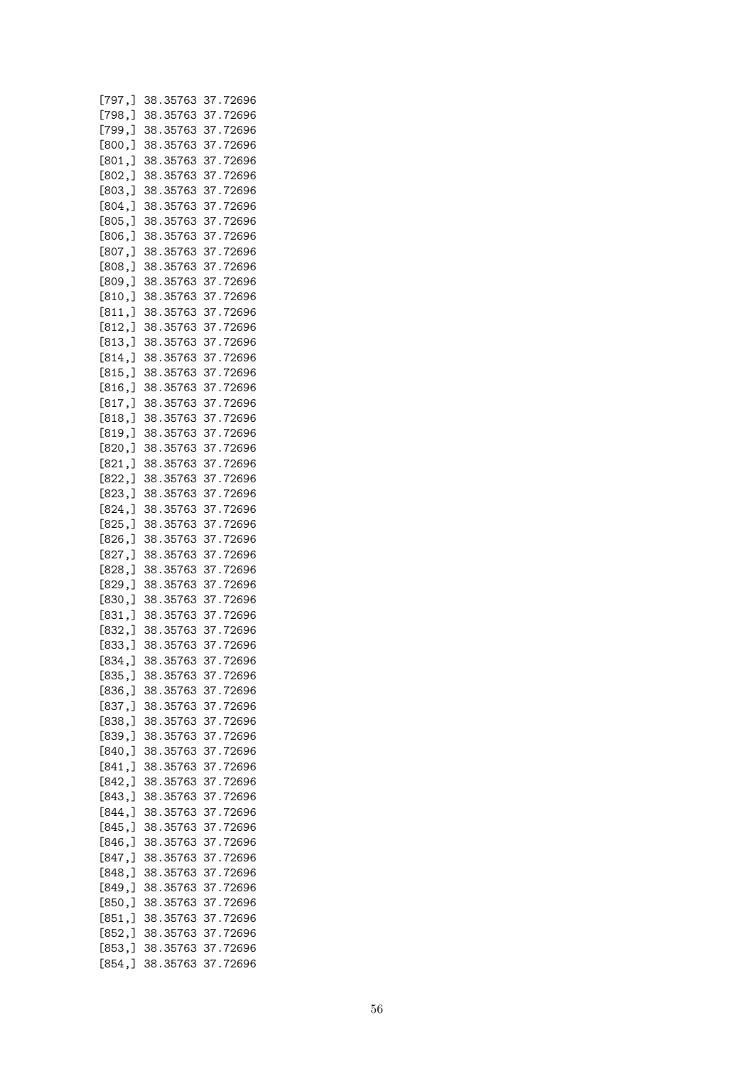```
[797,] 38.35763 37.72696
[798,] 38.35763 37.72696
[799,] 38.35763 37.72696
[800,] 38.35763 37.72696
[801,] 38.35763 37.72696
[802,] 38.35763 37.72696
[803,] 38.35763 37.72696
[804,] 38.35763 37.72696
[805,] 38.35763 37.72696
[806,] 38.35763 37.72696
[807,] 38.35763 37.72696
[808,] 38.35763 37.72696
[809,] 38.35763 37.72696
[810,] 38.35763 37.72696
[811,] 38.35763 37.72696
[812,] 38.35763 37.72696
[813,] 38.35763 37.72696
[814,] 38.35763 37.72696
[815,] 38.35763 37.72696
[816,] 38.35763 37.72696
[817,] 38.35763 37.72696
[818,] 38.35763 37.72696
[819,] 38.35763 37.72696
[820,] 38.35763 37.72696
[821,] 38.35763 37.72696
[822,] 38.35763 37.72696
[823,] 38.35763 37.72696
[824,] 38.35763 37.72696
[825,] 38.35763 37.72696
[826,] 38.35763 37.72696
[827,] 38.35763 37.72696
[828,] 38.35763 37.72696
[829,] 38.35763 37.72696
[830,] 38.35763 37.72696
[831,] 38.35763 37.72696
[832,] 38.35763 37.72696
[833,] 38.35763 37.72696
[834,] 38.35763 37.72696
[835,] 38.35763 37.72696
[836,] 38.35763 37.72696
[837,] 38.35763 37.72696
[838,] 38.35763 37.72696
[839,] 38.35763 37.72696
[840,] 38.35763 37.72696
[841,] 38.35763 37.72696
[842,] 38.35763 37.72696
[843,] 38.35763 37.72696
[844,] 38.35763 37.72696
[845,] 38.35763 37.72696
[846,] 38.35763 37.72696
[847,] 38.35763 37.72696
[848,] 38.35763 37.72696
[849,] 38.35763 37.72696
[850,] 38.35763 37.72696
[851,] 38.35763 37.72696
[852,] 38.35763 37.72696
[853,] 38.35763 37.72696
[854,] 38.35763 37.72696
```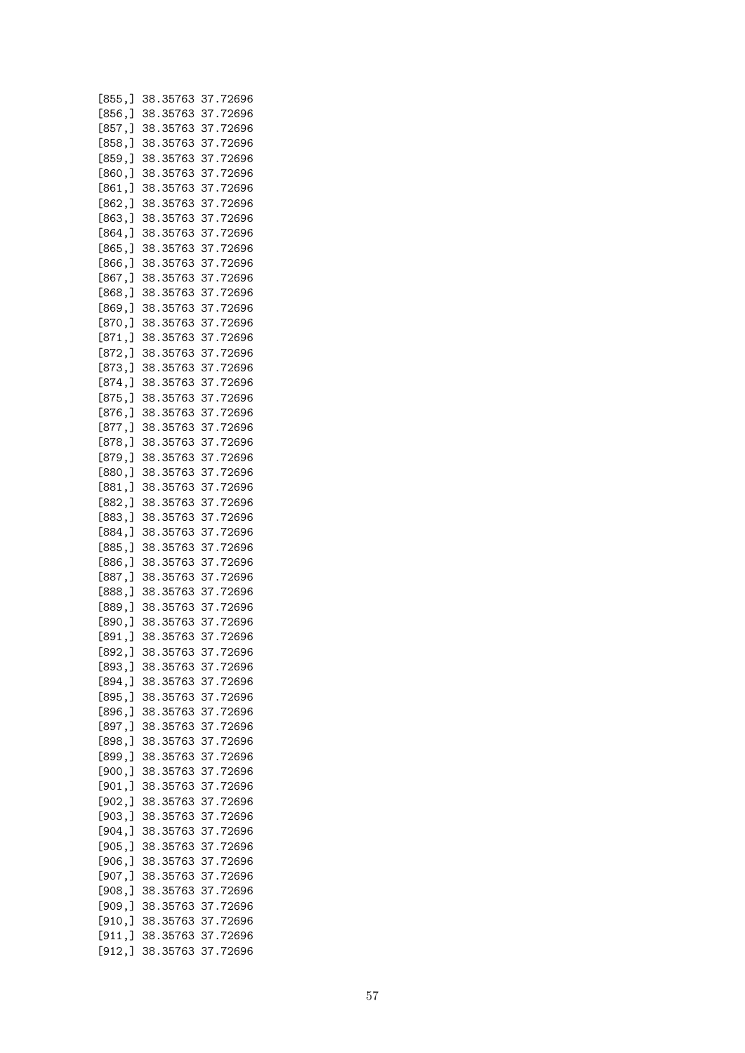```
[855,] 38.35763 37.72696
[856,] 38.35763 37.72696
[857,] 38.35763 37.72696
[858,] 38.35763 37.72696
[859,] 38.35763 37.72696
[860,] 38.35763 37.72696
[861,] 38.35763 37.72696
[862,] 38.35763 37.72696
[863,] 38.35763 37.72696
[864,] 38.35763 37.72696
[865,] 38.35763 37.72696
[866,] 38.35763 37.72696
[867,] 38.35763 37.72696
[868,] 38.35763 37.72696
[869,] 38.35763 37.72696
[870,] 38.35763 37.72696
[871,] 38.35763 37.72696
[872,] 38.35763 37.72696
[873,] 38.35763 37.72696
[874,] 38.35763 37.72696
[875,] 38.35763 37.72696
[876,] 38.35763 37.72696
[877,] 38.35763 37.72696
[878,] 38.35763 37.72696
[879,] 38.35763 37.72696
[880,] 38.35763 37.72696
[881,] 38.35763 37.72696
[882,] 38.35763 37.72696
[883,] 38.35763 37.72696
[884,] 38.35763 37.72696
[885,] 38.35763 37.72696
[886,] 38.35763 37.72696
[887,] 38.35763 37.72696
[888,] 38.35763 37.72696
[889,] 38.35763 37.72696
[890,] 38.35763 37.72696
[891,] 38.35763 37.72696
[892,] 38.35763 37.72696
[893,] 38.35763 37.72696
[894,] 38.35763 37.72696
[895,] 38.35763 37.72696
[896,] 38.35763 37.72696
[897,] 38.35763 37.72696
[898,] 38.35763 37.72696
[899,] 38.35763 37.72696
[900,] 38.35763 37.72696
[901,] 38.35763 37.72696
[902,] 38.35763 37.72696
[903,] 38.35763 37.72696
[904,] 38.35763 37.72696
[905,] 38.35763 37.72696
[906,] 38.35763 37.72696
[907,] 38.35763 37.72696
[908,] 38.35763 37.72696
[909,] 38.35763 37.72696
[910,] 38.35763 37.72696
[911,] 38.35763 37.72696
[912,] 38.35763 37.72696
```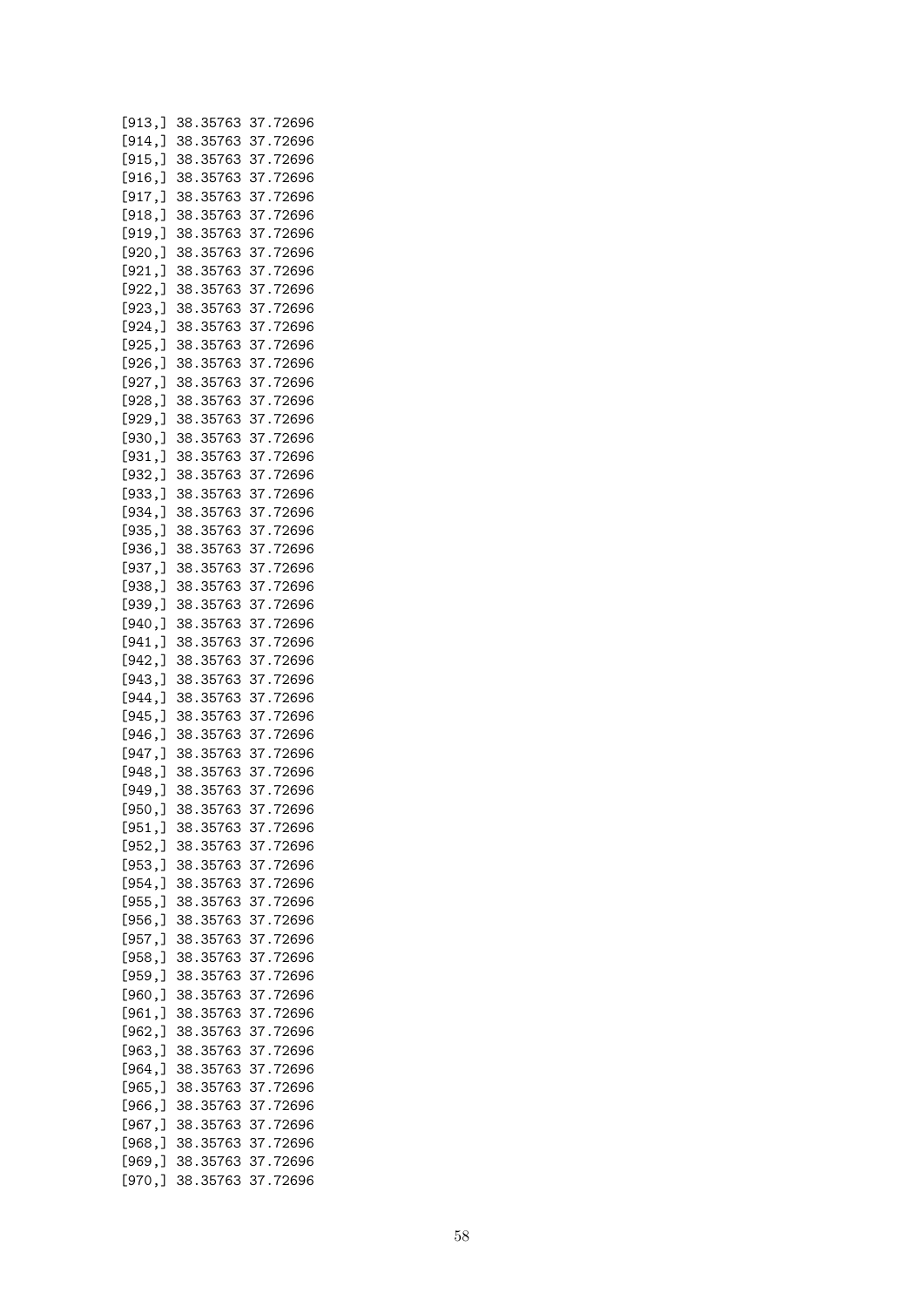```
[913,] 38.35763 37.72696
[914,] 38.35763 37.72696
[915,] 38.35763 37.72696
[916,] 38.35763 37.72696
[917,] 38.35763 37.72696
[918,] 38.35763 37.72696
[919,] 38.35763 37.72696
[920,] 38.35763 37.72696
[921,] 38.35763 37.72696
[922,] 38.35763 37.72696
[923,] 38.35763 37.72696
[924,] 38.35763 37.72696
[925,] 38.35763 37.72696
[926,] 38.35763 37.72696
[927,] 38.35763 37.72696
[928,] 38.35763 37.72696
[929,] 38.35763 37.72696
[930,] 38.35763 37.72696
[931,] 38.35763 37.72696
[932,] 38.35763 37.72696
[933,] 38.35763 37.72696
[934,] 38.35763 37.72696
[935,] 38.35763 37.72696
[936,] 38.35763 37.72696
[937,] 38.35763 37.72696
[938,] 38.35763 37.72696
[939,] 38.35763 37.72696
[940,] 38.35763 37.72696
[941,] 38.35763 37.72696
[942,] 38.35763 37.72696
[943,] 38.35763 37.72696
[944,] 38.35763 37.72696
[945,] 38.35763 37.72696
[946,] 38.35763 37.72696
[947,] 38.35763 37.72696
[948,] 38.35763 37.72696
[949,] 38.35763 37.72696
[950,] 38.35763 37.72696
[951,] 38.35763 37.72696
[952,] 38.35763 37.72696
[953,] 38.35763 37.72696
[954,] 38.35763 37.72696
[955,] 38.35763 37.72696
[956,] 38.35763 37.72696
[957,] 38.35763 37.72696
[958,] 38.35763 37.72696
[959,] 38.35763 37.72696
[960,] 38.35763 37.72696
[961,] 38.35763 37.72696
[962,] 38.35763 37.72696
[963,] 38.35763 37.72696
[964,] 38.35763 37.72696
[965,] 38.35763 37.72696
[966,] 38.35763 37.72696
[967,] 38.35763 37.72696
[968,] 38.35763 37.72696
[969,] 38.35763 37.72696
[970,] 38.35763 37.72696
```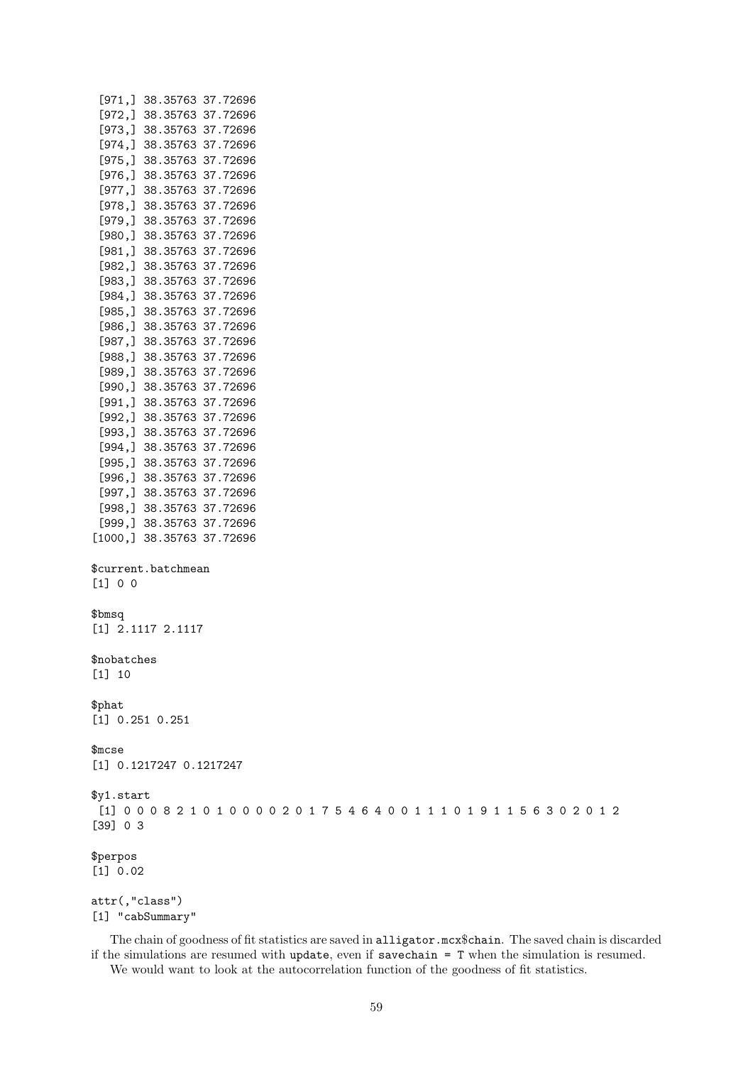```
 [971,] 38.35763 37.72696
 [972,] 38.35763 37.72696
 [973,] 38.35763 37.72696
 [974,] 38.35763 37.72696
 [975,] 38.35763 37.72696
 [976,] 38.35763 37.72696
 [977,] 38.35763 37.72696
 [978,] 38.35763 37.72696
 [979,] 38.35763 37.72696
 [980,] 38.35763 37.72696
 [981,] 38.35763 37.72696
 [982,] 38.35763 37.72696
 [983,] 38.35763 37.72696
 [984,] 38.35763 37.72696
 [985,] 38.35763 37.72696
 [986,] 38.35763 37.72696
 [987,] 38.35763 37.72696
 [988,] 38.35763 37.72696
 [989,] 38.35763 37.72696
 [990,] 38.35763 37.72696
 [991,] 38.35763 37.72696
 [992,] 38.35763 37.72696
 [993,] 38.35763 37.72696
 [994,] 38.35763 37.72696
 [995,] 38.35763 37.72696
 [996,] 38.35763 37.72696
 [997,] 38.35763 37.72696
 [998,] 38.35763 37.72696
 [999,] 38.35763 37.72696
[1000,] 38.35763 37.72696

$current.batchmean
[1] 0 0

$bmsq
[1] 2.1117 2.1117

$nobatches
[1] 10

$phat
[1] 0.251 0.251

$mcse
[1] 0.1217247 0.1217247

$y1.start
 [1] 0 0 0 8 2 1 0 1 0 0 0 0 2 0 1 7 5 4 6 4 0 0 1 1 1 0 1 9 1 1 5 6 3 0 2 0 1 2
[39] 0 3

$perpos
[1] 0.02

attr(,"class")
[1] "cabSummary"
```

The chain of goodness of fit statistics are saved in `alligator.mcx$chain`. The saved chain is discarded if the simulations are resumed with `update`, even if `savechain = T` when the simulation is resumed.

We would want to look at the autocorrelation function of the goodness of fit statistics.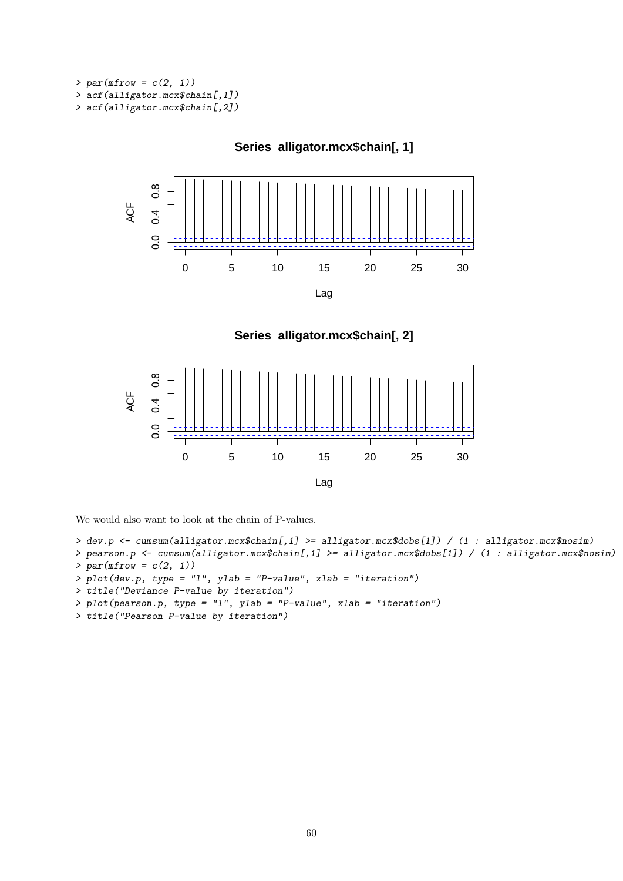```
> par(mfrow = c(2, 1))
> acf(alligator.mcx$chain[,1])
> acf(alligator.mcx$chain[,2])
```

We would also want to look at the chain of P-values.

```
> dev.p <- cumsum(alligator.mcx$chain[,1] >= alligator.mcx$dobs[1]) / (1 : alligator.mcx$nosim)
> pearson.p <- cumsum(alligator.mcx$chain[,1] >= alligator.mcx$dobs[1]) / (1 : alligator.mcx$nosim)
> par(mfrow = c(2, 1))
> plot(dev.p, type = "l", ylab = "P-value", xlab = "iteration")
> title("Deviance P-value by iteration")
> plot(pearson.p, type = "l", ylab = "P-value", xlab = "iteration")
> title("Pearson P-value by iteration")
```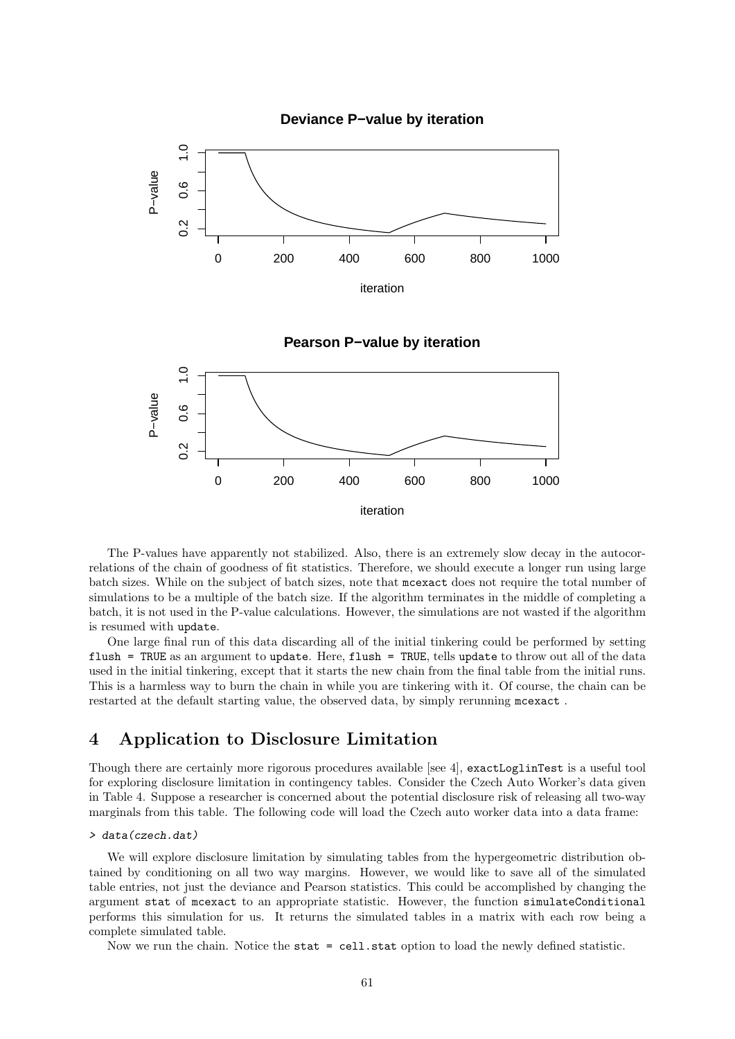The P-values have apparently not stabilized. Also, there is an extremely slow decay in the autocorrelations of the chain of goodness of fit statistics. Therefore, we should execute a longer run using large batch sizes. While on the subject of batch sizes, note that `mcexact` does not require the total number of simulations to be a multiple of the batch size. If the algorithm terminates in the middle of completing a batch, it is not used in the P-value calculations. However, the simulations are not wasted if the algorithm is resumed with `update`.

One large final run of this data discarding all of the initial tinkering could be performed by setting `flush = TRUE` as an argument to `update`. Here, `flush = TRUE`, tells `update` to throw out all of the data used in the initial tinkering, except that it starts the new chain from the final table from the initial runs. This is a harmless way to burn the chain in while you are tinkering with it. Of course, the chain can be restarted at the default starting value, the observed data, by simply rerunning `mcexact` .

## 4 Application to Disclosure Limitation

Though there are certainly more rigorous procedures available [see 4], `exactLoglinTest` is a useful tool for exploring disclosure limitation in contingency tables. Consider the Czech Auto Worker's data given in Table 4. Suppose a researcher is concerned about the potential disclosure risk of releasing all two-way marginals from this table. The following code will load the Czech auto worker data into a data frame:

```
> data(czech.dat)
```

We will explore disclosure limitation by simulating tables from the hypergeometric distribution obtained by conditioning on all two way margins. However, we would like to save all of the simulated table entries, not just the deviance and Pearson statistics. This could be accomplished by changing the argument `stat` of `mcexact` to an appropriate statistic. However, the function `simulateConditional` performs this simulation for us. It returns the simulated tables in a matrix with each row being a complete simulated table.

Now we run the chain. Notice the `stat = cell.stat` option to load the newly defined statistic.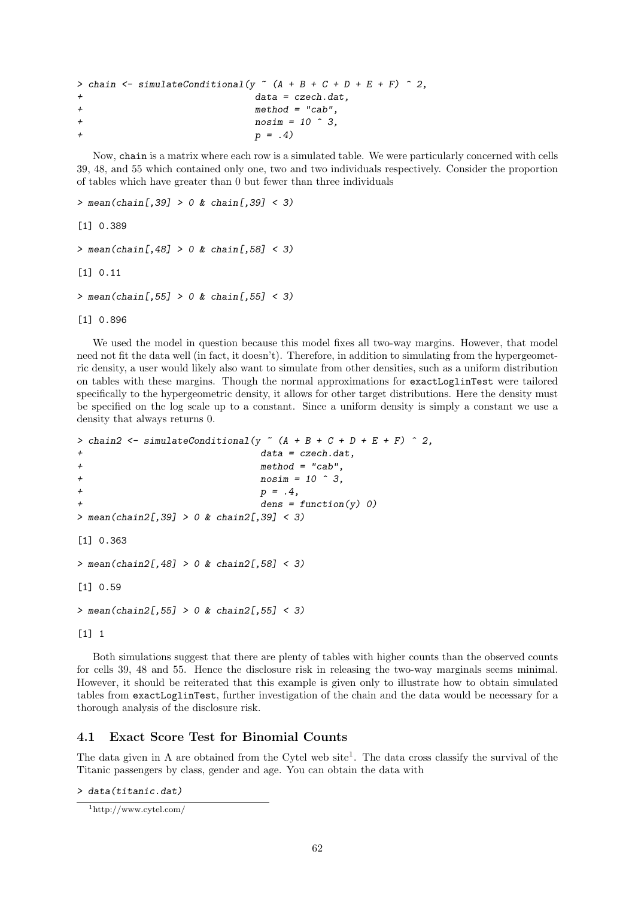```
> chain <- simulateConditional(y ~ (A + B + C + D + E + F) ^ 2,
+                              data = czech.dat,
+                              method = "cab",
+                              nosim = 10 ^ 3,
+                              p = .4)
```

Now, chain is a matrix where each row is a simulated table. We were particularly concerned with cells 39, 48, and 55 which contained only one, two and two individuals respectively. Consider the proportion of tables which have greater than 0 but fewer than three individuals

```
> mean(chain[,39] > 0 & chain[,39] < 3)

[1] 0.389

> mean(chain[,48] > 0 & chain[,58] < 3)

[1] 0.11

> mean(chain[,55] > 0 & chain[,55] < 3)

[1] 0.896
```

We used the model in question because this model fixes all two-way margins. However, that model need not fit the data well (in fact, it doesn't). Therefore, in addition to simulating from the hypergeometric density, a user would likely also want to simulate from other densities, such as a uniform distribution on tables with these margins. Though the normal approximations for exactLoglinTest were tailored specifically to the hypergeometric density, it allows for other target distributions. Here the density must be specified on the log scale up to a constant. Since a uniform density is simply a constant we use a density that always returns 0.

```
> chain2 <- simulateConditional(y ~ (A + B + C + D + E + F) ^ 2,
+                               data = czech.dat,
+                               method = "cab",
+                               nosim = 10 ^ 3,
+                               p = .4,
+                               dens = function(y) 0)
> mean(chain2[,39] > 0 & chain2[,39] < 3)

[1] 0.363

> mean(chain2[,48] > 0 & chain2[,58] < 3)

[1] 0.59

> mean(chain2[,55] > 0 & chain2[,55] < 3)

[1] 1
```

Both simulations suggest that there are plenty of tables with higher counts than the observed counts for cells 39, 48 and 55. Hence the disclosure risk in releasing the two-way marginals seems minimal. However, it should be reiterated that this example is given only to illustrate how to obtain simulated tables from exactLoglinTest, further investigation of the chain and the data would be necessary for a thorough analysis of the disclosure risk.

### 4.1 Exact Score Test for Binomial Counts

The data given in A are obtained from the Cytel web site[1]. The data cross classify the survival of the Titanic passengers by class, gender and age. You can obtain the data with

```
> data(titanic.dat)
```

[1] http://www.cytel.com/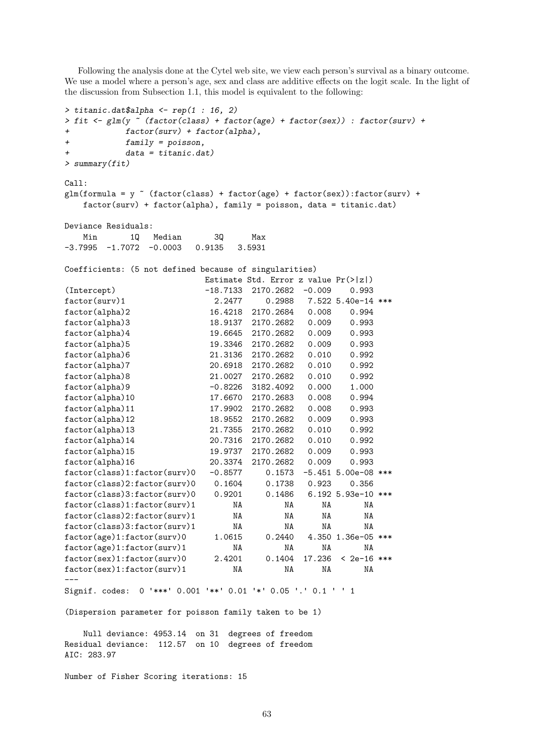Following the analysis done at the Cytel web site, we view each person's survival as a binary outcome. We use a model where a person's age, sex and class are additive effects on the logit scale. In the light of the discussion from Subsection 1.1, this model is equivalent to the following:

```
> titanic.dat$alpha <- rep(1 : 16, 2)
> fit <- glm(y ~ (factor(class) + factor(age) + factor(sex)) : factor(surv) +
+            factor(surv) + factor(alpha),
+            family = poisson,
+            data = titanic.dat)
> summary(fit)

Call:
glm(formula = y ~ (factor(class) + factor(age) + factor(sex)):factor(surv) +
    factor(surv) + factor(alpha), family = poisson, data = titanic.dat)

Deviance Residuals:
    Min       1Q   Median       3Q      Max
-3.7995  -1.7072  -0.0003   0.9135   3.5931

Coefficients: (5 not defined because of singularities)
                            Estimate Std. Error z value Pr(>|z|)
(Intercept)                 -18.7133  2170.2682  -0.009    0.993
factor(surv)1                 2.2477     0.2988   7.522 5.40e-14 ***
factor(alpha)2               16.4218  2170.2684   0.008    0.994
factor(alpha)3               18.9137  2170.2682   0.009    0.993
factor(alpha)4               19.6645  2170.2682   0.009    0.993
factor(alpha)5               19.3346  2170.2682   0.009    0.993
factor(alpha)6               21.3136  2170.2682   0.010    0.992
factor(alpha)7               20.6918  2170.2682   0.010    0.992
factor(alpha)8               21.0027  2170.2682   0.010    0.992
factor(alpha)9               -0.8226  3182.4092   0.000    1.000
factor(alpha)10              17.6670  2170.2683   0.008    0.994
factor(alpha)11              17.9902  2170.2682   0.008    0.993
factor(alpha)12              18.9552  2170.2682   0.009    0.993
factor(alpha)13              21.7355  2170.2682   0.010    0.992
factor(alpha)14              20.7316  2170.2682   0.010    0.992
factor(alpha)15              19.9737  2170.2682   0.009    0.993
factor(alpha)16              20.3374  2170.2682   0.009    0.993
factor(class)1:factor(surv)0  -0.8577     0.1573  -5.451 5.00e-08 ***
factor(class)2:factor(surv)0   0.1604     0.1738   0.923    0.356
factor(class)3:factor(surv)0   0.9201     0.1486   6.192 5.93e-10 ***
factor(class)1:factor(surv)1       NA         NA      NA       NA
factor(class)2:factor(surv)1       NA         NA      NA       NA
factor(class)3:factor(surv)1       NA         NA      NA       NA
factor(age)1:factor(surv)0     1.0615     0.2440   4.350 1.36e-05 ***
factor(age)1:factor(surv)1         NA         NA      NA       NA
factor(sex)1:factor(surv)0     2.4201     0.1404  17.236  < 2e-16 ***
factor(sex)1:factor(surv)1         NA         NA      NA       NA
---
Signif. codes:  0 '***' 0.001 '**' 0.01 '*' 0.05 '.' 0.1 ' ' 1

(Dispersion parameter for poisson family taken to be 1)

    Null deviance: 4953.14  on 31  degrees of freedom
Residual deviance:  112.57  on 10  degrees of freedom
AIC: 283.97

Number of Fisher Scoring iterations: 15
```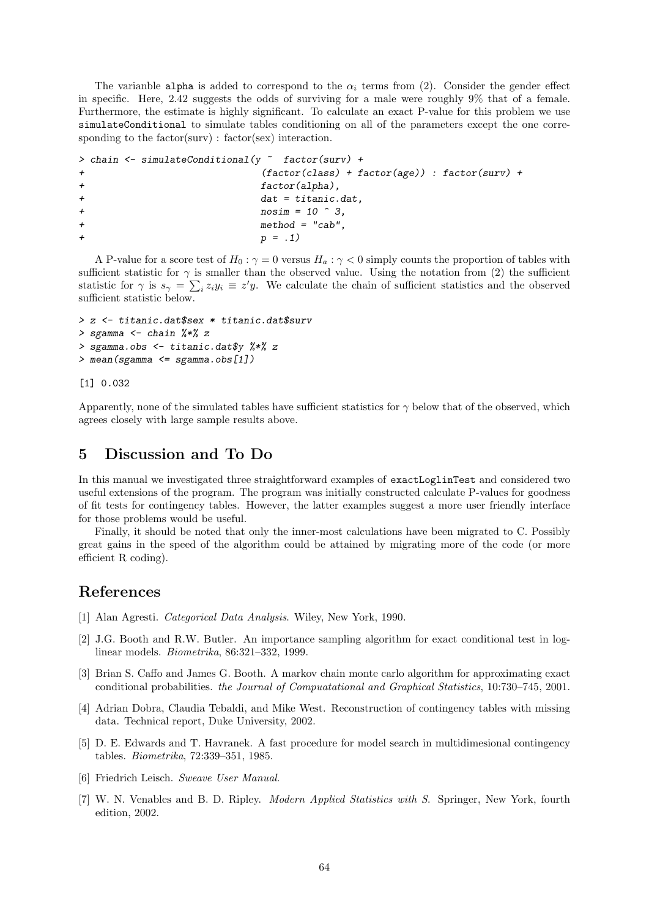The varianble alpha is added to correspond to the $\alpha_i$ terms from (2). Consider the gender effect in specific. Here, 2.42 suggests the odds of surviving for a male were roughly 9% that of a female. Furthermore, the estimate is highly significant. To calculate an exact P-value for this problem we use simulateConditional to simulate tables conditioning on all of the parameters except the one corresponding to the factor(surv) : factor(sex) interaction.

```
> chain <- simulateConditional(y ~  factor(surv) +
+                              (factor(class) + factor(age)) : factor(surv) +
+                              factor(alpha),
+                              dat = titanic.dat,
+                              nosim = 10 ^ 3,
+                              method = "cab",
+                              p = .1)
```

A P-value for a score test of $H_0 : \gamma = 0$ versus $H_a : \gamma < 0$ simply counts the proportion of tables with sufficient statistic for $\gamma$ is smaller than the observed value. Using the notation from (2) the sufficient statistic for $\gamma$ is $s_\gamma = \sum_i z_i y_i \equiv z'y$. We calculate the chain of sufficient statistics and the observed sufficient statistic below.

```
> z <- titanic.dat$sex * titanic.dat$surv
> sgamma <- chain %*% z
> sgamma.obs <- titanic.dat$y %*% z
> mean(sgamma <= sgamma.obs[1])

[1] 0.032
```

Apparently, none of the simulated tables have sufficient statistics for $\gamma$ below that of the observed, which agrees closely with large sample results above.

## 5 Discussion and To Do

In this manual we investigated three straightforward examples of exactLoglinTest and considered two useful extensions of the program. The program was initially constructed calculate P-values for goodness of fit tests for contingency tables. However, the latter examples suggest a more user friendly interface for those problems would be useful.

Finally, it should be noted that only the inner-most calculations have been migrated to C. Possibly great gains in the speed of the algorithm could be attained by migrating more of the code (or more efficient R coding).

## References

[1] Alan Agresti. *Categorical Data Analysis*. Wiley, New York, 1990.

[2] J.G. Booth and R.W. Butler. An importance sampling algorithm for exact conditional test in log-linear models. *Biometrika*, 86:321–332, 1999.

[3] Brian S. Caffo and James G. Booth. A markov chain monte carlo algorithm for approximating exact conditional probabilities. *the Journal of Compuatational and Graphical Statistics*, 10:730–745, 2001.

[4] Adrian Dobra, Claudia Tebaldi, and Mike West. Reconstruction of contingency tables with missing data. Technical report, Duke University, 2002.

[5] D. E. Edwards and T. Havranek. A fast procedure for model search in multidimesional contingency tables. *Biometrika*, 72:339–351, 1985.

[6] Friedrich Leisch. *Sweave User Manual*.

[7] W. N. Venables and B. D. Ripley. *Modern Applied Statistics with S*. Springer, New York, fourth edition, 2002.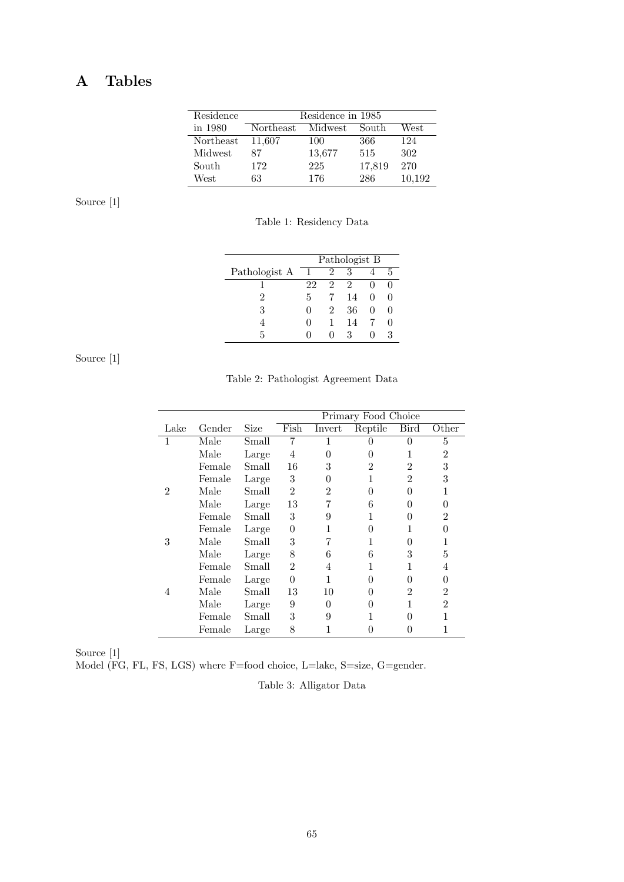# A Tables

| Residence in 1980 | Residence in 1985 | | | |
|---|---|---|---|---|
| | Northeast | Midwest | South | West |
| Northeast | 11,607 | 100 | 366 | 124 |
| Midwest | 87 | 13,677 | 515 | 302 |
| South | 172 | 225 | 17,819 | 270 |
| West | 63 | 176 | 286 | 10,192 |

Source [1]

Table 1: Residency Data

| | Pathologist B | | | | |
|---|---|---|---|---|---|
| Pathologist A | 1 | 2 | 3 | 4 | 5 |
| 1 | 22 | 2 | 2 | 0 | 0 |
| 2 | 5 | 7 | 14 | 0 | 0 |
| 3 | 0 | 2 | 36 | 0 | 0 |
| 4 | 0 | 1 | 14 | 7 | 0 |
| 5 | 0 | 0 | 3 | 0 | 3 |

Source [1]

Table 2: Pathologist Agreement Data

| | | | Primary Food Choice | | | | |
|---|---|---|---|---|---|---|---|
| Lake | Gender | Size | Fish | Invert | Reptile | Bird | Other |
| 1 | Male | Small | 7 | 1 | 0 | 0 | 5 |
| | Male | Large | 4 | 0 | 0 | 1 | 2 |
| | Female | Small | 16 | 3 | 2 | 2 | 3 |
| | Female | Large | 3 | 0 | 1 | 2 | 3 |
| 2 | Male | Small | 2 | 2 | 0 | 0 | 1 |
| | Male | Large | 13 | 7 | 6 | 0 | 0 |
| | Female | Small | 3 | 9 | 1 | 0 | 2 |
| | Female | Large | 0 | 1 | 0 | 1 | 0 |
| 3 | Male | Small | 3 | 7 | 1 | 0 | 1 |
| | Male | Large | 8 | 6 | 6 | 3 | 5 |
| | Female | Small | 2 | 4 | 1 | 1 | 4 |
| | Female | Large | 0 | 1 | 0 | 0 | 0 |
| 4 | Male | Small | 13 | 10 | 0 | 2 | 2 |
| | Male | Large | 9 | 0 | 0 | 1 | 2 |
| | Female | Small | 3 | 9 | 1 | 0 | 1 |
| | Female | Large | 8 | 1 | 0 | 0 | 1 |

Source [1]

Model (FG, FL, FS, LGS) where F=food choice, L=lake, S=size, G=gender.

Table 3: Alligator Data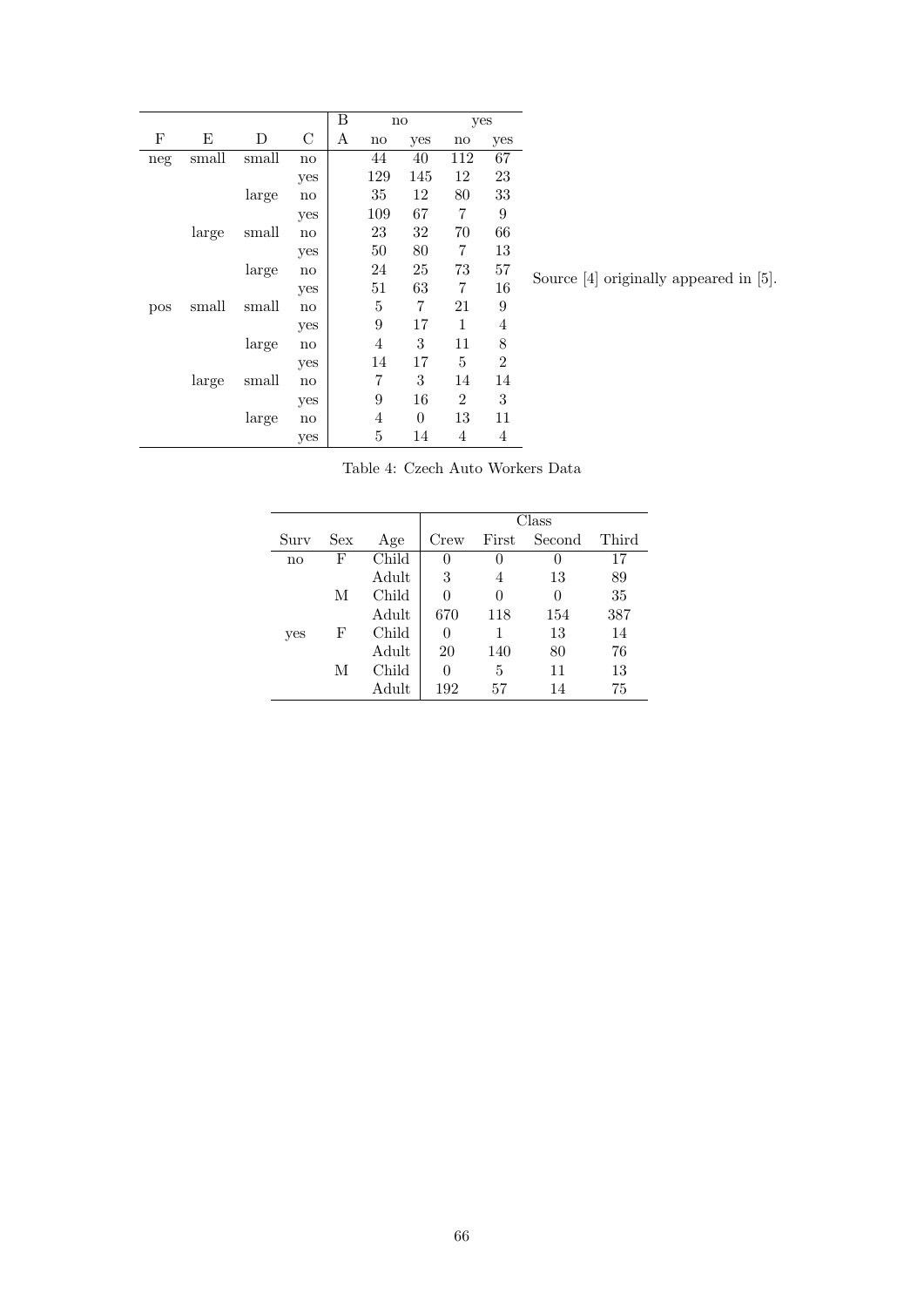| | | | | B | no | | yes | |
|---|---|---|---|---|---|---|---|---|
| F | E | D | C | A | no | yes | no | yes |
| neg | small | small | no | | 44 | 40 | 112 | 67 |
| | | | yes | | 129 | 145 | 12 | 23 |
| | | large | no | | 35 | 12 | 80 | 33 |
| | | | yes | | 109 | 67 | 7 | 9 |
| | large | small | no | | 23 | 32 | 70 | 66 |
| | | | yes | | 50 | 80 | 7 | 13 |
| | | large | no | | 24 | 25 | 73 | 57 |
| | | | yes | | 51 | 63 | 7 | 16 |
| pos | small | small | no | | 5 | 7 | 21 | 9 |
| | | | yes | | 9 | 17 | 1 | 4 |
| | | large | no | | 4 | 3 | 11 | 8 |
| | | | yes | | 14 | 17 | 5 | 2 |
| | large | small | no | | 7 | 3 | 14 | 14 |
| | | | yes | | 9 | 16 | 2 | 3 |
| | | large | no | | 4 | 0 | 13 | 11 |
| | | | yes | | 5 | 14 | 4 | 4 |

Source [4] originally appeared in [5].

Table 4: Czech Auto Workers Data

| | | | Class | | | |
|---|---|---|---|---|---|---|
| Surv | Sex | Age | Crew | First | Second | Third |
| no | F | Child | 0 | 0 | 0 | 17 |
| | | Adult | 3 | 4 | 13 | 89 |
| | M | Child | 0 | 0 | 0 | 35 |
| | | Adult | 670 | 118 | 154 | 387 |
| yes | F | Child | 0 | 1 | 13 | 14 |
| | | Adult | 20 | 140 | 80 | 76 |
| | M | Child | 0 | 5 | 11 | 13 |
| | | Adult | 192 | 57 | 14 | 75 |